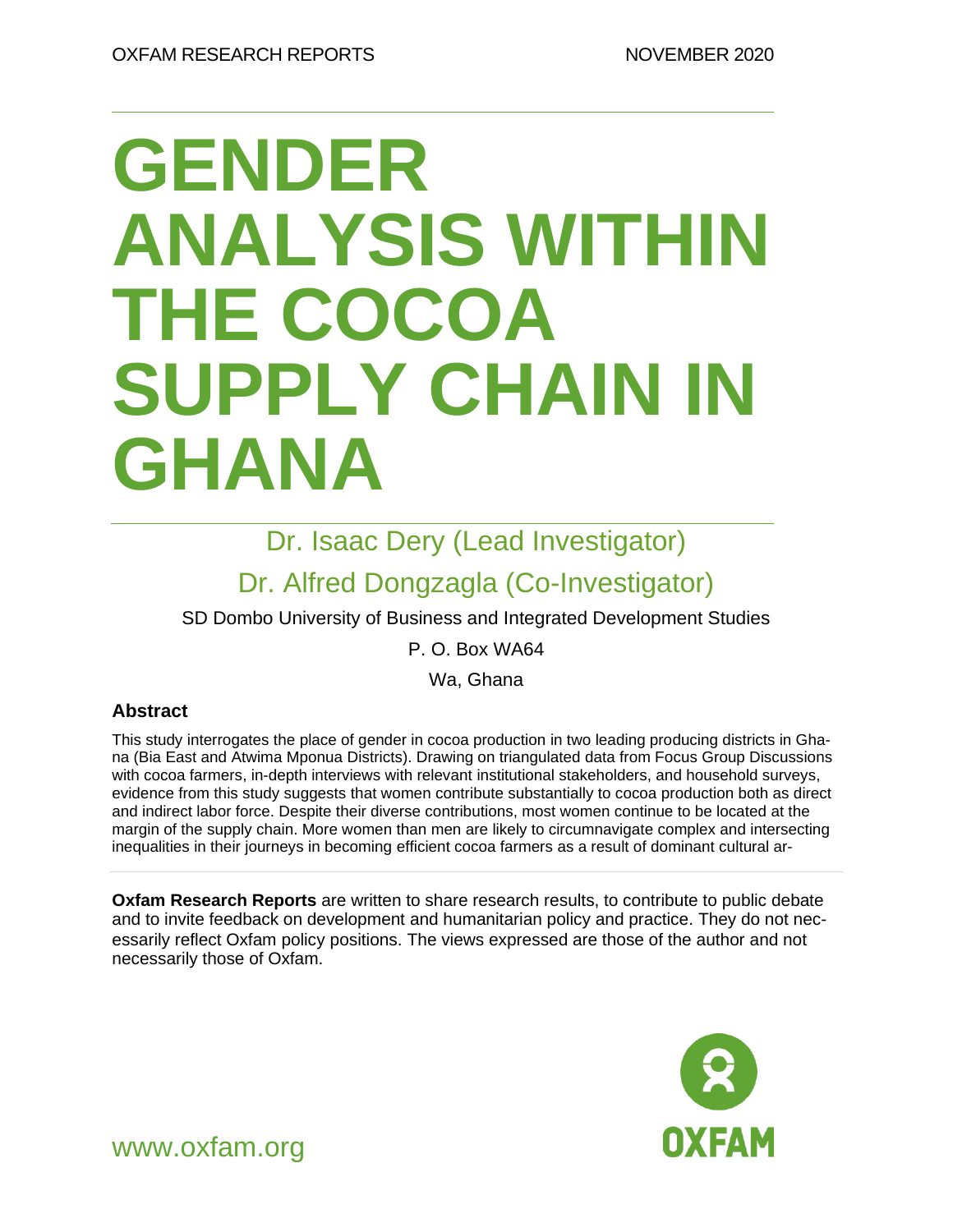OXFAM RESEARCH REPORTS NOVEMBER 2020

# GENDER ANALYSIS WITHIN THE COCOA SUPPLY CHAIN IN GHANA

Dr. Isaac Dery (Lead Investigator)

Dr. Alfred Dongzagla (Co-Investigator)

SD Dombo University of Business and Integrated Development Studies

P. O. Box WA64

Wa, Ghana

### Abstract

This study interrogates the place of gender in cocoa production in two leading producing districts in Ghana (Bia East and Atwima Mponua Districts). Drawing on triangulated data from Focus Group Discussions with cocoa farmers, in-depth interviews with relevant institutional stakeholders, and household surveys, evidence from this study suggests that women contribute substantially to cocoa production both as direct and indirect labor force. Despite their diverse contributions, most women continue to be located at the margin of the supply chain. More women than men are likely to circumnavigate complex and intersecting inequalities in their journeys in becoming efficient cocoa farmers as a result of dominant cultural ar-

**Oxfam Research Reports** are written to share research results, to contribute to public debate and to invite feedback on development and humanitarian policy and practice. They do not necessarily reflect Oxfam policy positions. The views expressed are those of the author and not necessarily those of Oxfam.

www.oxfam.org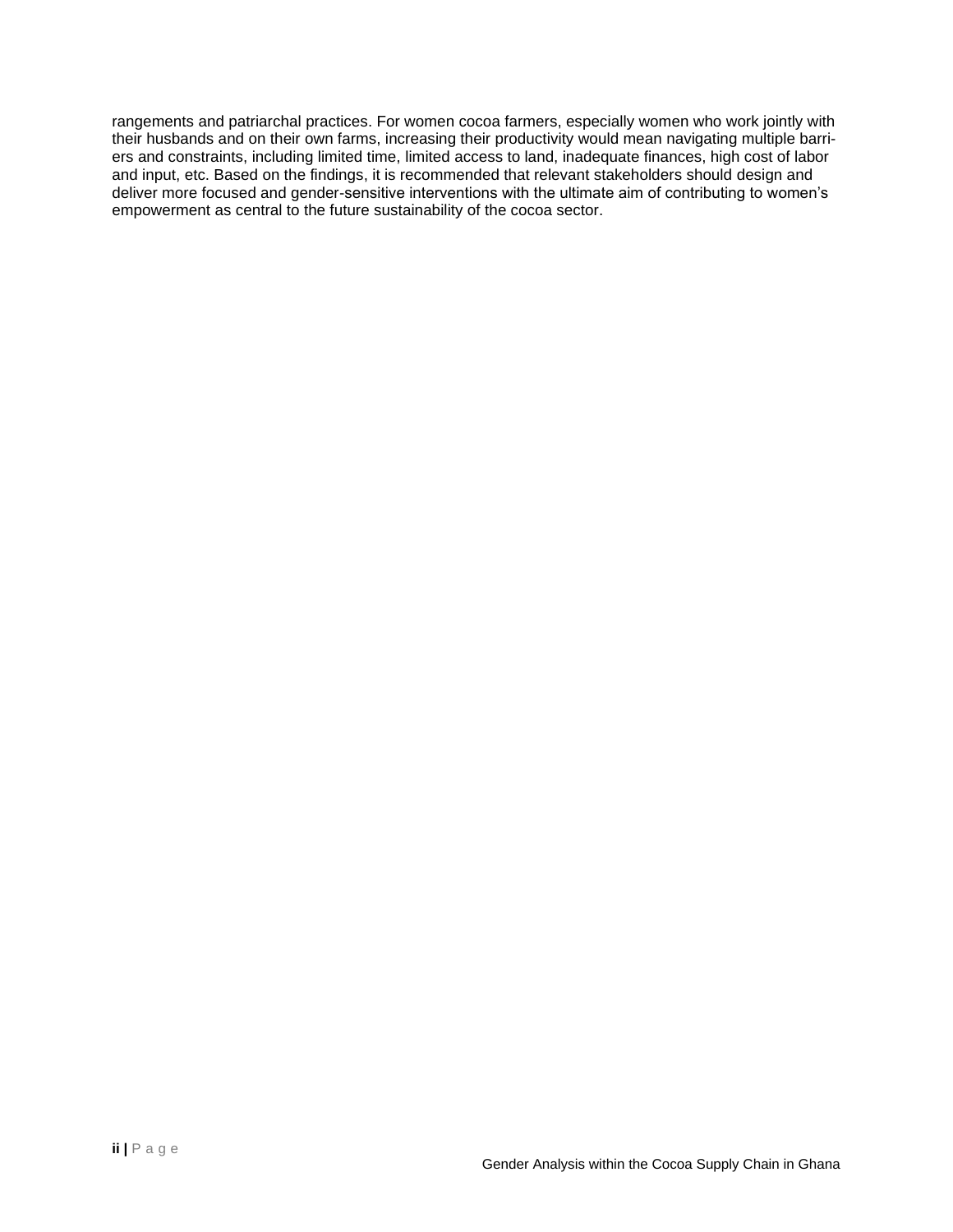rangements and patriarchal practices. For women cocoa farmers, especially women who work jointly with their husbands and on their own farms, increasing their productivity would mean navigating multiple barriers and constraints, including limited time, limited access to land, inadequate finances, high cost of labor and input, etc. Based on the findings, it is recommended that relevant stakeholders should design and deliver more focused and gender-sensitive interventions with the ultimate aim of contributing to women's empowerment as central to the future sustainability of the cocoa sector.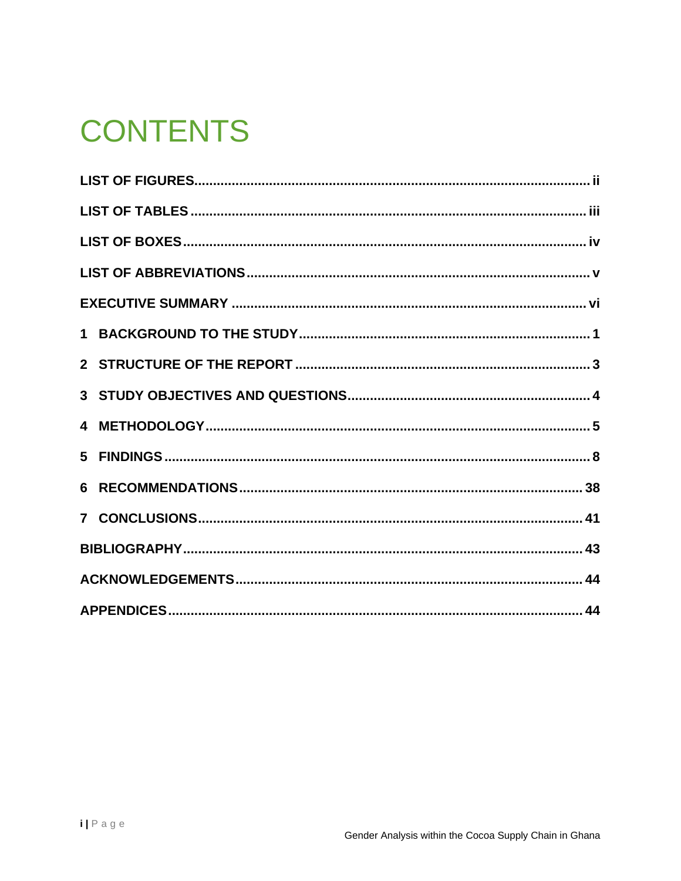# CONTENTS

LIST OF FIGURES ........................................................................................................ ii

LIST OF TABLES ........................................................................................................ iii

LIST OF BOXES ........................................................................................................ iv

LIST OF ABBREVIATIONS ........................................................................................................ v

EXECUTIVE SUMMARY ........................................................................................................ vi

1 BACKGROUND TO THE STUDY ........................................................................................................ 1

2 STRUCTURE OF THE REPORT ........................................................................................................ 3

3 STUDY OBJECTIVES AND QUESTIONS ........................................................................................................ 4

4 METHODOLOGY ........................................................................................................ 5

5 FINDINGS ........................................................................................................ 8

6 RECOMMENDATIONS ........................................................................................................ 38

7 CONCLUSIONS ........................................................................................................ 41

BIBLIOGRAPHY ........................................................................................................ 43

ACKNOWLEDGEMENTS ........................................................................................................ 44

APPENDICES ........................................................................................................ 44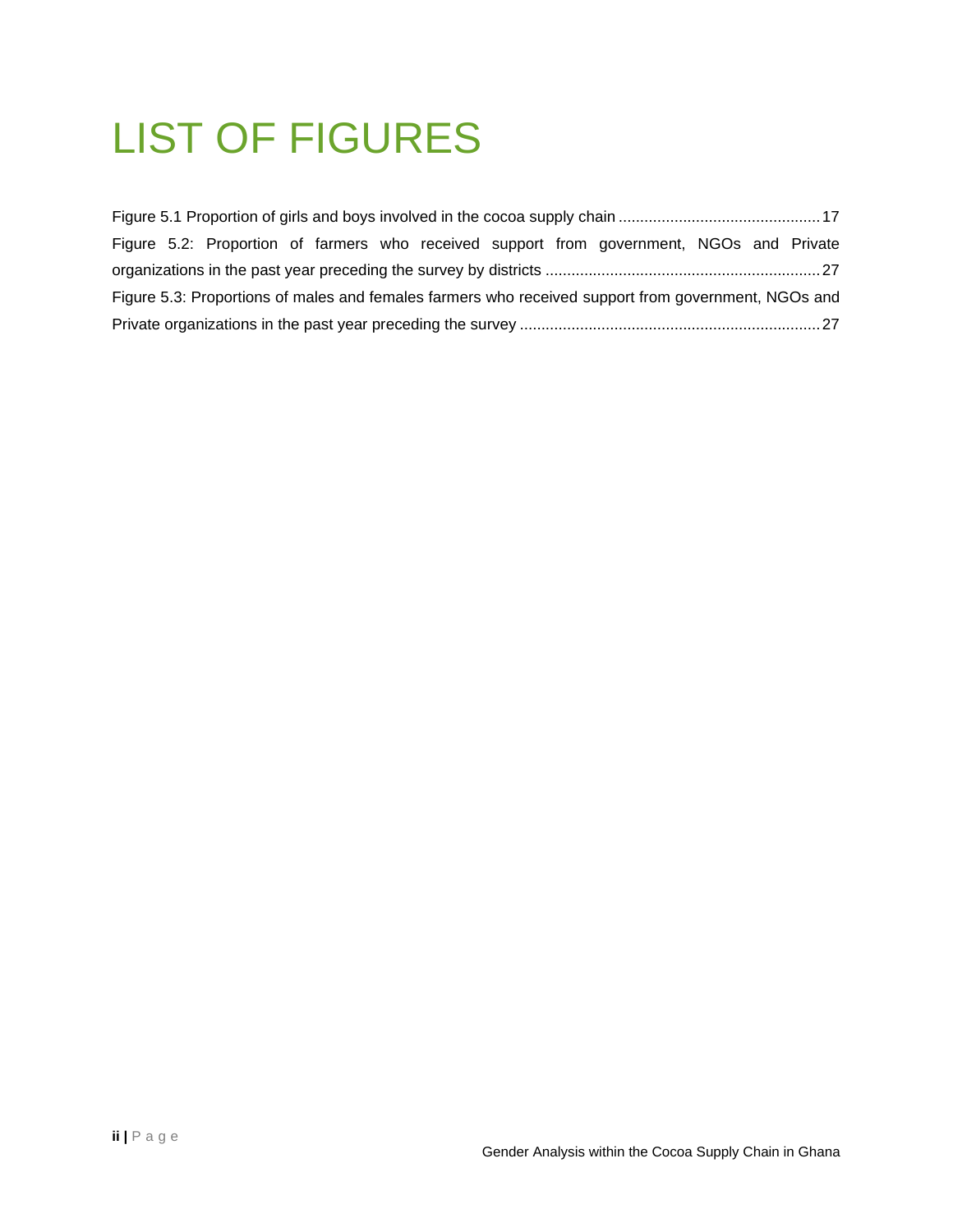# LIST OF FIGURES

Figure 5.1 Proportion of girls and boys involved in the cocoa supply chain ............................................. 17

Figure 5.2: Proportion of farmers who received support from government, NGOs and Private organizations in the past year preceding the survey by districts ............................................................... 27

Figure 5.3: Proportions of males and females farmers who received support from government, NGOs and Private organizations in the past year preceding the survey .................................................................... 27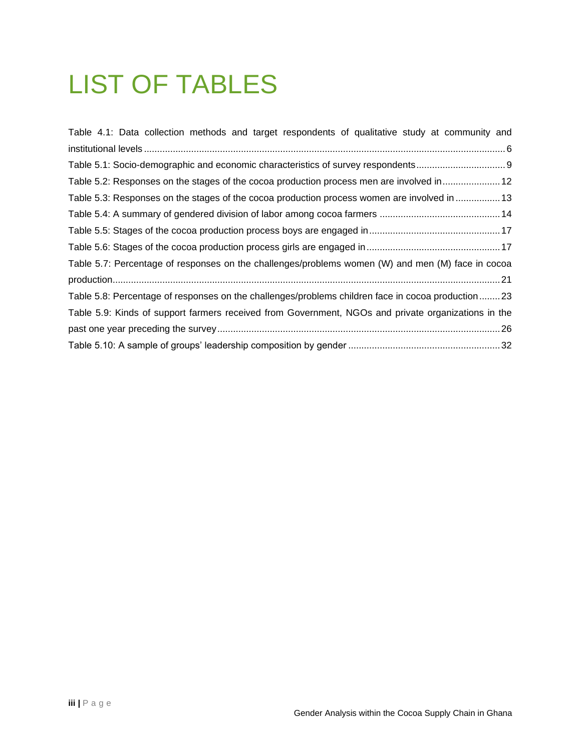# LIST OF TABLES

Table 4.1: Data collection methods and target respondents of qualitative study at community and institutional levels ........................................................................................................................................ 6

Table 5.1: Socio-demographic and economic characteristics of survey respondents ................................. 9

Table 5.2: Responses on the stages of the cocoa production process men are involved in ...................... 12

Table 5.3: Responses on the stages of the cocoa production process women are involved in ................. 13

Table 5.4: A summary of gendered division of labor among cocoa farmers ............................................. 14

Table 5.5: Stages of the cocoa production process boys are engaged in ................................................. 17

Table 5.6: Stages of the cocoa production process girls are engaged in .................................................. 17

Table 5.7: Percentage of responses on the challenges/problems women (W) and men (M) face in cocoa production ................................................................................................................................................. 21

Table 5.8: Percentage of responses on the challenges/problems children face in cocoa production ........ 23

Table 5.9: Kinds of support farmers received from Government, NGOs and private organizations in the past one year preceding the survey ........................................................................................................... 26

Table 5.10: A sample of groups' leadership composition by gender .......................................................... 32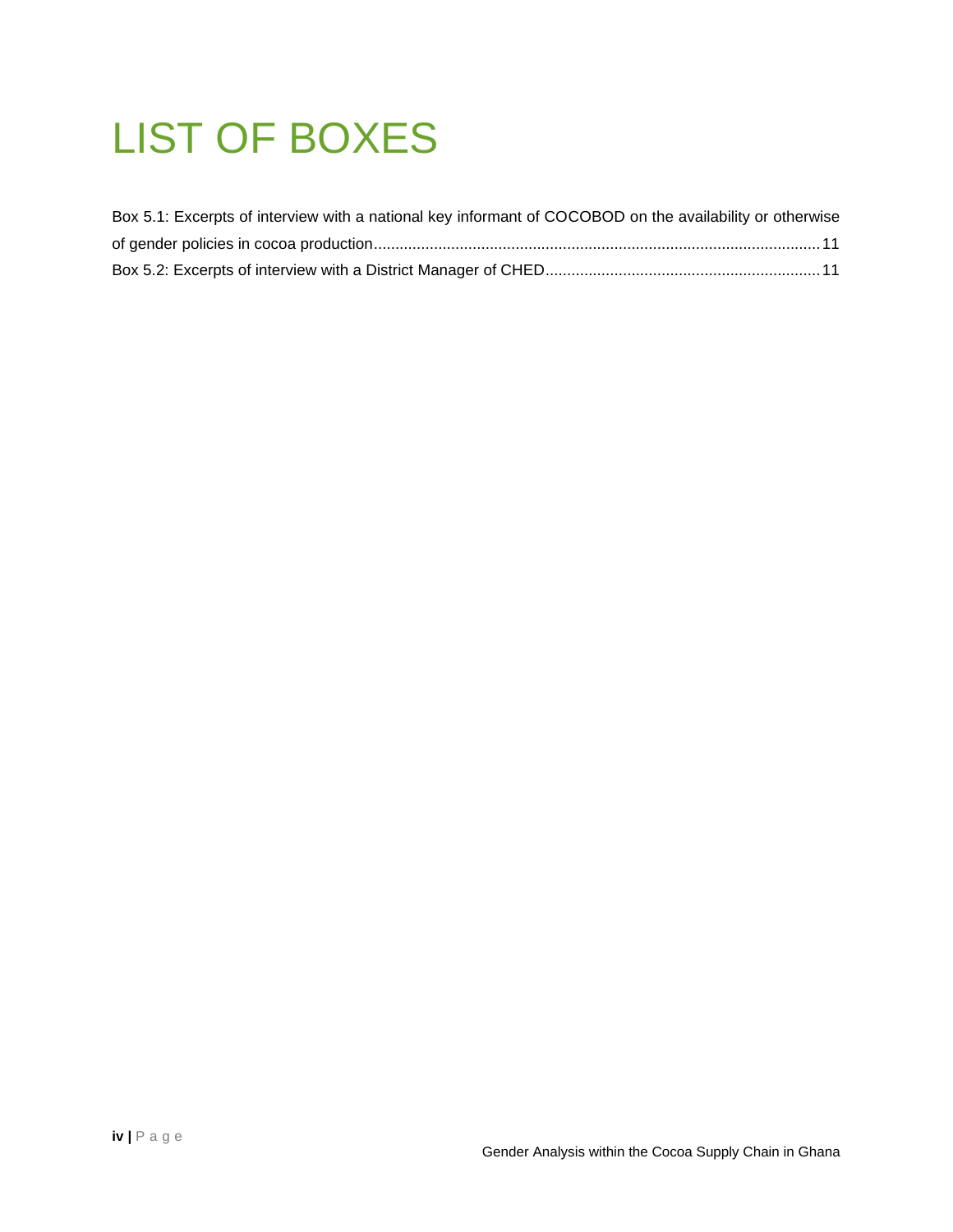# LIST OF BOXES

Box 5.1: Excerpts of interview with a national key informant of COCOBOD on the availability or otherwise of gender policies in cocoa production ........................................................ 11

Box 5.2: Excerpts of interview with a District Manager of CHED ........................................................ 11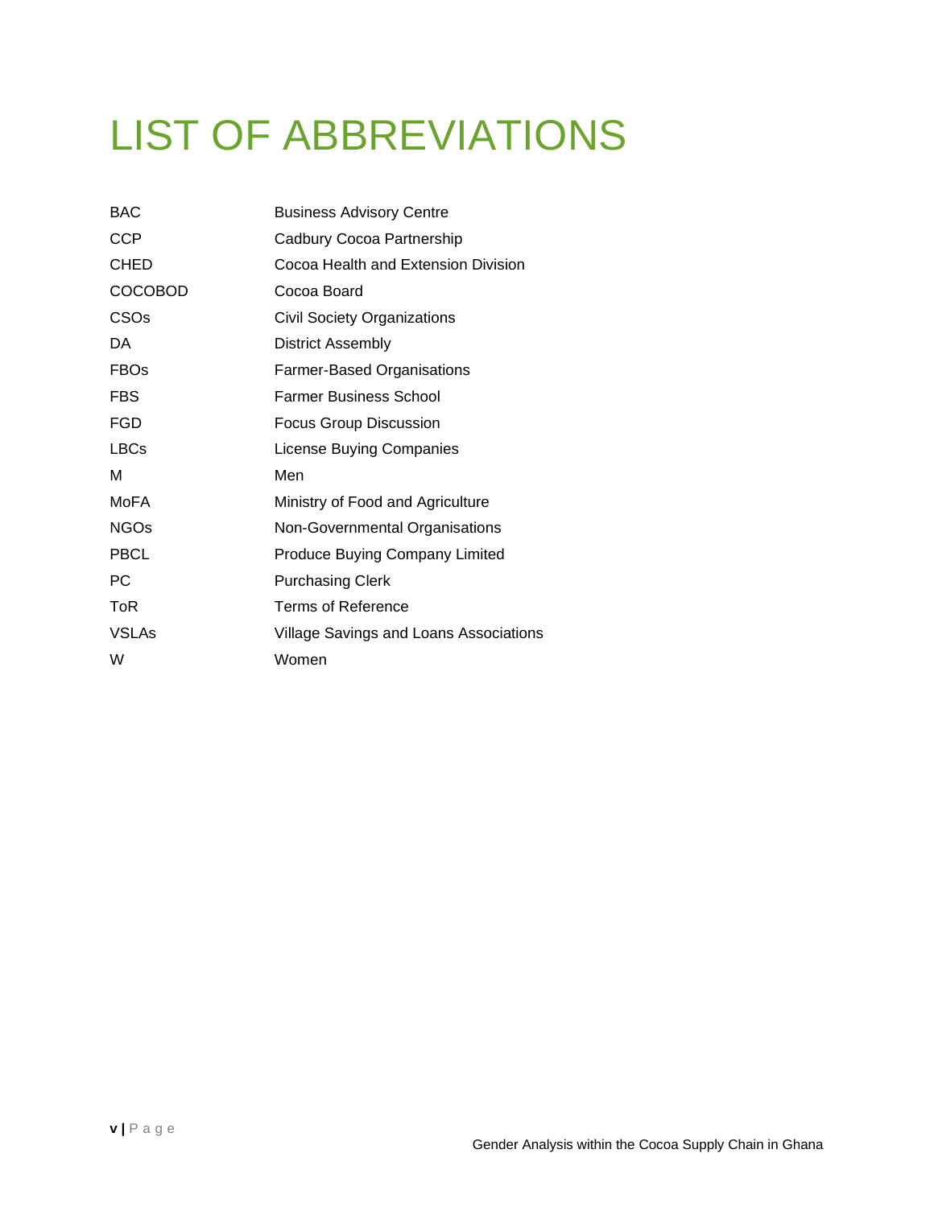# LIST OF ABBREVIATIONS

| | |
|---|---|
| BAC | Business Advisory Centre |
| CCP | Cadbury Cocoa Partnership |
| CHED | Cocoa Health and Extension Division |
| COCOBOD | Cocoa Board |
| CSOs | Civil Society Organizations |
| DA | District Assembly |
| FBOs | Farmer-Based Organisations |
| FBS | Farmer Business School |
| FGD | Focus Group Discussion |
| LBCs | License Buying Companies |
| M | Men |
| MoFA | Ministry of Food and Agriculture |
| NGOs | Non-Governmental Organisations |
| PBCL | Produce Buying Company Limited |
| PC | Purchasing Clerk |
| ToR | Terms of Reference |
| VSLAs | Village Savings and Loans Associations |
| W | Women |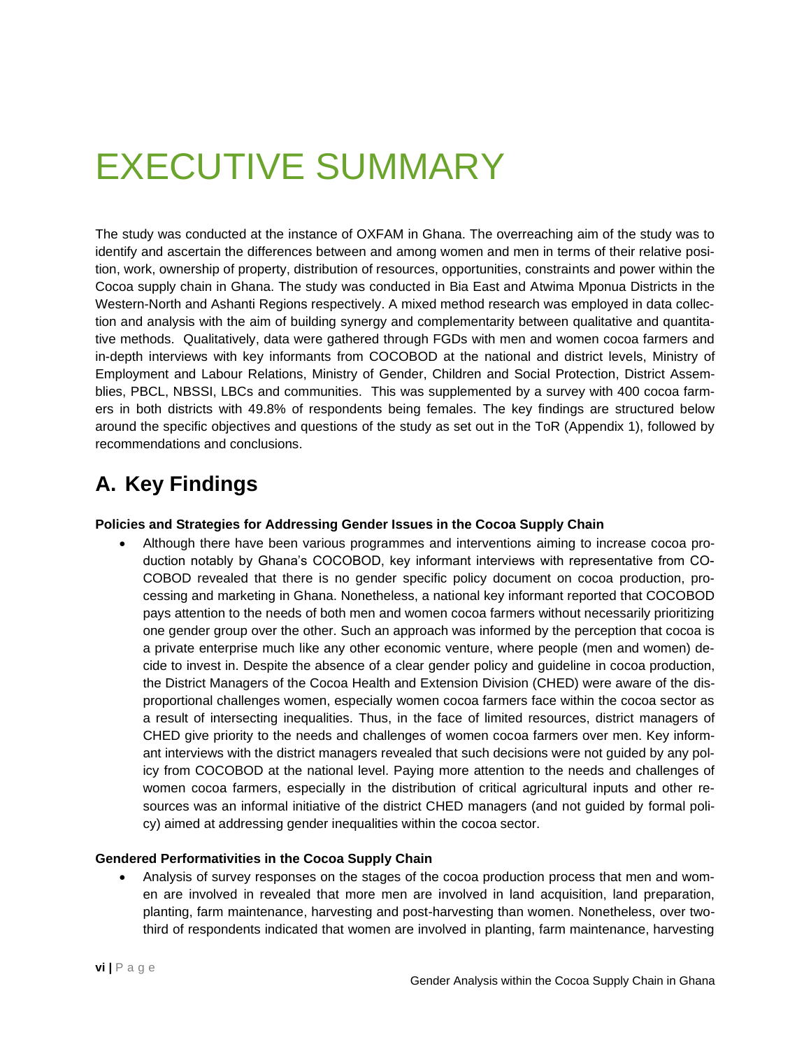# EXECUTIVE SUMMARY

The study was conducted at the instance of OXFAM in Ghana. The overreaching aim of the study was to identify and ascertain the differences between and among women and men in terms of their relative position, work, ownership of property, distribution of resources, opportunities, constraints and power within the Cocoa supply chain in Ghana. The study was conducted in Bia East and Atwima Mponua Districts in the Western-North and Ashanti Regions respectively. A mixed method research was employed in data collection and analysis with the aim of building synergy and complementarity between qualitative and quantitative methods. Qualitatively, data were gathered through FGDs with men and women cocoa farmers and in-depth interviews with key informants from COCOBOD at the national and district levels, Ministry of Employment and Labour Relations, Ministry of Gender, Children and Social Protection, District Assemblies, PBCL, NBSSI, LBCs and communities. This was supplemented by a survey with 400 cocoa farmers in both districts with 49.8% of respondents being females. The key findings are structured below around the specific objectives and questions of the study as set out in the ToR (Appendix 1), followed by recommendations and conclusions.

## A. Key Findings

**Policies and Strategies for Addressing Gender Issues in the Cocoa Supply Chain**

- Although there have been various programmes and interventions aiming to increase cocoa production notably by Ghana's COCOBOD, key informant interviews with representative from COCOBOD revealed that there is no gender specific policy document on cocoa production, processing and marketing in Ghana. Nonetheless, a national key informant reported that COCOBOD pays attention to the needs of both men and women cocoa farmers without necessarily prioritizing one gender group over the other. Such an approach was informed by the perception that cocoa is a private enterprise much like any other economic venture, where people (men and women) decide to invest in. Despite the absence of a clear gender policy and guideline in cocoa production, the District Managers of the Cocoa Health and Extension Division (CHED) were aware of the disproportional challenges women, especially women cocoa farmers face within the cocoa sector as a result of intersecting inequalities. Thus, in the face of limited resources, district managers of CHED give priority to the needs and challenges of women cocoa farmers over men. Key informant interviews with the district managers revealed that such decisions were not guided by any policy from COCOBOD at the national level. Paying more attention to the needs and challenges of women cocoa farmers, especially in the distribution of critical agricultural inputs and other resources was an informal initiative of the district CHED managers (and not guided by formal policy) aimed at addressing gender inequalities within the cocoa sector.

**Gendered Performativities in the Cocoa Supply Chain**

- Analysis of survey responses on the stages of the cocoa production process that men and women are involved in revealed that more men are involved in land acquisition, land preparation, planting, farm maintenance, harvesting and post-harvesting than women. Nonetheless, over two-third of respondents indicated that women are involved in planting, farm maintenance, harvesting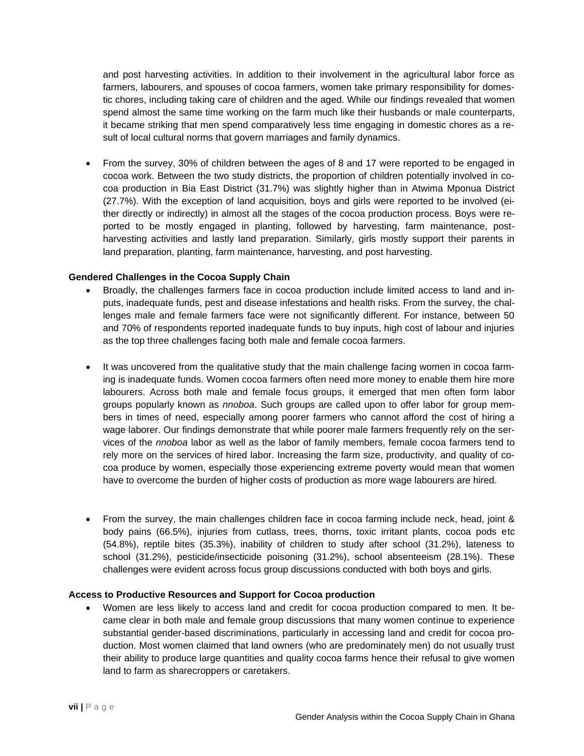and post harvesting activities. In addition to their involvement in the agricultural labor force as farmers, labourers, and spouses of cocoa farmers, women take primary responsibility for domestic chores, including taking care of children and the aged. While our findings revealed that women spend almost the same time working on the farm much like their husbands or male counterparts, it became striking that men spend comparatively less time engaging in domestic chores as a result of local cultural norms that govern marriages and family dynamics.

- From the survey, 30% of children between the ages of 8 and 17 were reported to be engaged in cocoa work. Between the two study districts, the proportion of children potentially involved in cocoa production in Bia East District (31.7%) was slightly higher than in Atwima Mponua District (27.7%). With the exception of land acquisition, boys and girls were reported to be involved (either directly or indirectly) in almost all the stages of the cocoa production process. Boys were reported to be mostly engaged in planting, followed by harvesting, farm maintenance, post-harvesting activities and lastly land preparation. Similarly, girls mostly support their parents in land preparation, planting, farm maintenance, harvesting, and post harvesting.

**Gendered Challenges in the Cocoa Supply Chain**

- Broadly, the challenges farmers face in cocoa production include limited access to land and inputs, inadequate funds, pest and disease infestations and health risks. From the survey, the challenges male and female farmers face were not significantly different. For instance, between 50 and 70% of respondents reported inadequate funds to buy inputs, high cost of labour and injuries as the top three challenges facing both male and female cocoa farmers.

- It was uncovered from the qualitative study that the main challenge facing women in cocoa farming is inadequate funds. Women cocoa farmers often need more money to enable them hire more labourers. Across both male and female focus groups, it emerged that men often form labor groups popularly known as *nnoboa*. Such groups are called upon to offer labor for group members in times of need, especially among poorer farmers who cannot afford the cost of hiring a wage laborer. Our findings demonstrate that while poorer male farmers frequently rely on the services of the *nnoboa* labor as well as the labor of family members, female cocoa farmers tend to rely more on the services of hired labor. Increasing the farm size, productivity, and quality of cocoa produce by women, especially those experiencing extreme poverty would mean that women have to overcome the burden of higher costs of production as more wage labourers are hired.

- From the survey, the main challenges children face in cocoa farming include neck, head, joint & body pains (66.5%), injuries from cutlass, trees, thorns, toxic irritant plants, cocoa pods etc (54.8%), reptile bites (35.3%), inability of children to study after school (31.2%), lateness to school (31.2%), pesticide/insecticide poisoning (31.2%), school absenteeism (28.1%). These challenges were evident across focus group discussions conducted with both boys and girls.

**Access to Productive Resources and Support for Cocoa production**

- Women are less likely to access land and credit for cocoa production compared to men. It became clear in both male and female group discussions that many women continue to experience substantial gender-based discriminations, particularly in accessing land and credit for cocoa production. Most women claimed that land owners (who are predominately men) do not usually trust their ability to produce large quantities and quality cocoa farms hence their refusal to give women land to farm as sharecroppers or caretakers.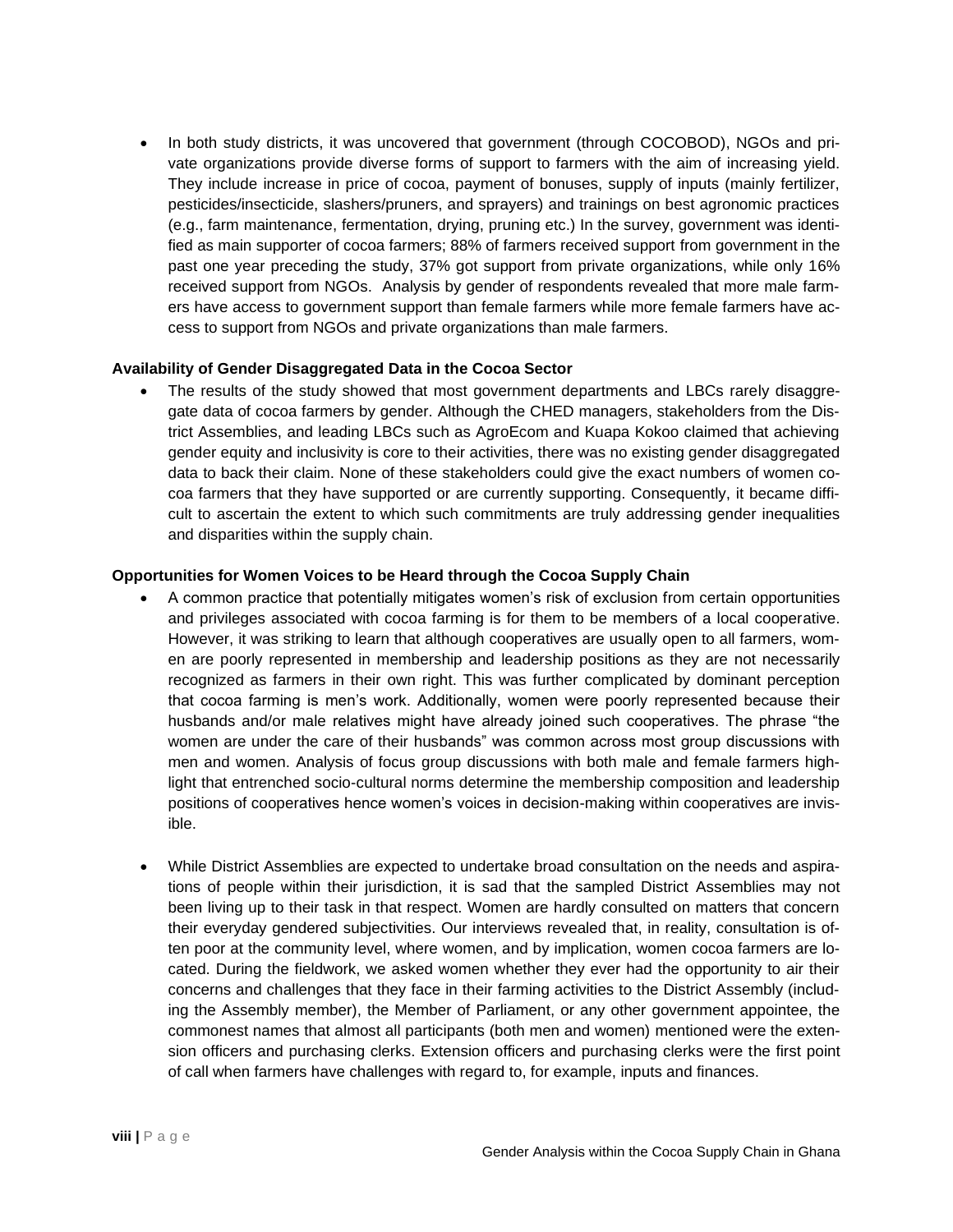- In both study districts, it was uncovered that government (through COCOBOD), NGOs and private organizations provide diverse forms of support to farmers with the aim of increasing yield. They include increase in price of cocoa, payment of bonuses, supply of inputs (mainly fertilizer, pesticides/insecticide, slashers/pruners, and sprayers) and trainings on best agronomic practices (e.g., farm maintenance, fermentation, drying, pruning etc.) In the survey, government was identified as main supporter of cocoa farmers; 88% of farmers received support from government in the past one year preceding the study, 37% got support from private organizations, while only 16% received support from NGOs. Analysis by gender of respondents revealed that more male farmers have access to government support than female farmers while more female farmers have access to support from NGOs and private organizations than male farmers.

**Availability of Gender Disaggregated Data in the Cocoa Sector**

- The results of the study showed that most government departments and LBCs rarely disaggregate data of cocoa farmers by gender. Although the CHED managers, stakeholders from the District Assemblies, and leading LBCs such as AgroEcom and Kuapa Kokoo claimed that achieving gender equity and inclusivity is core to their activities, there was no existing gender disaggregated data to back their claim. None of these stakeholders could give the exact numbers of women cocoa farmers that they have supported or are currently supporting. Consequently, it became difficult to ascertain the extent to which such commitments are truly addressing gender inequalities and disparities within the supply chain.

**Opportunities for Women Voices to be Heard through the Cocoa Supply Chain**

- A common practice that potentially mitigates women's risk of exclusion from certain opportunities and privileges associated with cocoa farming is for them to be members of a local cooperative. However, it was striking to learn that although cooperatives are usually open to all farmers, women are poorly represented in membership and leadership positions as they are not necessarily recognized as farmers in their own right. This was further complicated by dominant perception that cocoa farming is men's work. Additionally, women were poorly represented because their husbands and/or male relatives might have already joined such cooperatives. The phrase "the women are under the care of their husbands" was common across most group discussions with men and women. Analysis of focus group discussions with both male and female farmers highlight that entrenched socio-cultural norms determine the membership composition and leadership positions of cooperatives hence women's voices in decision-making within cooperatives are invisible.

- While District Assemblies are expected to undertake broad consultation on the needs and aspirations of people within their jurisdiction, it is sad that the sampled District Assemblies may not been living up to their task in that respect. Women are hardly consulted on matters that concern their everyday gendered subjectivities. Our interviews revealed that, in reality, consultation is often poor at the community level, where women, and by implication, women cocoa farmers are located. During the fieldwork, we asked women whether they ever had the opportunity to air their concerns and challenges that they face in their farming activities to the District Assembly (including the Assembly member), the Member of Parliament, or any other government appointee, the commonest names that almost all participants (both men and women) mentioned were the extension officers and purchasing clerks. Extension officers and purchasing clerks were the first point of call when farmers have challenges with regard to, for example, inputs and finances.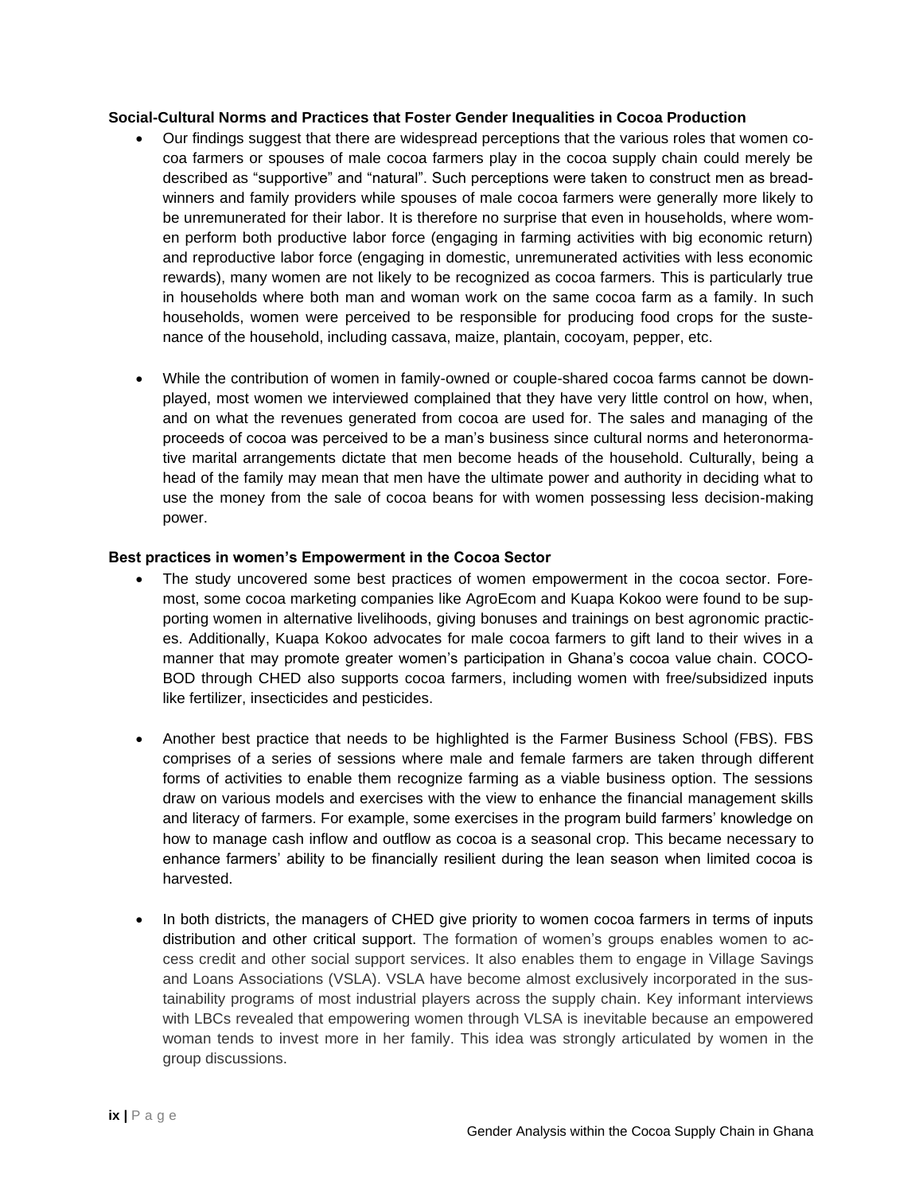**Social-Cultural Norms and Practices that Foster Gender Inequalities in Cocoa Production**

- Our findings suggest that there are widespread perceptions that the various roles that women cocoa farmers or spouses of male cocoa farmers play in the cocoa supply chain could merely be described as "supportive" and "natural". Such perceptions were taken to construct men as breadwinners and family providers while spouses of male cocoa farmers were generally more likely to be unremunerated for their labor. It is therefore no surprise that even in households, where women perform both productive labor force (engaging in farming activities with big economic return) and reproductive labor force (engaging in domestic, unremunerated activities with less economic rewards), many women are not likely to be recognized as cocoa farmers. This is particularly true in households where both man and woman work on the same cocoa farm as a family. In such households, women were perceived to be responsible for producing food crops for the sustenance of the household, including cassava, maize, plantain, cocoyam, pepper, etc.

- While the contribution of women in family-owned or couple-shared cocoa farms cannot be downplayed, most women we interviewed complained that they have very little control on how, when, and on what the revenues generated from cocoa are used for. The sales and managing of the proceeds of cocoa was perceived to be a man's business since cultural norms and heteronormative marital arrangements dictate that men become heads of the household. Culturally, being a head of the family may mean that men have the ultimate power and authority in deciding what to use the money from the sale of cocoa beans for with women possessing less decision-making power.

**Best practices in women's Empowerment in the Cocoa Sector**

- The study uncovered some best practices of women empowerment in the cocoa sector. Foremost, some cocoa marketing companies like AgroEcom and Kuapa Kokoo were found to be supporting women in alternative livelihoods, giving bonuses and trainings on best agronomic practices. Additionally, Kuapa Kokoo advocates for male cocoa farmers to gift land to their wives in a manner that may promote greater women's participation in Ghana's cocoa value chain. COCOBOD through CHED also supports cocoa farmers, including women with free/subsidized inputs like fertilizer, insecticides and pesticides.

- Another best practice that needs to be highlighted is the Farmer Business School (FBS). FBS comprises of a series of sessions where male and female farmers are taken through different forms of activities to enable them recognize farming as a viable business option. The sessions draw on various models and exercises with the view to enhance the financial management skills and literacy of farmers. For example, some exercises in the program build farmers' knowledge on how to manage cash inflow and outflow as cocoa is a seasonal crop. This became necessary to enhance farmers' ability to be financially resilient during the lean season when limited cocoa is harvested.

- In both districts, the managers of CHED give priority to women cocoa farmers in terms of inputs distribution and other critical support. The formation of women's groups enables women to access credit and other social support services. It also enables them to engage in Village Savings and Loans Associations (VSLA). VSLA have become almost exclusively incorporated in the sustainability programs of most industrial players across the supply chain. Key informant interviews with LBCs revealed that empowering women through VLSA is inevitable because an empowered woman tends to invest more in her family. This idea was strongly articulated by women in the group discussions.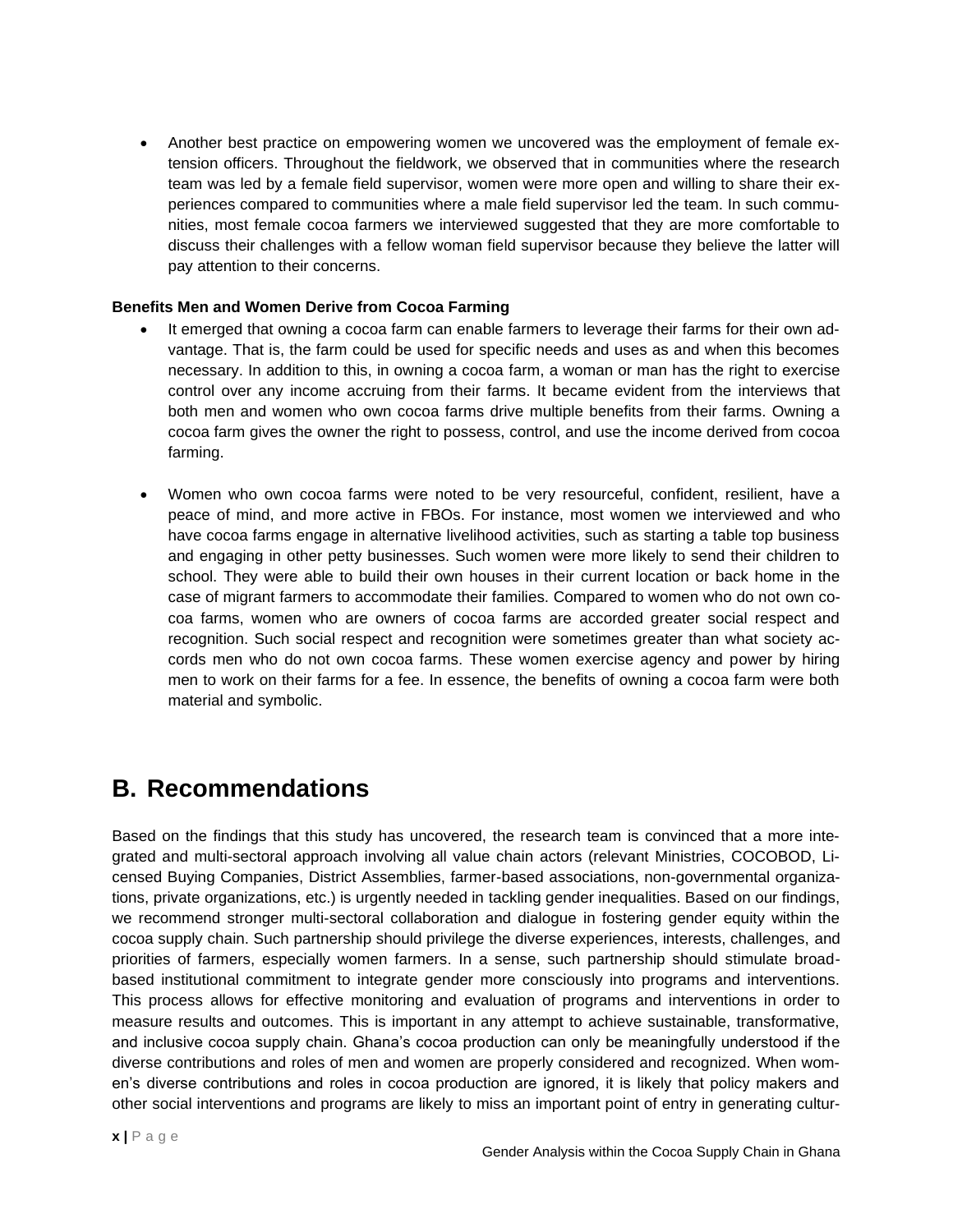- Another best practice on empowering women we uncovered was the employment of female extension officers. Throughout the fieldwork, we observed that in communities where the research team was led by a female field supervisor, women were more open and willing to share their experiences compared to communities where a male field supervisor led the team. In such communities, most female cocoa farmers we interviewed suggested that they are more comfortable to discuss their challenges with a fellow woman field supervisor because they believe the latter will pay attention to their concerns.

**Benefits Men and Women Derive from Cocoa Farming**

- It emerged that owning a cocoa farm can enable farmers to leverage their farms for their own advantage. That is, the farm could be used for specific needs and uses as and when this becomes necessary. In addition to this, in owning a cocoa farm, a woman or man has the right to exercise control over any income accruing from their farms. It became evident from the interviews that both men and women who own cocoa farms drive multiple benefits from their farms. Owning a cocoa farm gives the owner the right to possess, control, and use the income derived from cocoa farming.

- Women who own cocoa farms were noted to be very resourceful, confident, resilient, have a peace of mind, and more active in FBOs. For instance, most women we interviewed and who have cocoa farms engage in alternative livelihood activities, such as starting a table top business and engaging in other petty businesses. Such women were more likely to send their children to school. They were able to build their own houses in their current location or back home in the case of migrant farmers to accommodate their families. Compared to women who do not own cocoa farms, women who are owners of cocoa farms are accorded greater social respect and recognition. Such social respect and recognition were sometimes greater than what society accords men who do not own cocoa farms. These women exercise agency and power by hiring men to work on their farms for a fee. In essence, the benefits of owning a cocoa farm were both material and symbolic.

# B. Recommendations

Based on the findings that this study has uncovered, the research team is convinced that a more integrated and multi-sectoral approach involving all value chain actors (relevant Ministries, COCOBOD, Licensed Buying Companies, District Assemblies, farmer-based associations, non-governmental organizations, private organizations, etc.) is urgently needed in tackling gender inequalities. Based on our findings, we recommend stronger multi-sectoral collaboration and dialogue in fostering gender equity within the cocoa supply chain. Such partnership should privilege the diverse experiences, interests, challenges, and priorities of farmers, especially women farmers. In a sense, such partnership should stimulate broad-based institutional commitment to integrate gender more consciously into programs and interventions. This process allows for effective monitoring and evaluation of programs and interventions in order to measure results and outcomes. This is important in any attempt to achieve sustainable, transformative, and inclusive cocoa supply chain. Ghana's cocoa production can only be meaningfully understood if the diverse contributions and roles of men and women are properly considered and recognized. When women's diverse contributions and roles in cocoa production are ignored, it is likely that policy makers and other social interventions and programs are likely to miss an important point of entry in generating cultur-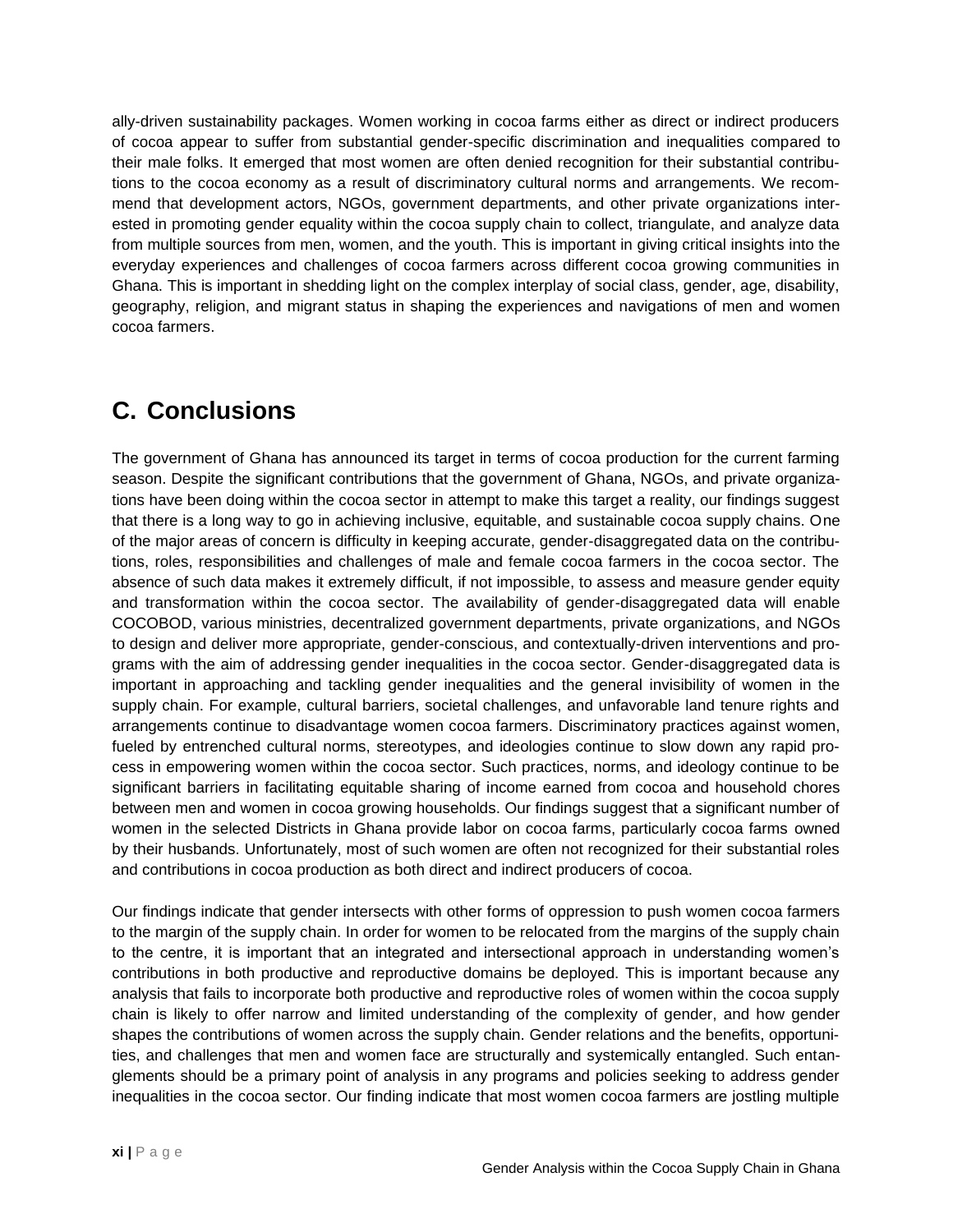ally-driven sustainability packages. Women working in cocoa farms either as direct or indirect producers of cocoa appear to suffer from substantial gender-specific discrimination and inequalities compared to their male folks. It emerged that most women are often denied recognition for their substantial contributions to the cocoa economy as a result of discriminatory cultural norms and arrangements. We recommend that development actors, NGOs, government departments, and other private organizations interested in promoting gender equality within the cocoa supply chain to collect, triangulate, and analyze data from multiple sources from men, women, and the youth. This is important in giving critical insights into the everyday experiences and challenges of cocoa farmers across different cocoa growing communities in Ghana. This is important in shedding light on the complex interplay of social class, gender, age, disability, geography, religion, and migrant status in shaping the experiences and navigations of men and women cocoa farmers.

## C. Conclusions

The government of Ghana has announced its target in terms of cocoa production for the current farming season. Despite the significant contributions that the government of Ghana, NGOs, and private organizations have been doing within the cocoa sector in attempt to make this target a reality, our findings suggest that there is a long way to go in achieving inclusive, equitable, and sustainable cocoa supply chains. One of the major areas of concern is difficulty in keeping accurate, gender-disaggregated data on the contributions, roles, responsibilities and challenges of male and female cocoa farmers in the cocoa sector. The absence of such data makes it extremely difficult, if not impossible, to assess and measure gender equity and transformation within the cocoa sector. The availability of gender-disaggregated data will enable COCOBOD, various ministries, decentralized government departments, private organizations, and NGOs to design and deliver more appropriate, gender-conscious, and contextually-driven interventions and programs with the aim of addressing gender inequalities in the cocoa sector. Gender-disaggregated data is important in approaching and tackling gender inequalities and the general invisibility of women in the supply chain. For example, cultural barriers, societal challenges, and unfavorable land tenure rights and arrangements continue to disadvantage women cocoa farmers. Discriminatory practices against women, fueled by entrenched cultural norms, stereotypes, and ideologies continue to slow down any rapid process in empowering women within the cocoa sector. Such practices, norms, and ideology continue to be significant barriers in facilitating equitable sharing of income earned from cocoa and household chores between men and women in cocoa growing households. Our findings suggest that a significant number of women in the selected Districts in Ghana provide labor on cocoa farms, particularly cocoa farms owned by their husbands. Unfortunately, most of such women are often not recognized for their substantial roles and contributions in cocoa production as both direct and indirect producers of cocoa.

Our findings indicate that gender intersects with other forms of oppression to push women cocoa farmers to the margin of the supply chain. In order for women to be relocated from the margins of the supply chain to the centre, it is important that an integrated and intersectional approach in understanding women's contributions in both productive and reproductive domains be deployed. This is important because any analysis that fails to incorporate both productive and reproductive roles of women within the cocoa supply chain is likely to offer narrow and limited understanding of the complexity of gender, and how gender shapes the contributions of women across the supply chain. Gender relations and the benefits, opportunities, and challenges that men and women face are structurally and systemically entangled. Such entanglements should be a primary point of analysis in any programs and policies seeking to address gender inequalities in the cocoa sector. Our finding indicate that most women cocoa farmers are jostling multiple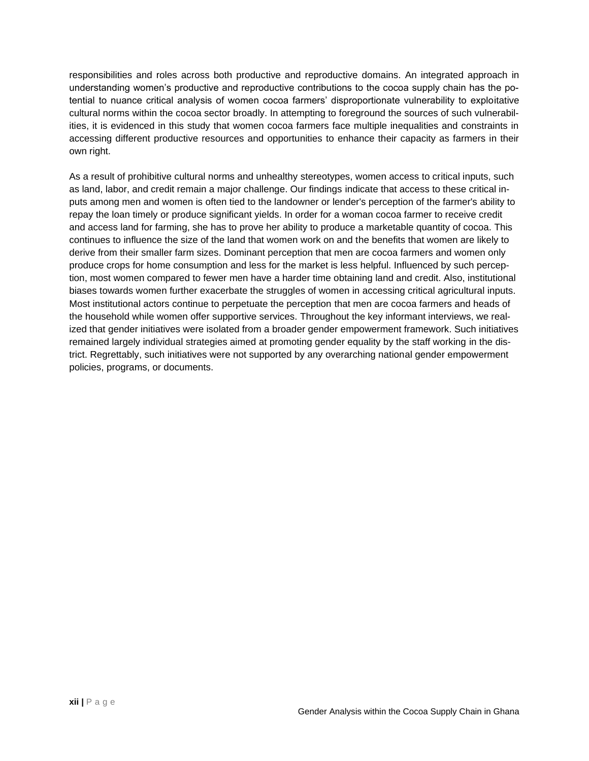responsibilities and roles across both productive and reproductive domains. An integrated approach in understanding women's productive and reproductive contributions to the cocoa supply chain has the potential to nuance critical analysis of women cocoa farmers' disproportionate vulnerability to exploitative cultural norms within the cocoa sector broadly. In attempting to foreground the sources of such vulnerabilities, it is evidenced in this study that women cocoa farmers face multiple inequalities and constraints in accessing different productive resources and opportunities to enhance their capacity as farmers in their own right.

As a result of prohibitive cultural norms and unhealthy stereotypes, women access to critical inputs, such as land, labor, and credit remain a major challenge. Our findings indicate that access to these critical inputs among men and women is often tied to the landowner or lender's perception of the farmer's ability to repay the loan timely or produce significant yields. In order for a woman cocoa farmer to receive credit and access land for farming, she has to prove her ability to produce a marketable quantity of cocoa. This continues to influence the size of the land that women work on and the benefits that women are likely to derive from their smaller farm sizes. Dominant perception that men are cocoa farmers and women only produce crops for home consumption and less for the market is less helpful. Influenced by such perception, most women compared to fewer men have a harder time obtaining land and credit. Also, institutional biases towards women further exacerbate the struggles of women in accessing critical agricultural inputs. Most institutional actors continue to perpetuate the perception that men are cocoa farmers and heads of the household while women offer supportive services. Throughout the key informant interviews, we realized that gender initiatives were isolated from a broader gender empowerment framework. Such initiatives remained largely individual strategies aimed at promoting gender equality by the staff working in the district. Regrettably, such initiatives were not supported by any overarching national gender empowerment policies, programs, or documents.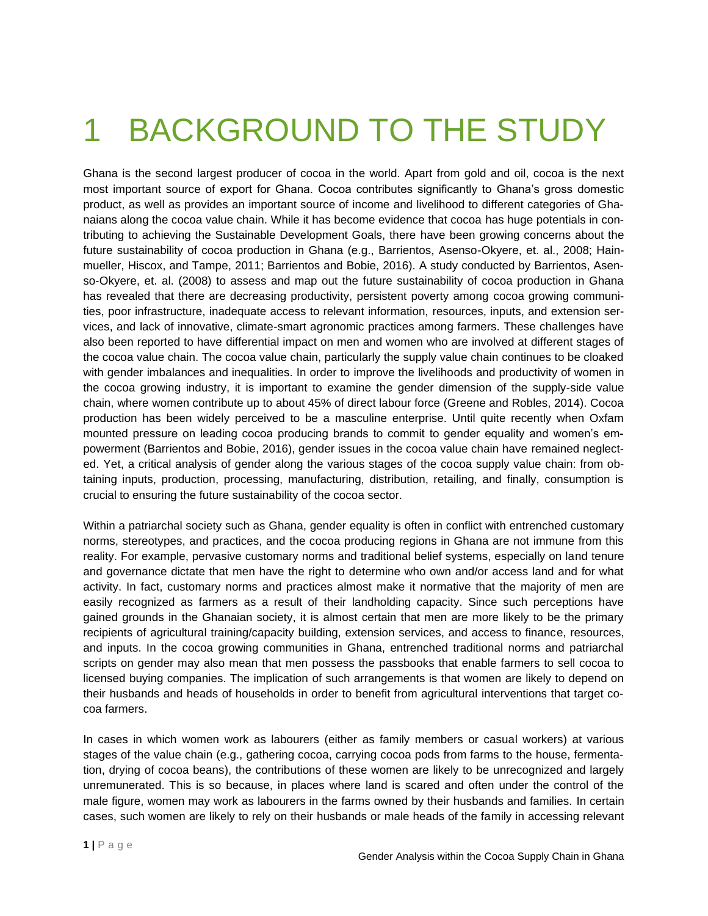# 1 BACKGROUND TO THE STUDY

Ghana is the second largest producer of cocoa in the world. Apart from gold and oil, cocoa is the next most important source of export for Ghana. Cocoa contributes significantly to Ghana's gross domestic product, as well as provides an important source of income and livelihood to different categories of Ghanaians along the cocoa value chain. While it has become evidence that cocoa has huge potentials in contributing to achieving the Sustainable Development Goals, there have been growing concerns about the future sustainability of cocoa production in Ghana (e.g., Barrientos, Asenso-Okyere, et. al., 2008; Hainmueller, Hiscox, and Tampe, 2011; Barrientos and Bobie, 2016). A study conducted by Barrientos, Asenso-Okyere, et. al. (2008) to assess and map out the future sustainability of cocoa production in Ghana has revealed that there are decreasing productivity, persistent poverty among cocoa growing communities, poor infrastructure, inadequate access to relevant information, resources, inputs, and extension services, and lack of innovative, climate-smart agronomic practices among farmers. These challenges have also been reported to have differential impact on men and women who are involved at different stages of the cocoa value chain. The cocoa value chain, particularly the supply value chain continues to be cloaked with gender imbalances and inequalities. In order to improve the livelihoods and productivity of women in the cocoa growing industry, it is important to examine the gender dimension of the supply-side value chain, where women contribute up to about 45% of direct labour force (Greene and Robles, 2014). Cocoa production has been widely perceived to be a masculine enterprise. Until quite recently when Oxfam mounted pressure on leading cocoa producing brands to commit to gender equality and women's empowerment (Barrientos and Bobie, 2016), gender issues in the cocoa value chain have remained neglected. Yet, a critical analysis of gender along the various stages of the cocoa supply value chain: from obtaining inputs, production, processing, manufacturing, distribution, retailing, and finally, consumption is crucial to ensuring the future sustainability of the cocoa sector.

Within a patriarchal society such as Ghana, gender equality is often in conflict with entrenched customary norms, stereotypes, and practices, and the cocoa producing regions in Ghana are not immune from this reality. For example, pervasive customary norms and traditional belief systems, especially on land tenure and governance dictate that men have the right to determine who own and/or access land and for what activity. In fact, customary norms and practices almost make it normative that the majority of men are easily recognized as farmers as a result of their landholding capacity. Since such perceptions have gained grounds in the Ghanaian society, it is almost certain that men are more likely to be the primary recipients of agricultural training/capacity building, extension services, and access to finance, resources, and inputs. In the cocoa growing communities in Ghana, entrenched traditional norms and patriarchal scripts on gender may also mean that men possess the passbooks that enable farmers to sell cocoa to licensed buying companies. The implication of such arrangements is that women are likely to depend on their husbands and heads of households in order to benefit from agricultural interventions that target cocoa farmers.

In cases in which women work as labourers (either as family members or casual workers) at various stages of the value chain (e.g., gathering cocoa, carrying cocoa pods from farms to the house, fermentation, drying of cocoa beans), the contributions of these women are likely to be unrecognized and largely unremunerated. This is so because, in places where land is scared and often under the control of the male figure, women may work as labourers in the farms owned by their husbands and families. In certain cases, such women are likely to rely on their husbands or male heads of the family in accessing relevant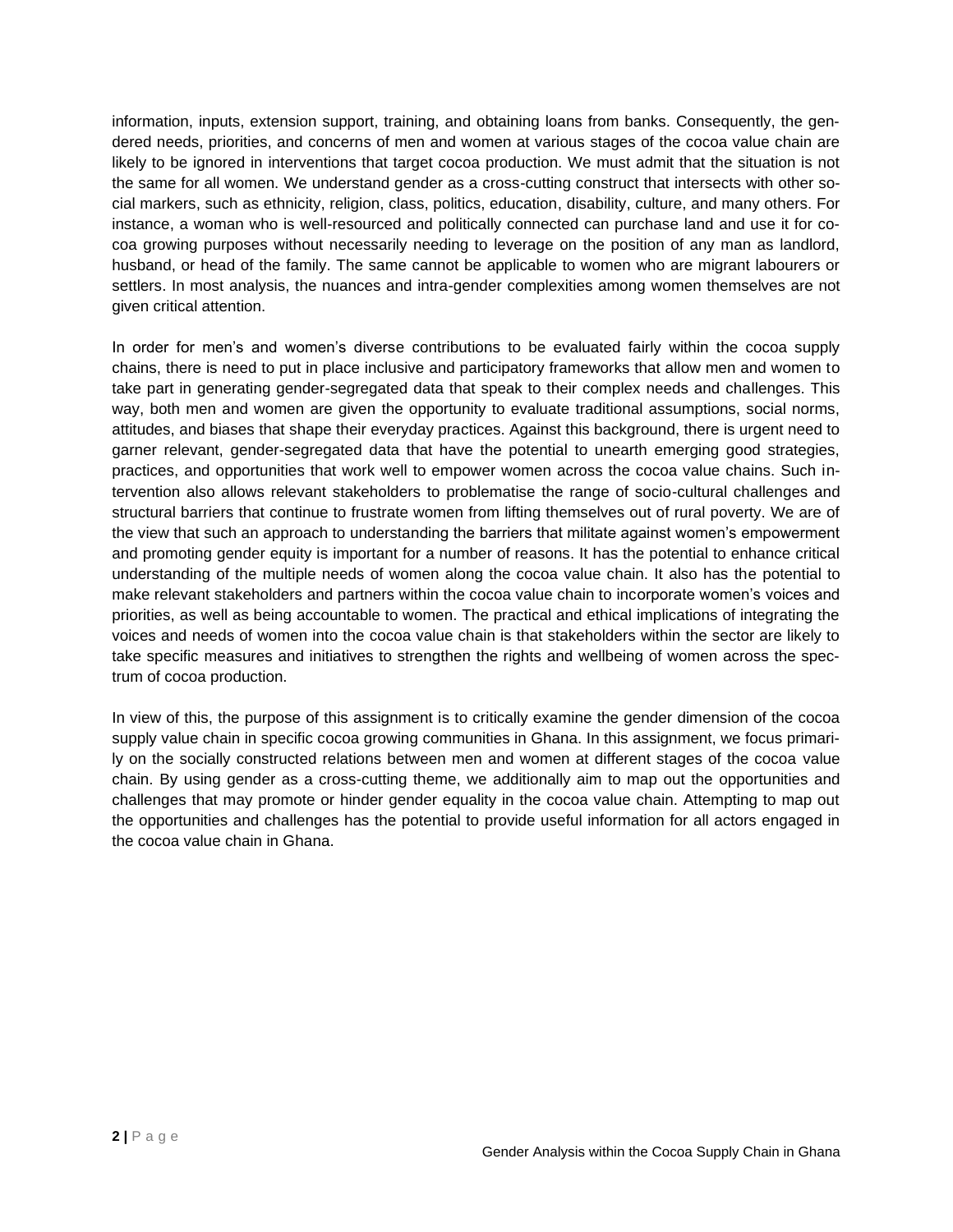information, inputs, extension support, training, and obtaining loans from banks. Consequently, the gendered needs, priorities, and concerns of men and women at various stages of the cocoa value chain are likely to be ignored in interventions that target cocoa production. We must admit that the situation is not the same for all women. We understand gender as a cross-cutting construct that intersects with other social markers, such as ethnicity, religion, class, politics, education, disability, culture, and many others. For instance, a woman who is well-resourced and politically connected can purchase land and use it for cocoa growing purposes without necessarily needing to leverage on the position of any man as landlord, husband, or head of the family. The same cannot be applicable to women who are migrant labourers or settlers. In most analysis, the nuances and intra-gender complexities among women themselves are not given critical attention.

In order for men's and women's diverse contributions to be evaluated fairly within the cocoa supply chains, there is need to put in place inclusive and participatory frameworks that allow men and women to take part in generating gender-segregated data that speak to their complex needs and challenges. This way, both men and women are given the opportunity to evaluate traditional assumptions, social norms, attitudes, and biases that shape their everyday practices. Against this background, there is urgent need to garner relevant, gender-segregated data that have the potential to unearth emerging good strategies, practices, and opportunities that work well to empower women across the cocoa value chains. Such intervention also allows relevant stakeholders to problematise the range of socio-cultural challenges and structural barriers that continue to frustrate women from lifting themselves out of rural poverty. We are of the view that such an approach to understanding the barriers that militate against women's empowerment and promoting gender equity is important for a number of reasons. It has the potential to enhance critical understanding of the multiple needs of women along the cocoa value chain. It also has the potential to make relevant stakeholders and partners within the cocoa value chain to incorporate women's voices and priorities, as well as being accountable to women. The practical and ethical implications of integrating the voices and needs of women into the cocoa value chain is that stakeholders within the sector are likely to take specific measures and initiatives to strengthen the rights and wellbeing of women across the spectrum of cocoa production.

In view of this, the purpose of this assignment is to critically examine the gender dimension of the cocoa supply value chain in specific cocoa growing communities in Ghana. In this assignment, we focus primarily on the socially constructed relations between men and women at different stages of the cocoa value chain. By using gender as a cross-cutting theme, we additionally aim to map out the opportunities and challenges that may promote or hinder gender equality in the cocoa value chain. Attempting to map out the opportunities and challenges has the potential to provide useful information for all actors engaged in the cocoa value chain in Ghana.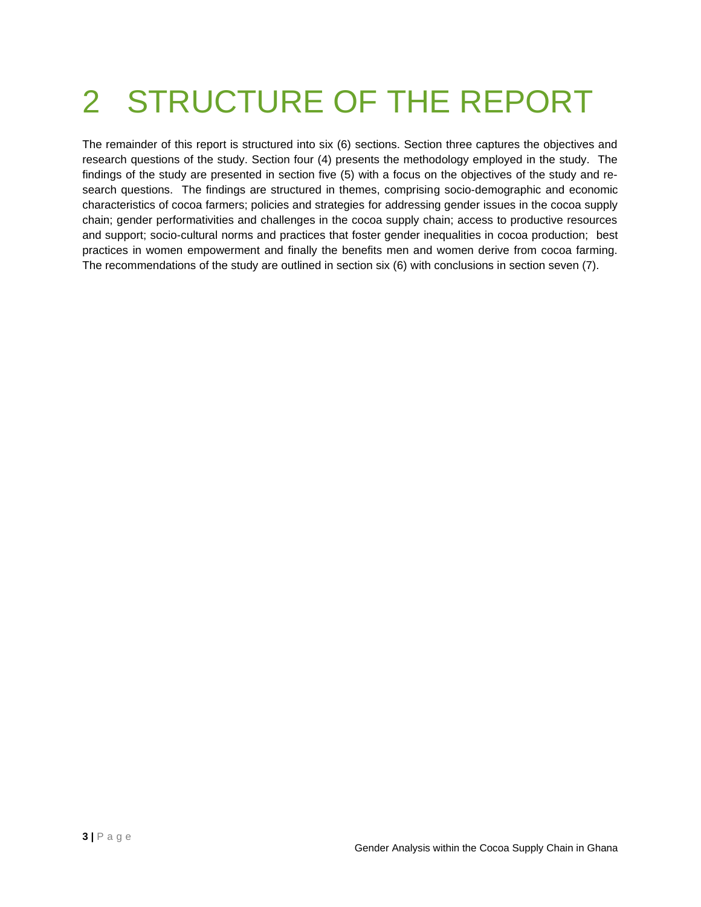# 2 STRUCTURE OF THE REPORT

The remainder of this report is structured into six (6) sections. Section three captures the objectives and research questions of the study. Section four (4) presents the methodology employed in the study. The findings of the study are presented in section five (5) with a focus on the objectives of the study and research questions. The findings are structured in themes, comprising socio-demographic and economic characteristics of cocoa farmers; policies and strategies for addressing gender issues in the cocoa supply chain; gender performativities and challenges in the cocoa supply chain; access to productive resources and support; socio-cultural norms and practices that foster gender inequalities in cocoa production; best practices in women empowerment and finally the benefits men and women derive from cocoa farming. The recommendations of the study are outlined in section six (6) with conclusions in section seven (7).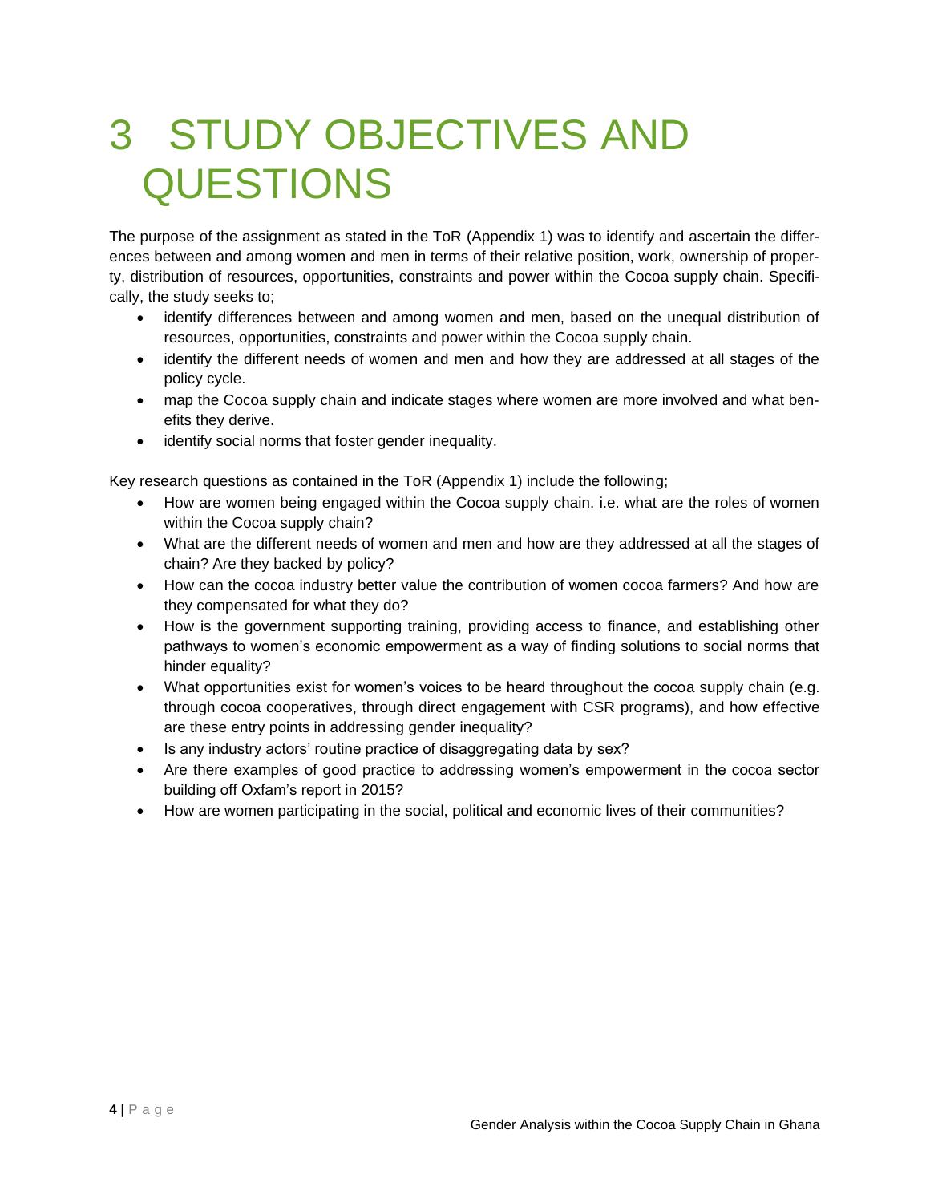# 3 STUDY OBJECTIVES AND QUESTIONS

The purpose of the assignment as stated in the ToR (Appendix 1) was to identify and ascertain the differences between and among women and men in terms of their relative position, work, ownership of property, distribution of resources, opportunities, constraints and power within the Cocoa supply chain. Specifically, the study seeks to;

- identify differences between and among women and men, based on the unequal distribution of resources, opportunities, constraints and power within the Cocoa supply chain.
- identify the different needs of women and men and how they are addressed at all stages of the policy cycle.
- map the Cocoa supply chain and indicate stages where women are more involved and what benefits they derive.
- identify social norms that foster gender inequality.

Key research questions as contained in the ToR (Appendix 1) include the following;

- How are women being engaged within the Cocoa supply chain. i.e. what are the roles of women within the Cocoa supply chain?
- What are the different needs of women and men and how are they addressed at all the stages of chain? Are they backed by policy?
- How can the cocoa industry better value the contribution of women cocoa farmers? And how are they compensated for what they do?
- How is the government supporting training, providing access to finance, and establishing other pathways to women's economic empowerment as a way of finding solutions to social norms that hinder equality?
- What opportunities exist for women's voices to be heard throughout the cocoa supply chain (e.g. through cocoa cooperatives, through direct engagement with CSR programs), and how effective are these entry points in addressing gender inequality?
- Is any industry actors' routine practice of disaggregating data by sex?
- Are there examples of good practice to addressing women's empowerment in the cocoa sector building off Oxfam's report in 2015?
- How are women participating in the social, political and economic lives of their communities?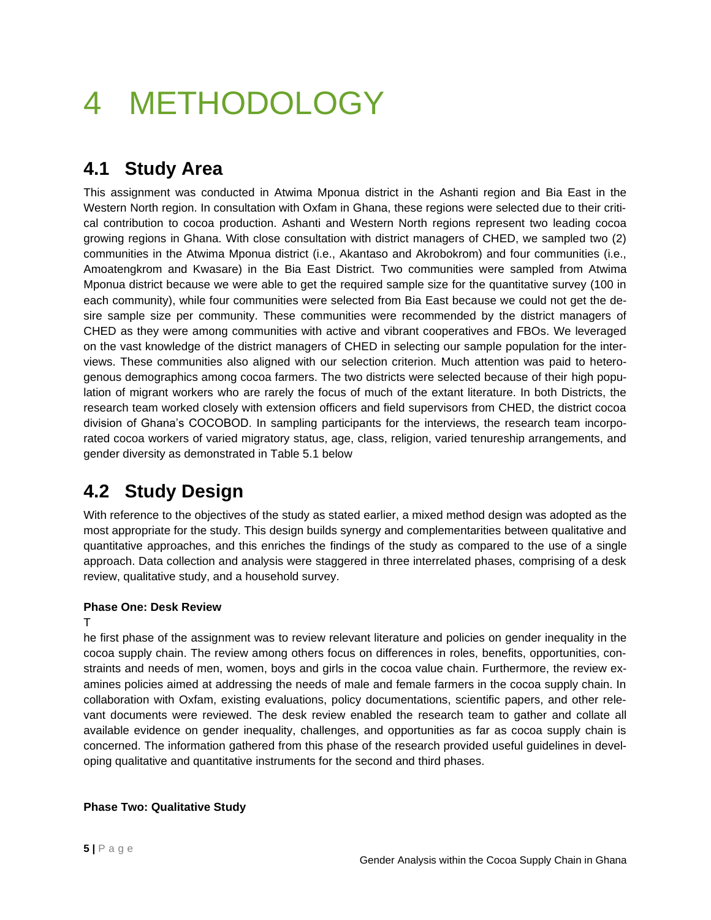# 4 METHODOLOGY

## 4.1 Study Area

This assignment was conducted in Atwima Mponua district in the Ashanti region and Bia East in the Western North region. In consultation with Oxfam in Ghana, these regions were selected due to their critical contribution to cocoa production. Ashanti and Western North regions represent two leading cocoa growing regions in Ghana. With close consultation with district managers of CHED, we sampled two (2) communities in the Atwima Mponua district (i.e., Akantaso and Akrobokrom) and four communities (i.e., Amoatengkrom and Kwasare) in the Bia East District. Two communities were sampled from Atwima Mponua district because we were able to get the required sample size for the quantitative survey (100 in each community), while four communities were selected from Bia East because we could not get the desire sample size per community. These communities were recommended by the district managers of CHED as they were among communities with active and vibrant cooperatives and FBOs. We leveraged on the vast knowledge of the district managers of CHED in selecting our sample population for the interviews. These communities also aligned with our selection criterion. Much attention was paid to heterogenous demographics among cocoa farmers. The two districts were selected because of their high population of migrant workers who are rarely the focus of much of the extant literature. In both Districts, the research team worked closely with extension officers and field supervisors from CHED, the district cocoa division of Ghana's COCOBOD. In sampling participants for the interviews, the research team incorporated cocoa workers of varied migratory status, age, class, religion, varied tenureship arrangements, and gender diversity as demonstrated in Table 5.1 below

## 4.2 Study Design

With reference to the objectives of the study as stated earlier, a mixed method design was adopted as the most appropriate for the study. This design builds synergy and complementarities between qualitative and quantitative approaches, and this enriches the findings of the study as compared to the use of a single approach. Data collection and analysis were staggered in three interrelated phases, comprising of a desk review, qualitative study, and a household survey.

**Phase One: Desk Review**

The first phase of the assignment was to review relevant literature and policies on gender inequality in the cocoa supply chain. The review among others focus on differences in roles, benefits, opportunities, constraints and needs of men, women, boys and girls in the cocoa value chain. Furthermore, the review examines policies aimed at addressing the needs of male and female farmers in the cocoa supply chain. In collaboration with Oxfam, existing evaluations, policy documentations, scientific papers, and other relevant documents were reviewed. The desk review enabled the research team to gather and collate all available evidence on gender inequality, challenges, and opportunities as far as cocoa supply chain is concerned. The information gathered from this phase of the research provided useful guidelines in developing qualitative and quantitative instruments for the second and third phases.

**Phase Two: Qualitative Study**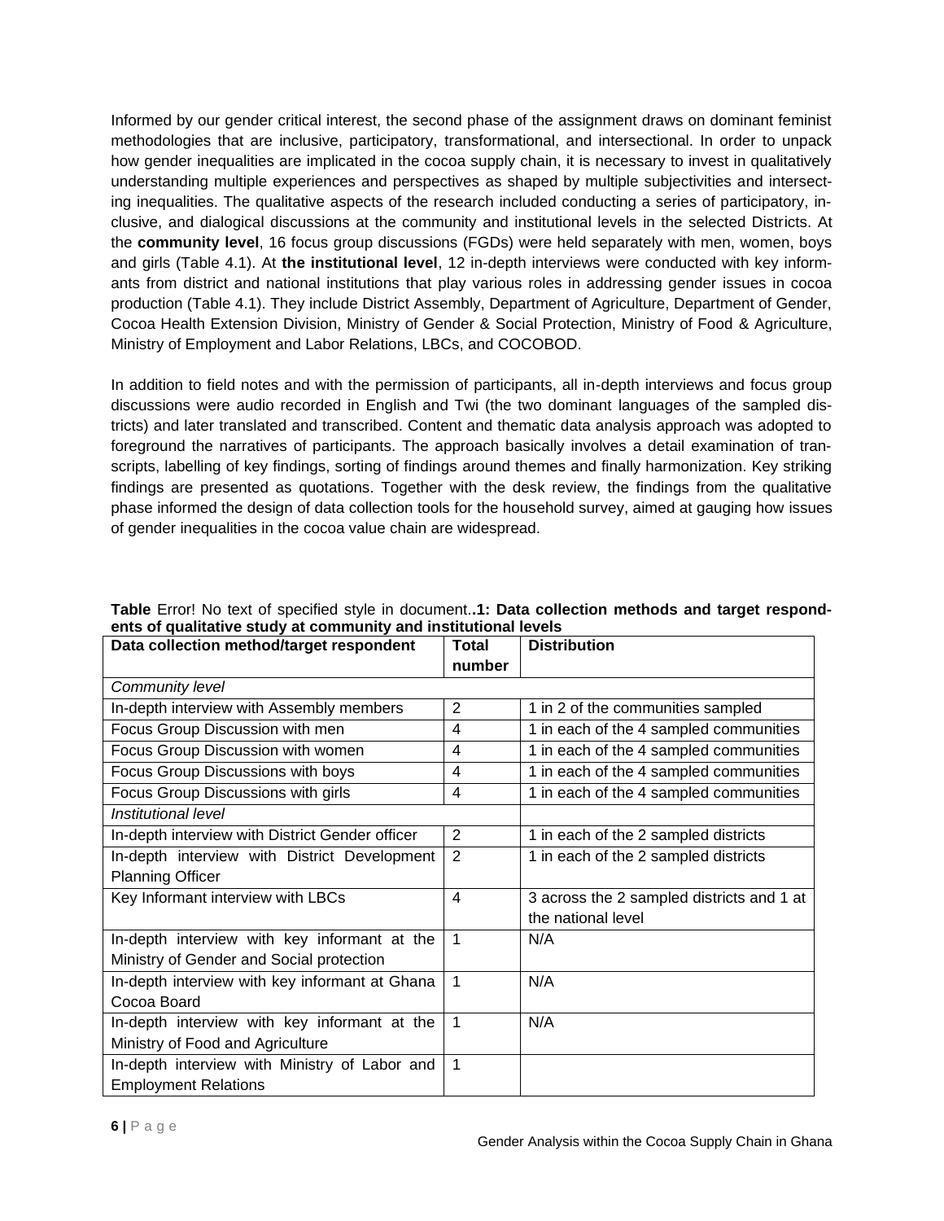Informed by our gender critical interest, the second phase of the assignment draws on dominant feminist methodologies that are inclusive, participatory, transformational, and intersectional. In order to unpack how gender inequalities are implicated in the cocoa supply chain, it is necessary to invest in qualitatively understanding multiple experiences and perspectives as shaped by multiple subjectivities and intersecting inequalities. The qualitative aspects of the research included conducting a series of participatory, inclusive, and dialogical discussions at the community and institutional levels in the selected Districts. At the **community level**, 16 focus group discussions (FGDs) were held separately with men, women, boys and girls (Table 4.1). At **the institutional level**, 12 in-depth interviews were conducted with key informants from district and national institutions that play various roles in addressing gender issues in cocoa production (Table 4.1). They include District Assembly, Department of Agriculture, Department of Gender, Cocoa Health Extension Division, Ministry of Gender & Social Protection, Ministry of Food & Agriculture, Ministry of Employment and Labor Relations, LBCs, and COCOBOD.

In addition to field notes and with the permission of participants, all in-depth interviews and focus group discussions were audio recorded in English and Twi (the two dominant languages of the sampled districts) and later translated and transcribed. Content and thematic data analysis approach was adopted to foreground the narratives of participants. The approach basically involves a detail examination of transcripts, labelling of key findings, sorting of findings around themes and finally harmonization. Key striking findings are presented as quotations. Together with the desk review, the findings from the qualitative phase informed the design of data collection tools for the household survey, aimed at gauging how issues of gender inequalities in the cocoa value chain are widespread.

**Table** Error! No text of specified style in document.**.1: Data collection methods and target respondents of qualitative study at community and institutional levels**

| Data collection method/target respondent | Total number | Distribution |
|---|---|---|
| *Community level* | | |
| In-depth interview with Assembly members | 2 | 1 in 2 of the communities sampled |
| Focus Group Discussion with men | 4 | 1 in each of the 4 sampled communities |
| Focus Group Discussion with women | 4 | 1 in each of the 4 sampled communities |
| Focus Group Discussions with boys | 4 | 1 in each of the 4 sampled communities |
| Focus Group Discussions with girls | 4 | 1 in each of the 4 sampled communities |
| *Institutional level* | | |
| In-depth interview with District Gender officer | 2 | 1 in each of the 2 sampled districts |
| In-depth interview with District Development Planning Officer | 2 | 1 in each of the 2 sampled districts |
| Key Informant interview with LBCs | 4 | 3 across the 2 sampled districts and 1 at the national level |
| In-depth interview with key informant at the Ministry of Gender and Social protection | 1 | N/A |
| In-depth interview with key informant at Ghana Cocoa Board | 1 | N/A |
| In-depth interview with key informant at the Ministry of Food and Agriculture | 1 | N/A |
| In-depth interview with Ministry of Labor and Employment Relations | 1 | |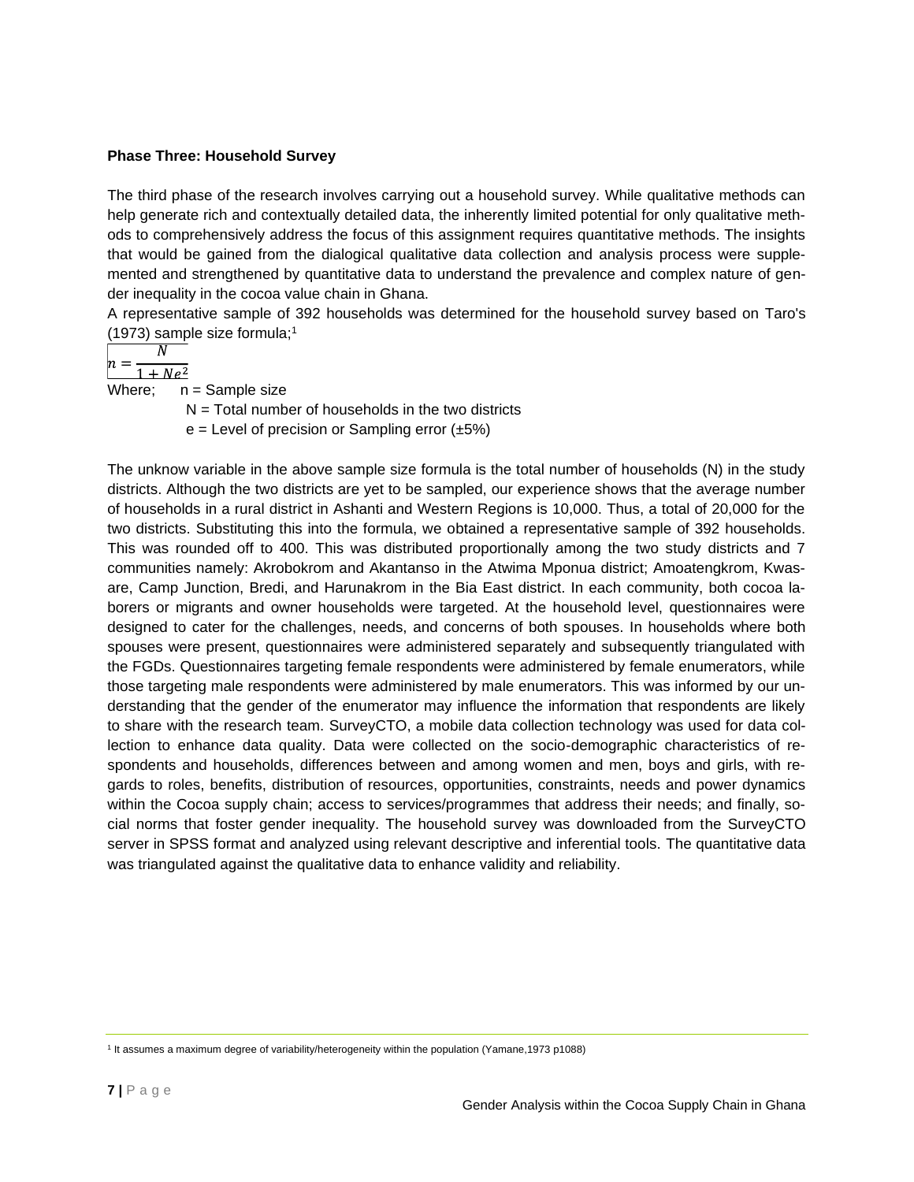**Phase Three: Household Survey**

The third phase of the research involves carrying out a household survey. While qualitative methods can help generate rich and contextually detailed data, the inherently limited potential for only qualitative methods to comprehensively address the focus of this assignment requires quantitative methods. The insights that would be gained from the dialogical qualitative data collection and analysis process were supplemented and strengthened by quantitative data to understand the prevalence and complex nature of gender inequality in the cocoa value chain in Ghana.

A representative sample of 392 households was determined for the household survey based on Taro's (1973) sample size formula;[1]

$$n = \frac{N}{1 + Ne^2}$$

Where; n = Sample size

N = Total number of households in the two districts

e = Level of precision or Sampling error (±5%)

The unknow variable in the above sample size formula is the total number of households (N) in the study districts. Although the two districts are yet to be sampled, our experience shows that the average number of households in a rural district in Ashanti and Western Regions is 10,000. Thus, a total of 20,000 for the two districts. Substituting this into the formula, we obtained a representative sample of 392 households. This was rounded off to 400. This was distributed proportionally among the two study districts and 7 communities namely: Akrobokrom and Akantanso in the Atwima Mponua district; Amoatengkrom, Kwasare, Camp Junction, Bredi, and Harunakrom in the Bia East district. In each community, both cocoa laborers or migrants and owner households were targeted. At the household level, questionnaires were designed to cater for the challenges, needs, and concerns of both spouses. In households where both spouses were present, questionnaires were administered separately and subsequently triangulated with the FGDs. Questionnaires targeting female respondents were administered by female enumerators, while those targeting male respondents were administered by male enumerators. This was informed by our understanding that the gender of the enumerator may influence the information that respondents are likely to share with the research team. SurveyCTO, a mobile data collection technology was used for data collection to enhance data quality. Data were collected on the socio-demographic characteristics of respondents and households, differences between and among women and men, boys and girls, with regards to roles, benefits, distribution of resources, opportunities, constraints, needs and power dynamics within the Cocoa supply chain; access to services/programmes that address their needs; and finally, social norms that foster gender inequality. The household survey was downloaded from the SurveyCTO server in SPSS format and analyzed using relevant descriptive and inferential tools. The quantitative data was triangulated against the qualitative data to enhance validity and reliability.

---

[1] It assumes a maximum degree of variability/heterogeneity within the population (Yamane,1973 p1088)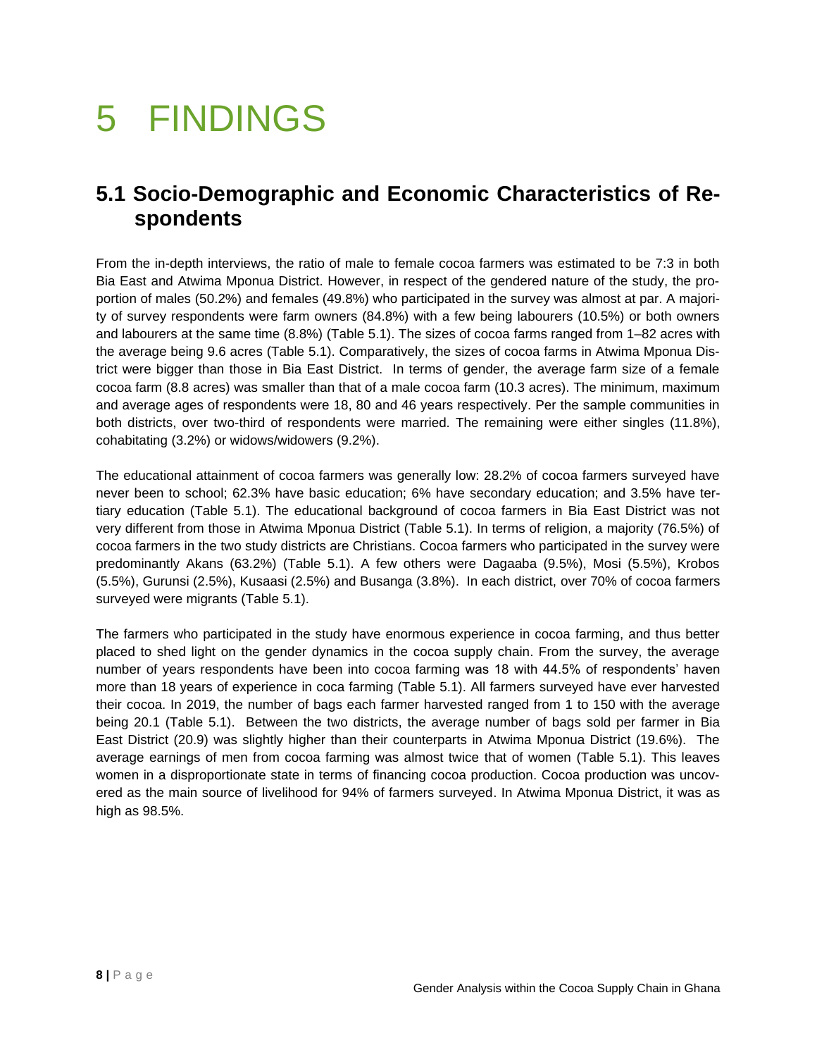# 5 FINDINGS

## 5.1 Socio-Demographic and Economic Characteristics of Respondents

From the in-depth interviews, the ratio of male to female cocoa farmers was estimated to be 7:3 in both Bia East and Atwima Mponua District. However, in respect of the gendered nature of the study, the proportion of males (50.2%) and females (49.8%) who participated in the survey was almost at par. A majority of survey respondents were farm owners (84.8%) with a few being labourers (10.5%) or both owners and labourers at the same time (8.8%) (Table 5.1). The sizes of cocoa farms ranged from 1–82 acres with the average being 9.6 acres (Table 5.1). Comparatively, the sizes of cocoa farms in Atwima Mponua District were bigger than those in Bia East District. In terms of gender, the average farm size of a female cocoa farm (8.8 acres) was smaller than that of a male cocoa farm (10.3 acres). The minimum, maximum and average ages of respondents were 18, 80 and 46 years respectively. Per the sample communities in both districts, over two-third of respondents were married. The remaining were either singles (11.8%), cohabitating (3.2%) or widows/widowers (9.2%).

The educational attainment of cocoa farmers was generally low: 28.2% of cocoa farmers surveyed have never been to school; 62.3% have basic education; 6% have secondary education; and 3.5% have tertiary education (Table 5.1). The educational background of cocoa farmers in Bia East District was not very different from those in Atwima Mponua District (Table 5.1). In terms of religion, a majority (76.5%) of cocoa farmers in the two study districts are Christians. Cocoa farmers who participated in the survey were predominantly Akans (63.2%) (Table 5.1). A few others were Dagaaba (9.5%), Mosi (5.5%), Krobos (5.5%), Gurunsi (2.5%), Kusaasi (2.5%) and Busanga (3.8%). In each district, over 70% of cocoa farmers surveyed were migrants (Table 5.1).

The farmers who participated in the study have enormous experience in cocoa farming, and thus better placed to shed light on the gender dynamics in the cocoa supply chain. From the survey, the average number of years respondents have been into cocoa farming was 18 with 44.5% of respondents' haven more than 18 years of experience in coca farming (Table 5.1). All farmers surveyed have ever harvested their cocoa. In 2019, the number of bags each farmer harvested ranged from 1 to 150 with the average being 20.1 (Table 5.1). Between the two districts, the average number of bags sold per farmer in Bia East District (20.9) was slightly higher than their counterparts in Atwima Mponua District (19.6%). The average earnings of men from cocoa farming was almost twice that of women (Table 5.1). This leaves women in a disproportionate state in terms of financing cocoa production. Cocoa production was uncovered as the main source of livelihood for 94% of farmers surveyed. In Atwima Mponua District, it was as high as 98.5%.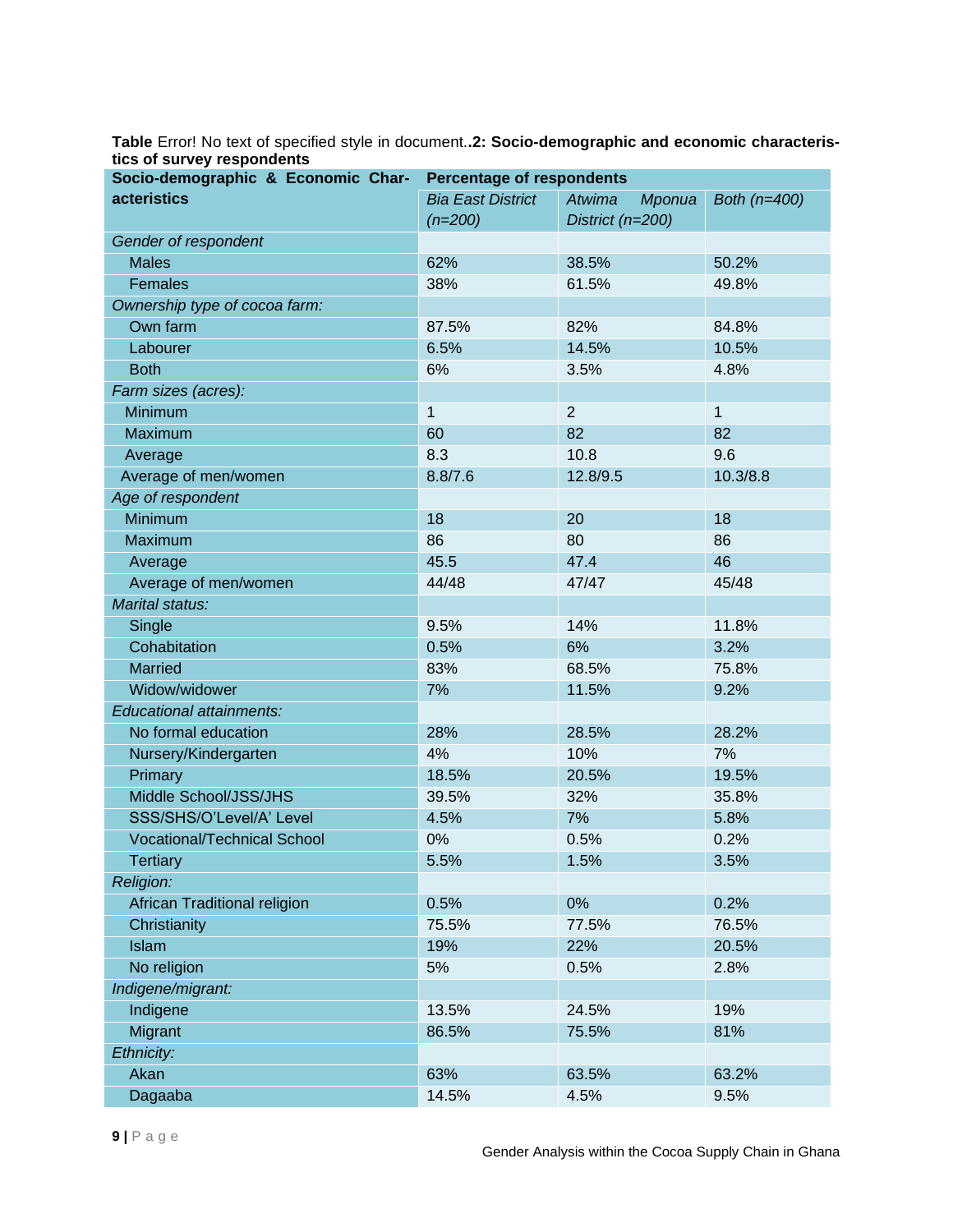**Table** Error! No text of specified style in document.**.2: Socio-demographic and economic characteristics of survey respondents**

| **Socio-demographic & Economic Characteristics** | **Percentage of respondents** | | |
|---|---|---|---|
| | *Bia East District (n=200)* | *Atwima Mponua District (n=200)* | *Both (n=400)* |
| *Gender of respondent* | | | |
| Males | 62% | 38.5% | 50.2% |
| Females | 38% | 61.5% | 49.8% |
| *Ownership type of cocoa farm:* | | | |
| Own farm | 87.5% | 82% | 84.8% |
| Labourer | 6.5% | 14.5% | 10.5% |
| Both | 6% | 3.5% | 4.8% |
| *Farm sizes (acres):* | | | |
| Minimum | 1 | 2 | 1 |
| Maximum | 60 | 82 | 82 |
| Average | 8.3 | 10.8 | 9.6 |
| Average of men/women | 8.8/7.6 | 12.8/9.5 | 10.3/8.8 |
| *Age of respondent* | | | |
| Minimum | 18 | 20 | 18 |
| Maximum | 86 | 80 | 86 |
| Average | 45.5 | 47.4 | 46 |
| Average of men/women | 44/48 | 47/47 | 45/48 |
| *Marital status:* | | | |
| Single | 9.5% | 14% | 11.8% |
| Cohabitation | 0.5% | 6% | 3.2% |
| Married | 83% | 68.5% | 75.8% |
| Widow/widower | 7% | 11.5% | 9.2% |
| *Educational attainments:* | | | |
| No formal education | 28% | 28.5% | 28.2% |
| Nursery/Kindergarten | 4% | 10% | 7% |
| Primary | 18.5% | 20.5% | 19.5% |
| Middle School/JSS/JHS | 39.5% | 32% | 35.8% |
| SSS/SHS/O'Level/A' Level | 4.5% | 7% | 5.8% |
| Vocational/Technical School | 0% | 0.5% | 0.2% |
| Tertiary | 5.5% | 1.5% | 3.5% |
| *Religion:* | | | |
| African Traditional religion | 0.5% | 0% | 0.2% |
| Christianity | 75.5% | 77.5% | 76.5% |
| Islam | 19% | 22% | 20.5% |
| No religion | 5% | 0.5% | 2.8% |
| *Indigene/migrant:* | | | |
| Indigene | 13.5% | 24.5% | 19% |
| Migrant | 86.5% | 75.5% | 81% |
| *Ethnicity:* | | | |
| Akan | 63% | 63.5% | 63.2% |
| Dagaaba | 14.5% | 4.5% | 9.5% |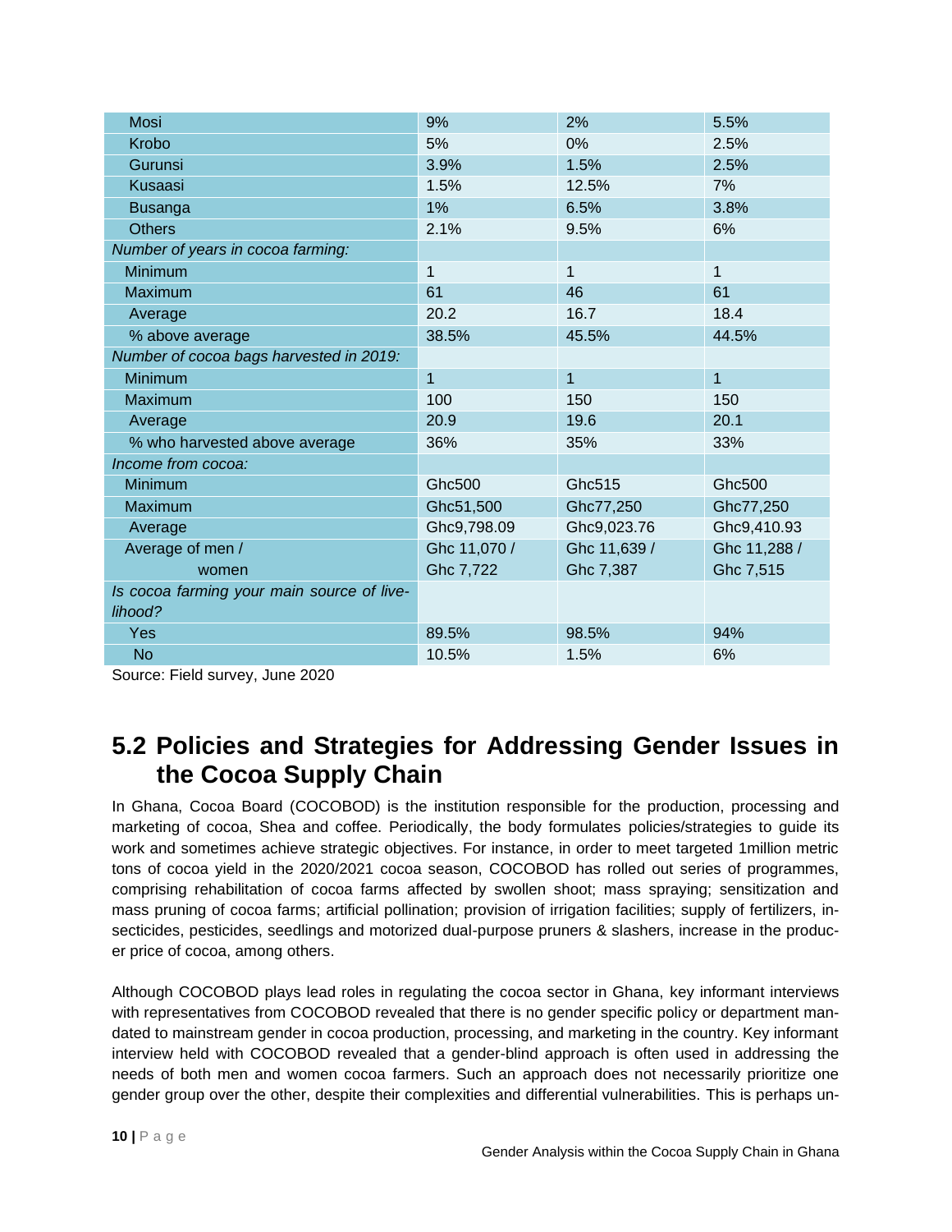| | | | |
|---|---|---|---|
| Mosi | 9% | 2% | 5.5% |
| Krobo | 5% | 0% | 2.5% |
| Gurunsi | 3.9% | 1.5% | 2.5% |
| Kusaasi | 1.5% | 12.5% | 7% |
| Busanga | 1% | 6.5% | 3.8% |
| Others | 2.1% | 9.5% | 6% |
| *Number of years in cocoa farming:* | | | |
| Minimum | 1 | 1 | 1 |
| Maximum | 61 | 46 | 61 |
| Average | 20.2 | 16.7 | 18.4 |
| % above average | 38.5% | 45.5% | 44.5% |
| *Number of cocoa bags harvested in 2019:* | | | |
| Minimum | 1 | 1 | 1 |
| Maximum | 100 | 150 | 150 |
| Average | 20.9 | 19.6 | 20.1 |
| % who harvested above average | 36% | 35% | 33% |
| *Income from cocoa:* | | | |
| Minimum | Ghc500 | Ghc515 | Ghc500 |
| Maximum | Ghc51,500 | Ghc77,250 | Ghc77,250 |
| Average | Ghc9,798.09 | Ghc9,023.76 | Ghc9,410.93 |
| Average of men / women | Ghc 11,070 / Ghc 7,722 | Ghc 11,639 / Ghc 7,387 | Ghc 11,288 / Ghc 7,515 |
| *Is cocoa farming your main source of livelihood?* | | | |
| Yes | 89.5% | 98.5% | 94% |
| No | 10.5% | 1.5% | 6% |

Source: Field survey, June 2020

## 5.2 Policies and Strategies for Addressing Gender Issues in the Cocoa Supply Chain

In Ghana, Cocoa Board (COCOBOD) is the institution responsible for the production, processing and marketing of cocoa, Shea and coffee. Periodically, the body formulates policies/strategies to guide its work and sometimes achieve strategic objectives. For instance, in order to meet targeted 1million metric tons of cocoa yield in the 2020/2021 cocoa season, COCOBOD has rolled out series of programmes, comprising rehabilitation of cocoa farms affected by swollen shoot; mass spraying; sensitization and mass pruning of cocoa farms; artificial pollination; provision of irrigation facilities; supply of fertilizers, insecticides, pesticides, seedlings and motorized dual-purpose pruners & slashers, increase in the producer price of cocoa, among others.

Although COCOBOD plays lead roles in regulating the cocoa sector in Ghana, key informant interviews with representatives from COCOBOD revealed that there is no gender specific policy or department mandated to mainstream gender in cocoa production, processing, and marketing in the country. Key informant interview held with COCOBOD revealed that a gender-blind approach is often used in addressing the needs of both men and women cocoa farmers. Such an approach does not necessarily prioritize one gender group over the other, despite their complexities and differential vulnerabilities. This is perhaps un-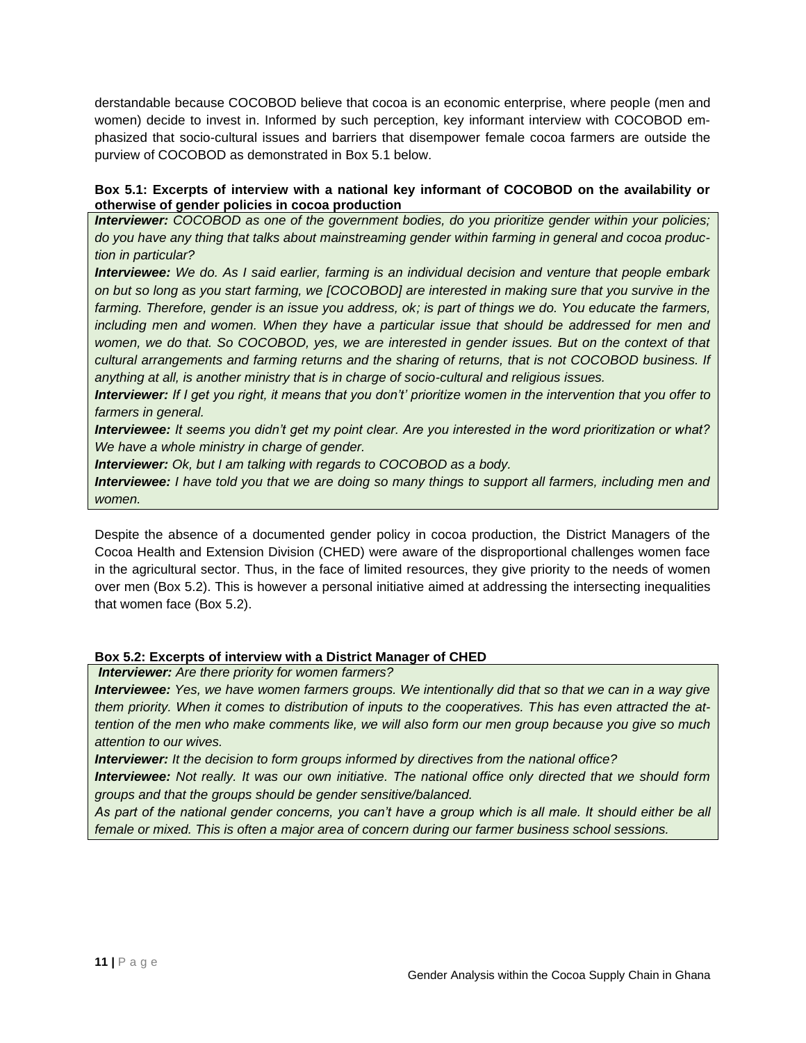derstandable because COCOBOD believe that cocoa is an economic enterprise, where people (men and women) decide to invest in. Informed by such perception, key informant interview with COCOBOD emphasized that socio-cultural issues and barriers that disempower female cocoa farmers are outside the purview of COCOBOD as demonstrated in Box 5.1 below.

**Box 5.1: Excerpts of interview with a national key informant of COCOBOD on the availability or otherwise of gender policies in cocoa production**

***Interviewer:*** *COCOBOD as one of the government bodies, do you prioritize gender within your policies; do you have any thing that talks about mainstreaming gender within farming in general and cocoa production in particular?*

***Interviewee:*** *We do. As I said earlier, farming is an individual decision and venture that people embark on but so long as you start farming, we [COCOBOD] are interested in making sure that you survive in the farming. Therefore, gender is an issue you address, ok; is part of things we do. You educate the farmers, including men and women. When they have a particular issue that should be addressed for men and women, we do that. So COCOBOD, yes, we are interested in gender issues. But on the context of that cultural arrangements and farming returns and the sharing of returns, that is not COCOBOD business. If anything at all, is another ministry that is in charge of socio-cultural and religious issues.*

***Interviewer:*** *If I get you right, it means that you don't' prioritize women in the intervention that you offer to farmers in general.*

***Interviewee:*** *It seems you didn't get my point clear. Are you interested in the word prioritization or what? We have a whole ministry in charge of gender.*

***Interviewer:*** *Ok, but I am talking with regards to COCOBOD as a body.*

***Interviewee:*** *I have told you that we are doing so many things to support all farmers, including men and women.*

Despite the absence of a documented gender policy in cocoa production, the District Managers of the Cocoa Health and Extension Division (CHED) were aware of the disproportional challenges women face in the agricultural sector. Thus, in the face of limited resources, they give priority to the needs of women over men (Box 5.2). This is however a personal initiative aimed at addressing the intersecting inequalities that women face (Box 5.2).

**Box 5.2: Excerpts of interview with a District Manager of CHED**

***Interviewer:*** *Are there priority for women farmers?*

***Interviewee:*** *Yes, we have women farmers groups. We intentionally did that so that we can in a way give them priority. When it comes to distribution of inputs to the cooperatives. This has even attracted the attention of the men who make comments like, we will also form our men group because you give so much attention to our wives.*

***Interviewer:*** *It the decision to form groups informed by directives from the national office?*

***Interviewee:*** *Not really. It was our own initiative. The national office only directed that we should form groups and that the groups should be gender sensitive/balanced.*

*As part of the national gender concerns, you can't have a group which is all male. It should either be all female or mixed. This is often a major area of concern during our farmer business school sessions.*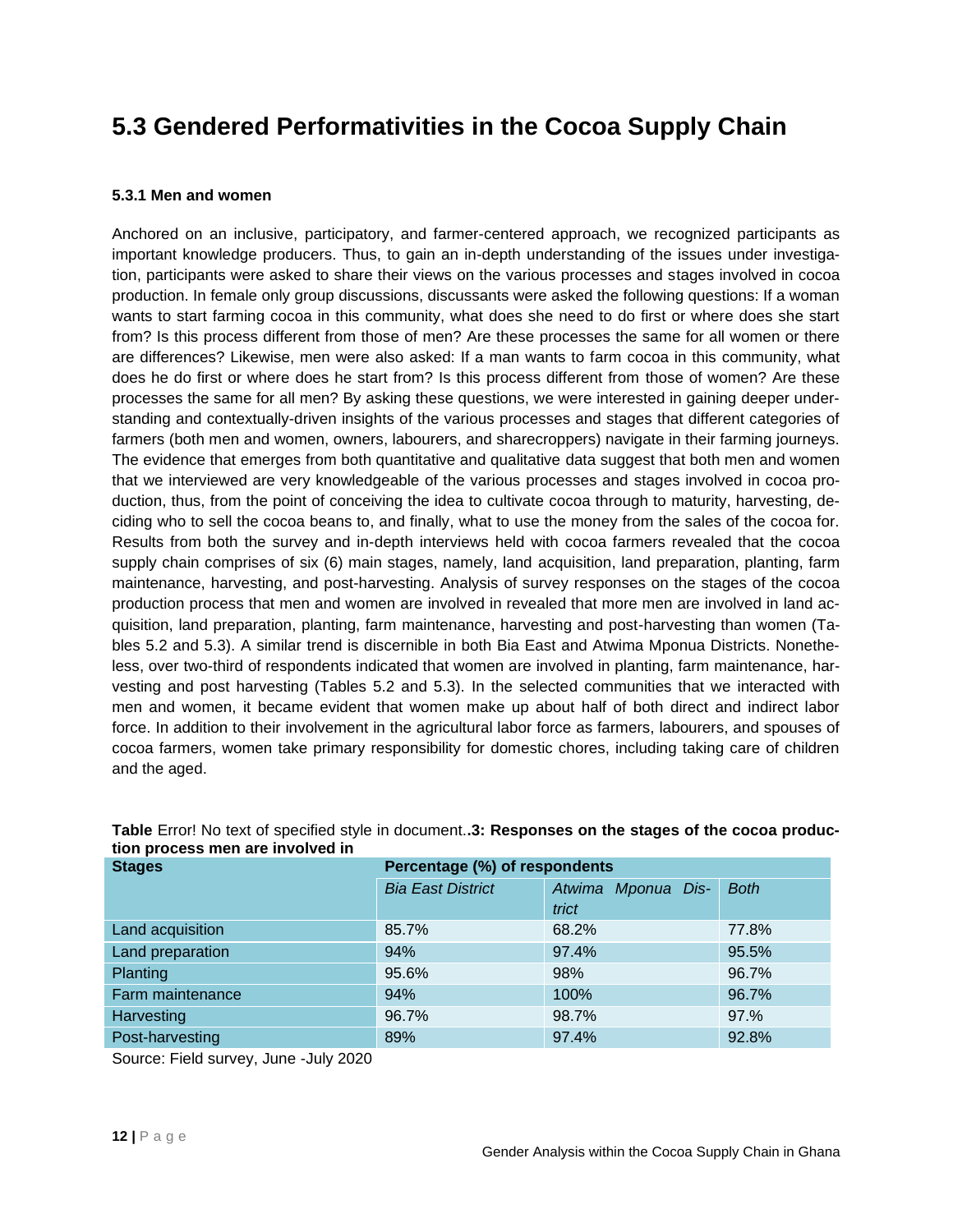# 5.3 Gendered Performativities in the Cocoa Supply Chain

### 5.3.1 Men and women

Anchored on an inclusive, participatory, and farmer-centered approach, we recognized participants as important knowledge producers. Thus, to gain an in-depth understanding of the issues under investigation, participants were asked to share their views on the various processes and stages involved in cocoa production. In female only group discussions, discussants were asked the following questions: If a woman wants to start farming cocoa in this community, what does she need to do first or where does she start from? Is this process different from those of men? Are these processes the same for all women or there are differences? Likewise, men were also asked: If a man wants to farm cocoa in this community, what does he do first or where does he start from? Is this process different from those of women? Are these processes the same for all men? By asking these questions, we were interested in gaining deeper understanding and contextually-driven insights of the various processes and stages that different categories of farmers (both men and women, owners, labourers, and sharecroppers) navigate in their farming journeys. The evidence that emerges from both quantitative and qualitative data suggest that both men and women that we interviewed are very knowledgeable of the various processes and stages involved in cocoa production, thus, from the point of conceiving the idea to cultivate cocoa through to maturity, harvesting, deciding who to sell the cocoa beans to, and finally, what to use the money from the sales of the cocoa for. Results from both the survey and in-depth interviews held with cocoa farmers revealed that the cocoa supply chain comprises of six (6) main stages, namely, land acquisition, land preparation, planting, farm maintenance, harvesting, and post-harvesting. Analysis of survey responses on the stages of the cocoa production process that men and women are involved in revealed that more men are involved in land acquisition, land preparation, planting, farm maintenance, harvesting and post-harvesting than women (Tables 5.2 and 5.3). A similar trend is discernible in both Bia East and Atwima Mponua Districts. Nonetheless, over two-third of respondents indicated that women are involved in planting, farm maintenance, harvesting and post harvesting (Tables 5.2 and 5.3). In the selected communities that we interacted with men and women, it became evident that women make up about half of both direct and indirect labor force. In addition to their involvement in the agricultural labor force as farmers, labourers, and spouses of cocoa farmers, women take primary responsibility for domestic chores, including taking care of children and the aged.

**Table** Error! No text of specified style in document.**.3: Responses on the stages of the cocoa production process men are involved in**

| Stages | Percentage (%) of respondents | | |
|---|---|---|---|
| | *Bia East District* | *Atwima Mponua District* | *Both* |
| Land acquisition | 85.7% | 68.2% | 77.8% |
| Land preparation | 94% | 97.4% | 95.5% |
| Planting | 95.6% | 98% | 96.7% |
| Farm maintenance | 94% | 100% | 96.7% |
| Harvesting | 96.7% | 98.7% | 97.% |
| Post-harvesting | 89% | 97.4% | 92.8% |

Source: Field survey, June -July 2020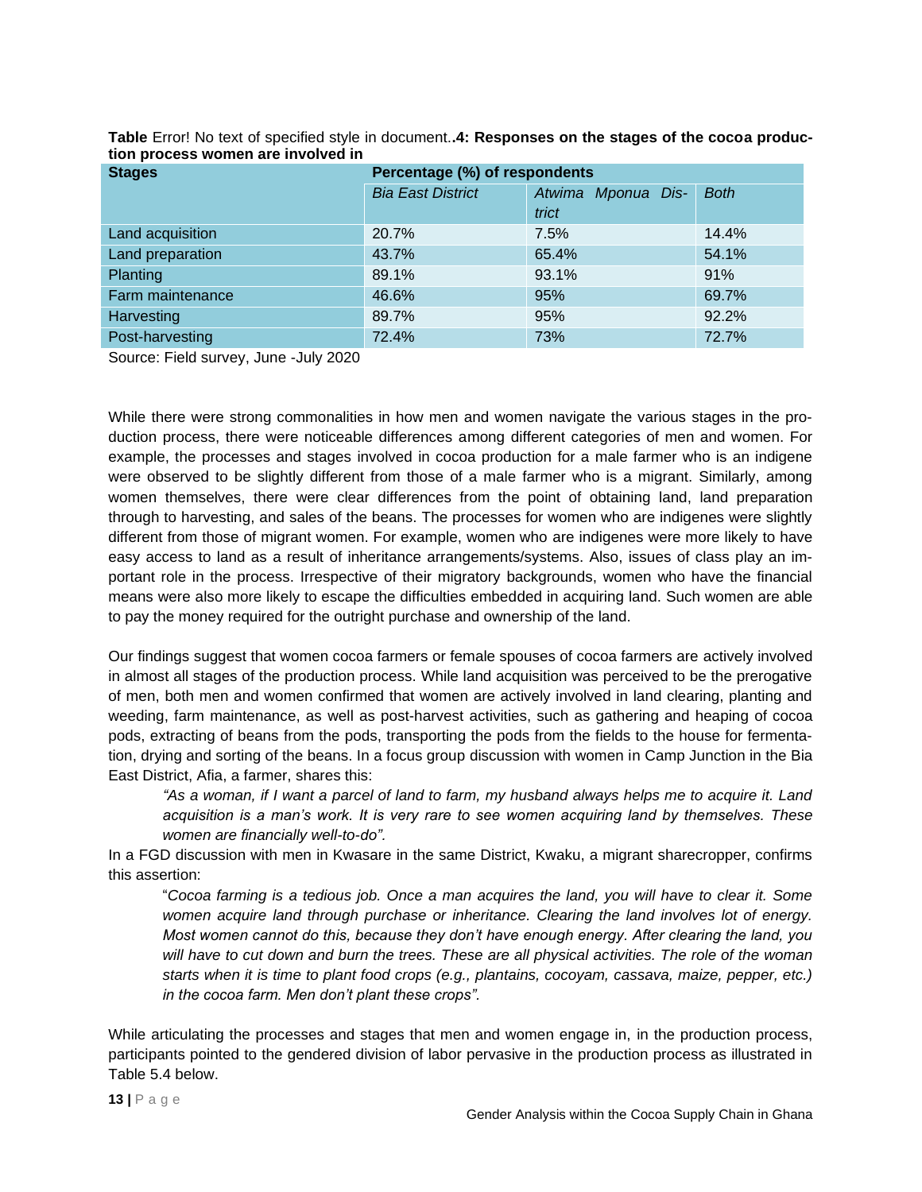**Table** Error! No text of specified style in document.**.4: Responses on the stages of the cocoa production process women are involved in**

| Stages | Percentage (%) of respondents | | |
|---|---|---|---|
| | *Bia East District* | *Atwima Mponua District* | *Both* |
| Land acquisition | 20.7% | 7.5% | 14.4% |
| Land preparation | 43.7% | 65.4% | 54.1% |
| Planting | 89.1% | 93.1% | 91% |
| Farm maintenance | 46.6% | 95% | 69.7% |
| Harvesting | 89.7% | 95% | 92.2% |
| Post-harvesting | 72.4% | 73% | 72.7% |

Source: Field survey, June -July 2020

While there were strong commonalities in how men and women navigate the various stages in the production process, there were noticeable differences among different categories of men and women. For example, the processes and stages involved in cocoa production for a male farmer who is an indigene were observed to be slightly different from those of a male farmer who is a migrant. Similarly, among women themselves, there were clear differences from the point of obtaining land, land preparation through to harvesting, and sales of the beans. The processes for women who are indigenes were slightly different from those of migrant women. For example, women who are indigenes were more likely to have easy access to land as a result of inheritance arrangements/systems. Also, issues of class play an important role in the process. Irrespective of their migratory backgrounds, women who have the financial means were also more likely to escape the difficulties embedded in acquiring land. Such women are able to pay the money required for the outright purchase and ownership of the land.

Our findings suggest that women cocoa farmers or female spouses of cocoa farmers are actively involved in almost all stages of the production process. While land acquisition was perceived to be the prerogative of men, both men and women confirmed that women are actively involved in land clearing, planting and weeding, farm maintenance, as well as post-harvest activities, such as gathering and heaping of cocoa pods, extracting of beans from the pods, transporting the pods from the fields to the house for fermentation, drying and sorting of the beans. In a focus group discussion with women in Camp Junction in the Bia East District, Afia, a farmer, shares this:

> *"As a woman, if I want a parcel of land to farm, my husband always helps me to acquire it. Land acquisition is a man's work. It is very rare to see women acquiring land by themselves. These women are financially well-to-do".*

In a FGD discussion with men in Kwasare in the same District, Kwaku, a migrant sharecropper, confirms this assertion:

> "*Cocoa farming is a tedious job. Once a man acquires the land, you will have to clear it. Some women acquire land through purchase or inheritance. Clearing the land involves lot of energy. Most women cannot do this, because they don't have enough energy. After clearing the land, you will have to cut down and burn the trees. These are all physical activities. The role of the woman starts when it is time to plant food crops (e.g., plantains, cocoyam, cassava, maize, pepper, etc.) in the cocoa farm. Men don't plant these crops".*

While articulating the processes and stages that men and women engage in, in the production process, participants pointed to the gendered division of labor pervasive in the production process as illustrated in Table 5.4 below.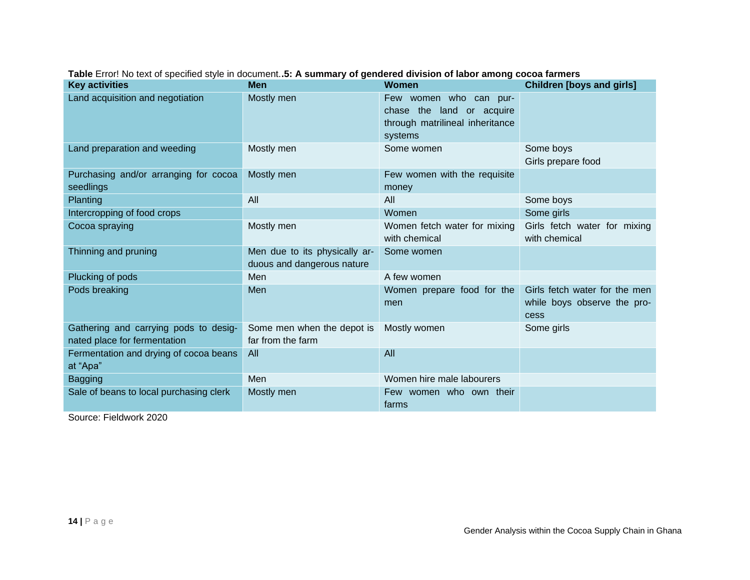**Table** Error! No text of specified style in document.**.5: A summary of gendered division of labor among cocoa farmers**

| Key activities | Men | Women | Children [boys and girls] |
|---|---|---|---|
| Land acquisition and negotiation | Mostly men | Few women who can purchase the land or acquire through matrilineal inheritance systems | |
| Land preparation and weeding | Mostly men | Some women | Some boys<br>Girls prepare food |
| Purchasing and/or arranging for cocoa seedlings | Mostly men | Few women with the requisite money | |
| Planting | All | All | Some boys |
| Intercropping of food crops | | Women | Some girls |
| Cocoa spraying | Mostly men | Women fetch water for mixing with chemical | Girls fetch water for mixing with chemical |
| Thinning and pruning | Men due to its physically arduous and dangerous nature | Some women | |
| Plucking of pods | Men | A few women | |
| Pods breaking | Men | Women prepare food for the men | Girls fetch water for the men while boys observe the process |
| Gathering and carrying pods to designated place for fermentation | Some men when the depot is far from the farm | Mostly women | Some girls |
| Fermentation and drying of cocoa beans at "Apa" | All | All | |
| Bagging | Men | Women hire male labourers | |
| Sale of beans to local purchasing clerk | Mostly men | Few women who own their farms | |

Source: Fieldwork 2020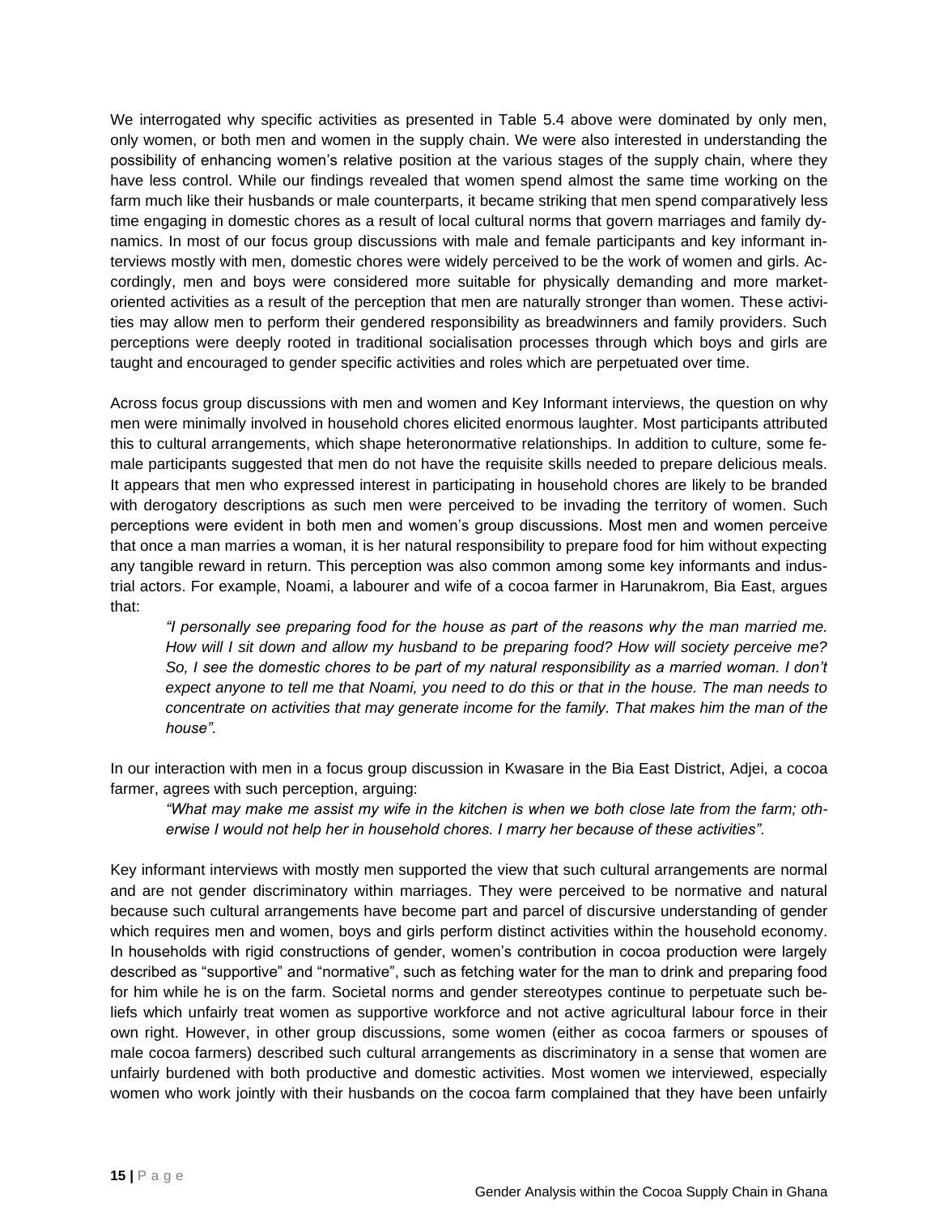We interrogated why specific activities as presented in Table 5.4 above were dominated by only men, only women, or both men and women in the supply chain. We were also interested in understanding the possibility of enhancing women's relative position at the various stages of the supply chain, where they have less control. While our findings revealed that women spend almost the same time working on the farm much like their husbands or male counterparts, it became striking that men spend comparatively less time engaging in domestic chores as a result of local cultural norms that govern marriages and family dynamics. In most of our focus group discussions with male and female participants and key informant interviews mostly with men, domestic chores were widely perceived to be the work of women and girls. Accordingly, men and boys were considered more suitable for physically demanding and more market-oriented activities as a result of the perception that men are naturally stronger than women. These activities may allow men to perform their gendered responsibility as breadwinners and family providers. Such perceptions were deeply rooted in traditional socialisation processes through which boys and girls are taught and encouraged to gender specific activities and roles which are perpetuated over time.

Across focus group discussions with men and women and Key Informant interviews, the question on why men were minimally involved in household chores elicited enormous laughter. Most participants attributed this to cultural arrangements, which shape heteronormative relationships. In addition to culture, some female participants suggested that men do not have the requisite skills needed to prepare delicious meals. It appears that men who expressed interest in participating in household chores are likely to be branded with derogatory descriptions as such men were perceived to be invading the territory of women. Such perceptions were evident in both men and women's group discussions. Most men and women perceive that once a man marries a woman, it is her natural responsibility to prepare food for him without expecting any tangible reward in return. This perception was also common among some key informants and industrial actors. For example, Noami, a labourer and wife of a cocoa farmer in Harunakrom, Bia East, argues that:

> *"I personally see preparing food for the house as part of the reasons why the man married me. How will I sit down and allow my husband to be preparing food? How will society perceive me? So, I see the domestic chores to be part of my natural responsibility as a married woman. I don't expect anyone to tell me that Noami, you need to do this or that in the house. The man needs to concentrate on activities that may generate income for the family. That makes him the man of the house".*

In our interaction with men in a focus group discussion in Kwasare in the Bia East District, Adjei, a cocoa farmer, agrees with such perception, arguing:

> *"What may make me assist my wife in the kitchen is when we both close late from the farm; otherwise I would not help her in household chores. I marry her because of these activities".*

Key informant interviews with mostly men supported the view that such cultural arrangements are normal and are not gender discriminatory within marriages. They were perceived to be normative and natural because such cultural arrangements have become part and parcel of discursive understanding of gender which requires men and women, boys and girls perform distinct activities within the household economy. In households with rigid constructions of gender, women's contribution in cocoa production were largely described as "supportive" and "normative", such as fetching water for the man to drink and preparing food for him while he is on the farm. Societal norms and gender stereotypes continue to perpetuate such beliefs which unfairly treat women as supportive workforce and not active agricultural labour force in their own right. However, in other group discussions, some women (either as cocoa farmers or spouses of male cocoa farmers) described such cultural arrangements as discriminatory in a sense that women are unfairly burdened with both productive and domestic activities. Most women we interviewed, especially women who work jointly with their husbands on the cocoa farm complained that they have been unfairly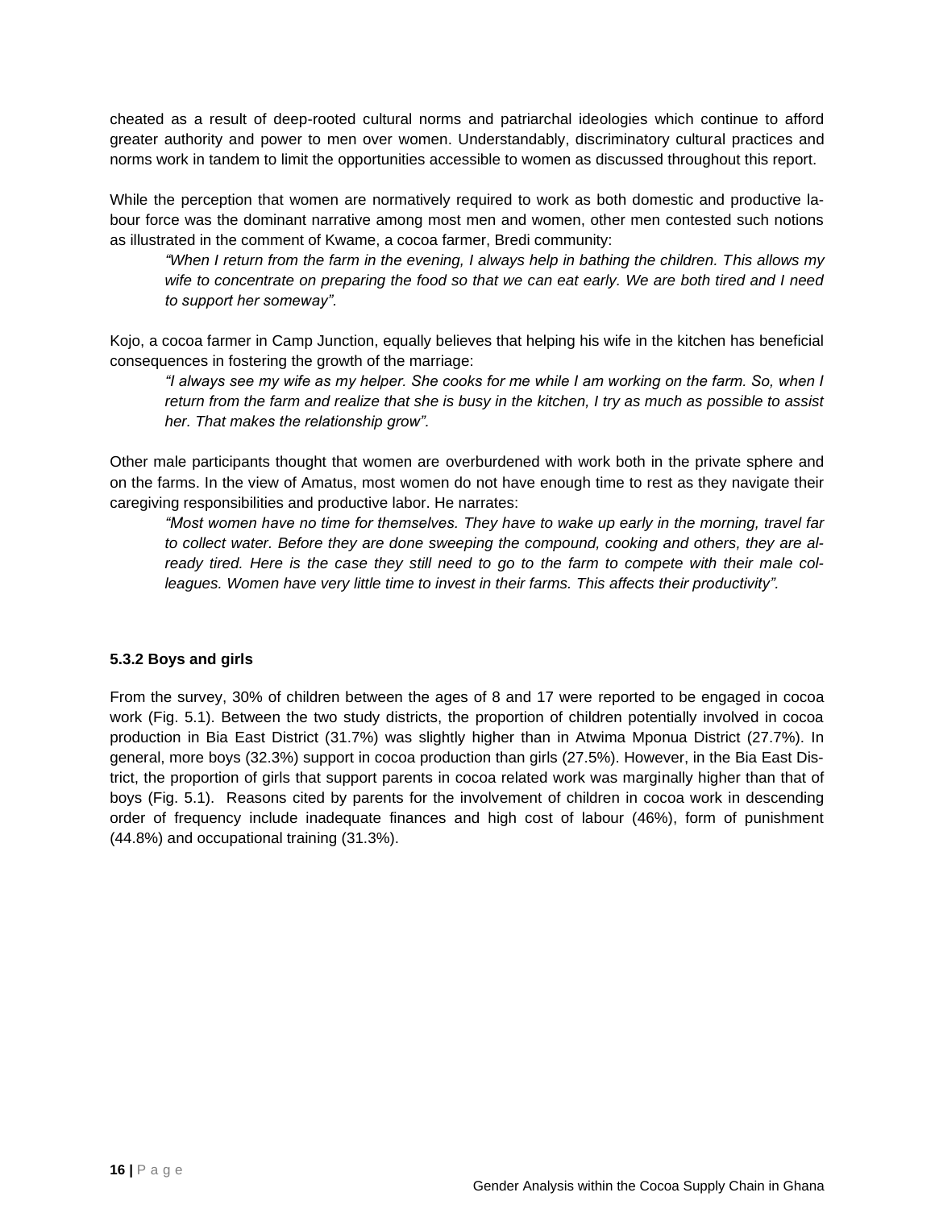cheated as a result of deep-rooted cultural norms and patriarchal ideologies which continue to afford greater authority and power to men over women. Understandably, discriminatory cultural practices and norms work in tandem to limit the opportunities accessible to women as discussed throughout this report.

While the perception that women are normatively required to work as both domestic and productive labour force was the dominant narrative among most men and women, other men contested such notions as illustrated in the comment of Kwame, a cocoa farmer, Bredi community:

> *"When I return from the farm in the evening, I always help in bathing the children. This allows my wife to concentrate on preparing the food so that we can eat early. We are both tired and I need to support her someway".*

Kojo, a cocoa farmer in Camp Junction, equally believes that helping his wife in the kitchen has beneficial consequences in fostering the growth of the marriage:

> *"I always see my wife as my helper. She cooks for me while I am working on the farm. So, when I return from the farm and realize that she is busy in the kitchen, I try as much as possible to assist her. That makes the relationship grow".*

Other male participants thought that women are overburdened with work both in the private sphere and on the farms. In the view of Amatus, most women do not have enough time to rest as they navigate their caregiving responsibilities and productive labor. He narrates:

> *"Most women have no time for themselves. They have to wake up early in the morning, travel far to collect water. Before they are done sweeping the compound, cooking and others, they are already tired. Here is the case they still need to go to the farm to compete with their male colleagues. Women have very little time to invest in their farms. This affects their productivity".*

### 5.3.2 Boys and girls

From the survey, 30% of children between the ages of 8 and 17 were reported to be engaged in cocoa work (Fig. 5.1). Between the two study districts, the proportion of children potentially involved in cocoa production in Bia East District (31.7%) was slightly higher than in Atwima Mponua District (27.7%). In general, more boys (32.3%) support in cocoa production than girls (27.5%). However, in the Bia East District, the proportion of girls that support parents in cocoa related work was marginally higher than that of boys (Fig. 5.1). Reasons cited by parents for the involvement of children in cocoa work in descending order of frequency include inadequate finances and high cost of labour (46%), form of punishment (44.8%) and occupational training (31.3%).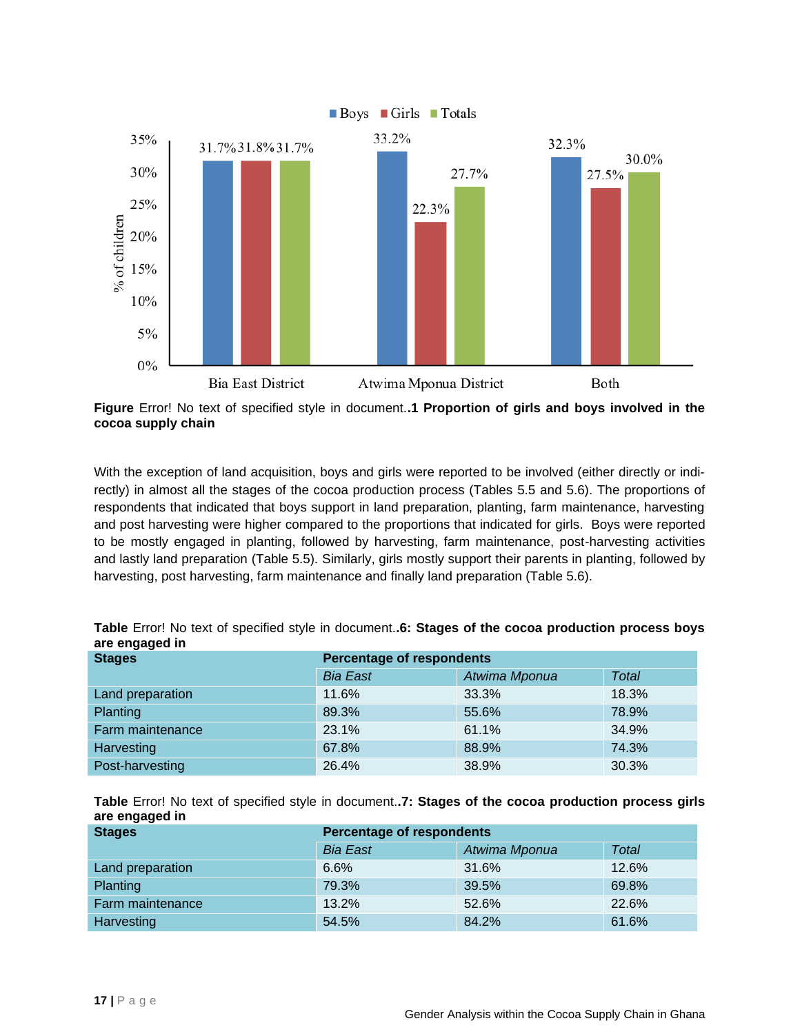**Figure** Error! No text of specified style in document.**.1 Proportion of girls and boys involved in the cocoa supply chain**

With the exception of land acquisition, boys and girls were reported to be involved (either directly or indirectly) in almost all the stages of the cocoa production process (Tables 5.5 and 5.6). The proportions of respondents that indicated that boys support in land preparation, planting, farm maintenance, harvesting and post harvesting were higher compared to the proportions that indicated for girls. Boys were reported to be mostly engaged in planting, followed by harvesting, farm maintenance, post-harvesting activities and lastly land preparation (Table 5.5). Similarly, girls mostly support their parents in planting, followed by harvesting, post harvesting, farm maintenance and finally land preparation (Table 5.6).

**Table** Error! No text of specified style in document.**.6: Stages of the cocoa production process boys are engaged in**

| Stages | Percentage of respondents | | |
|---|---|---|---|
| | *Bia East* | *Atwima Mponua* | *Total* |
| Land preparation | 11.6% | 33.3% | 18.3% |
| Planting | 89.3% | 55.6% | 78.9% |
| Farm maintenance | 23.1% | 61.1% | 34.9% |
| Harvesting | 67.8% | 88.9% | 74.3% |
| Post-harvesting | 26.4% | 38.9% | 30.3% |

**Table** Error! No text of specified style in document.**.7: Stages of the cocoa production process girls are engaged in**

| Stages | Percentage of respondents | | |
|---|---|---|---|
| | *Bia East* | *Atwima Mponua* | *Total* |
| Land preparation | 6.6% | 31.6% | 12.6% |
| Planting | 79.3% | 39.5% | 69.8% |
| Farm maintenance | 13.2% | 52.6% | 22.6% |
| Harvesting | 54.5% | 84.2% | 61.6% |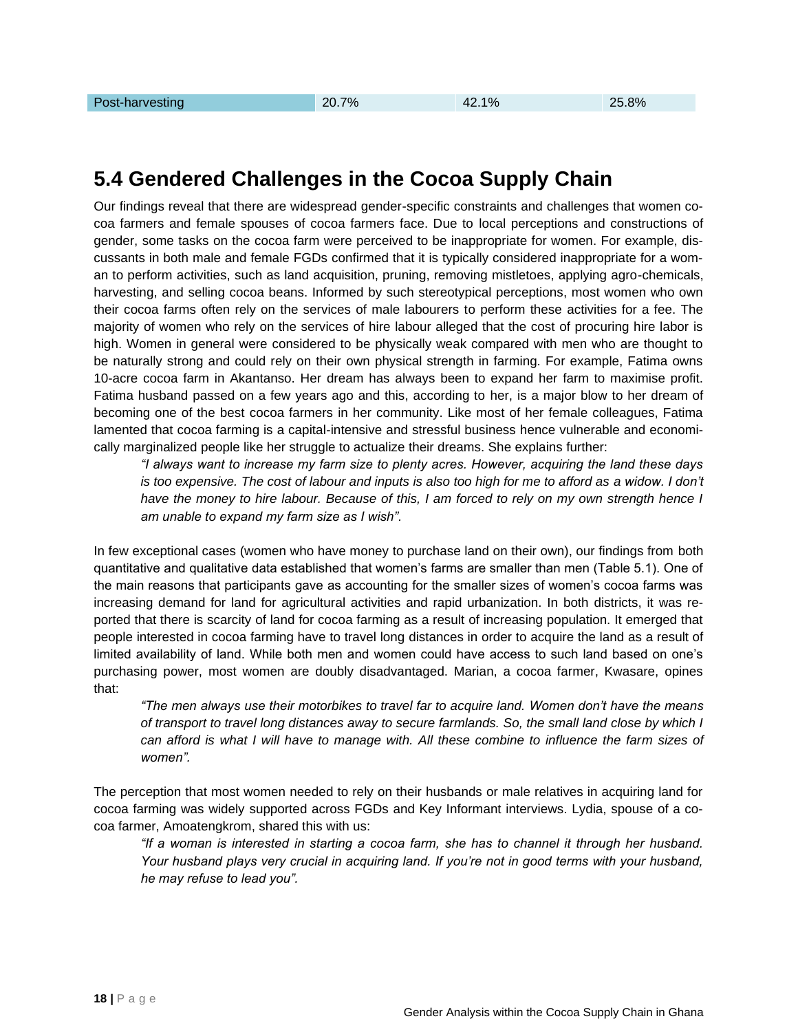| Post-harvesting | 20.7% | 42.1% | 25.8% |
|---|---|---|---|

## 5.4 Gendered Challenges in the Cocoa Supply Chain

Our findings reveal that there are widespread gender-specific constraints and challenges that women cocoa farmers and female spouses of cocoa farmers face. Due to local perceptions and constructions of gender, some tasks on the cocoa farm were perceived to be inappropriate for women. For example, discussants in both male and female FGDs confirmed that it is typically considered inappropriate for a woman to perform activities, such as land acquisition, pruning, removing mistletoes, applying agro-chemicals, harvesting, and selling cocoa beans. Informed by such stereotypical perceptions, most women who own their cocoa farms often rely on the services of male labourers to perform these activities for a fee. The majority of women who rely on the services of hire labour alleged that the cost of procuring hire labor is high. Women in general were considered to be physically weak compared with men who are thought to be naturally strong and could rely on their own physical strength in farming. For example, Fatima owns 10-acre cocoa farm in Akantanso. Her dream has always been to expand her farm to maximise profit. Fatima husband passed on a few years ago and this, according to her, is a major blow to her dream of becoming one of the best cocoa farmers in her community. Like most of her female colleagues, Fatima lamented that cocoa farming is a capital-intensive and stressful business hence vulnerable and economically marginalized people like her struggle to actualize their dreams. She explains further:

> *"I always want to increase my farm size to plenty acres. However, acquiring the land these days is too expensive. The cost of labour and inputs is also too high for me to afford as a widow. I don't have the money to hire labour. Because of this, I am forced to rely on my own strength hence I am unable to expand my farm size as I wish".*

In few exceptional cases (women who have money to purchase land on their own), our findings from both quantitative and qualitative data established that women's farms are smaller than men (Table 5.1). One of the main reasons that participants gave as accounting for the smaller sizes of women's cocoa farms was increasing demand for land for agricultural activities and rapid urbanization. In both districts, it was reported that there is scarcity of land for cocoa farming as a result of increasing population. It emerged that people interested in cocoa farming have to travel long distances in order to acquire the land as a result of limited availability of land. While both men and women could have access to such land based on one's purchasing power, most women are doubly disadvantaged. Marian, a cocoa farmer, Kwasare, opines that:

> *"The men always use their motorbikes to travel far to acquire land. Women don't have the means of transport to travel long distances away to secure farmlands. So, the small land close by which I can afford is what I will have to manage with. All these combine to influence the farm sizes of women".*

The perception that most women needed to rely on their husbands or male relatives in acquiring land for cocoa farming was widely supported across FGDs and Key Informant interviews. Lydia, spouse of a cocoa farmer, Amoatengkrom, shared this with us:

> *"If a woman is interested in starting a cocoa farm, she has to channel it through her husband. Your husband plays very crucial in acquiring land. If you're not in good terms with your husband, he may refuse to lead you".*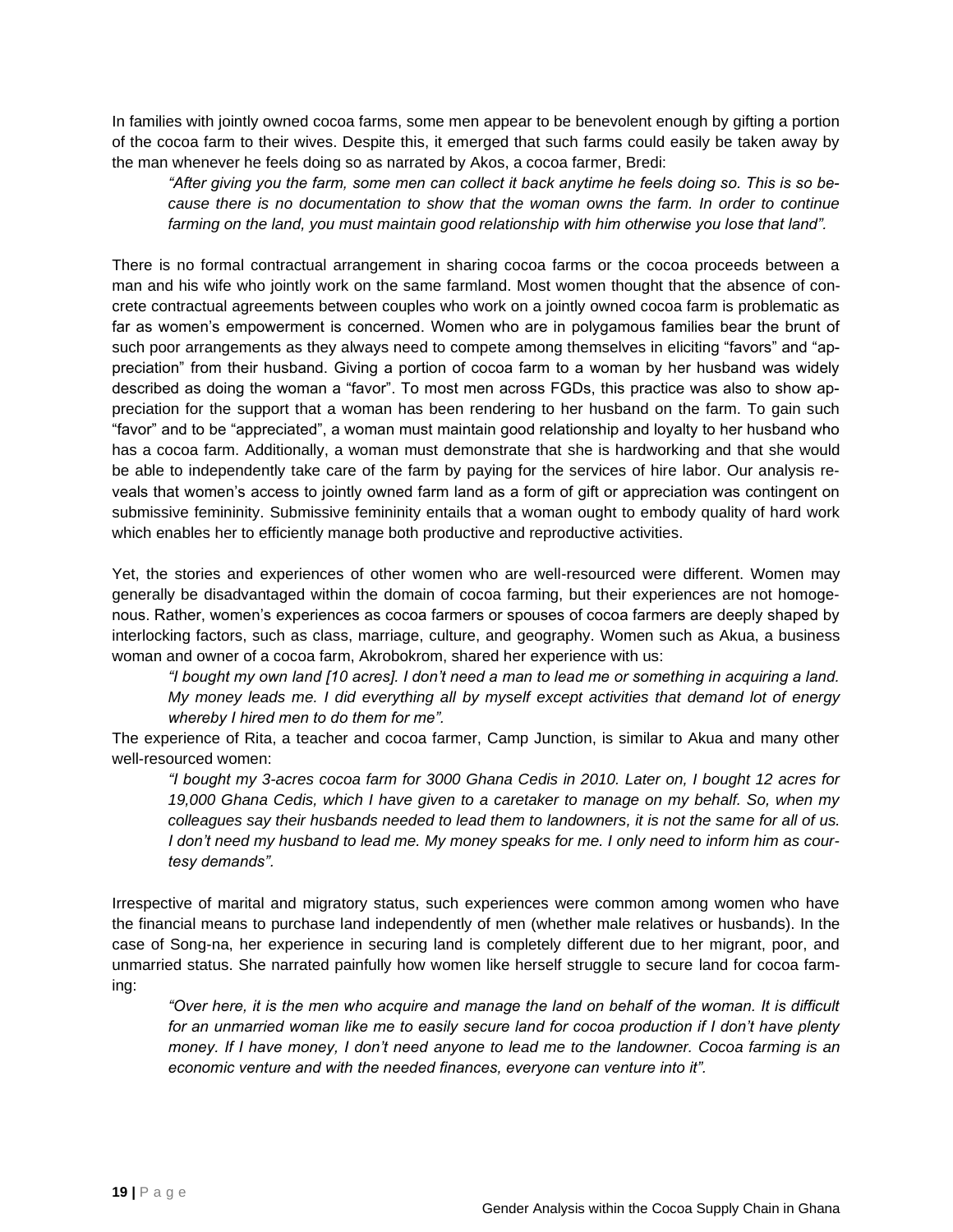In families with jointly owned cocoa farms, some men appear to be benevolent enough by gifting a portion of the cocoa farm to their wives. Despite this, it emerged that such farms could easily be taken away by the man whenever he feels doing so as narrated by Akos, a cocoa farmer, Bredi:

> *"After giving you the farm, some men can collect it back anytime he feels doing so. This is so because there is no documentation to show that the woman owns the farm. In order to continue farming on the land, you must maintain good relationship with him otherwise you lose that land".*

There is no formal contractual arrangement in sharing cocoa farms or the cocoa proceeds between a man and his wife who jointly work on the same farmland. Most women thought that the absence of concrete contractual agreements between couples who work on a jointly owned cocoa farm is problematic as far as women's empowerment is concerned. Women who are in polygamous families bear the brunt of such poor arrangements as they always need to compete among themselves in eliciting "favors" and "appreciation" from their husband. Giving a portion of cocoa farm to a woman by her husband was widely described as doing the woman a "favor". To most men across FGDs, this practice was also to show appreciation for the support that a woman has been rendering to her husband on the farm. To gain such "favor" and to be "appreciated", a woman must maintain good relationship and loyalty to her husband who has a cocoa farm. Additionally, a woman must demonstrate that she is hardworking and that she would be able to independently take care of the farm by paying for the services of hire labor. Our analysis reveals that women's access to jointly owned farm land as a form of gift or appreciation was contingent on submissive femininity. Submissive femininity entails that a woman ought to embody quality of hard work which enables her to efficiently manage both productive and reproductive activities.

Yet, the stories and experiences of other women who are well-resourced were different. Women may generally be disadvantaged within the domain of cocoa farming, but their experiences are not homogenous. Rather, women's experiences as cocoa farmers or spouses of cocoa farmers are deeply shaped by interlocking factors, such as class, marriage, culture, and geography. Women such as Akua, a business woman and owner of a cocoa farm, Akrobokrom, shared her experience with us:

> *"I bought my own land [10 acres]. I don't need a man to lead me or something in acquiring a land. My money leads me. I did everything all by myself except activities that demand lot of energy whereby I hired men to do them for me".*

The experience of Rita, a teacher and cocoa farmer, Camp Junction, is similar to Akua and many other well-resourced women:

> *"I bought my 3-acres cocoa farm for 3000 Ghana Cedis in 2010. Later on, I bought 12 acres for 19,000 Ghana Cedis, which I have given to a caretaker to manage on my behalf. So, when my colleagues say their husbands needed to lead them to landowners, it is not the same for all of us. I don't need my husband to lead me. My money speaks for me. I only need to inform him as courtesy demands".*

Irrespective of marital and migratory status, such experiences were common among women who have the financial means to purchase land independently of men (whether male relatives or husbands). In the case of Song-na, her experience in securing land is completely different due to her migrant, poor, and unmarried status. She narrated painfully how women like herself struggle to secure land for cocoa farming:

> *"Over here, it is the men who acquire and manage the land on behalf of the woman. It is difficult for an unmarried woman like me to easily secure land for cocoa production if I don't have plenty money. If I have money, I don't need anyone to lead me to the landowner. Cocoa farming is an economic venture and with the needed finances, everyone can venture into it".*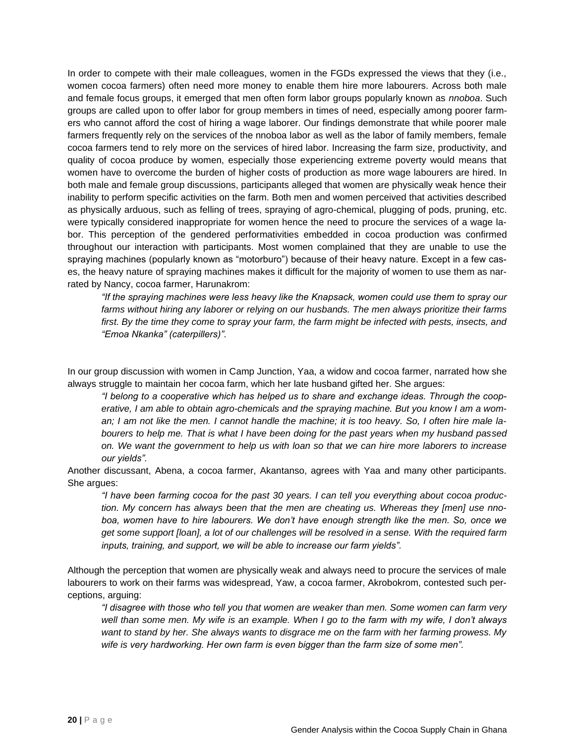In order to compete with their male colleagues, women in the FGDs expressed the views that they (i.e., women cocoa farmers) often need more money to enable them hire more labourers. Across both male and female focus groups, it emerged that men often form labor groups popularly known as *nnoboa*. Such groups are called upon to offer labor for group members in times of need, especially among poorer farmers who cannot afford the cost of hiring a wage laborer. Our findings demonstrate that while poorer male farmers frequently rely on the services of the nnoboa labor as well as the labor of family members, female cocoa farmers tend to rely more on the services of hired labor. Increasing the farm size, productivity, and quality of cocoa produce by women, especially those experiencing extreme poverty would means that women have to overcome the burden of higher costs of production as more wage labourers are hired. In both male and female group discussions, participants alleged that women are physically weak hence their inability to perform specific activities on the farm. Both men and women perceived that activities described as physically arduous, such as felling of trees, spraying of agro-chemical, plugging of pods, pruning, etc. were typically considered inappropriate for women hence the need to procure the services of a wage labor. This perception of the gendered performativities embedded in cocoa production was confirmed throughout our interaction with participants. Most women complained that they are unable to use the spraying machines (popularly known as "motorburo") because of their heavy nature. Except in a few cases, the heavy nature of spraying machines makes it difficult for the majority of women to use them as narrated by Nancy, cocoa farmer, Harunakrom:

> *"If the spraying machines were less heavy like the Knapsack, women could use them to spray our farms without hiring any laborer or relying on our husbands. The men always prioritize their farms first. By the time they come to spray your farm, the farm might be infected with pests, insects, and "Emoa Nkanka" (caterpillers)".*

In our group discussion with women in Camp Junction, Yaa, a widow and cocoa farmer, narrated how she always struggle to maintain her cocoa farm, which her late husband gifted her. She argues:

> *"I belong to a cooperative which has helped us to share and exchange ideas. Through the cooperative, I am able to obtain agro-chemicals and the spraying machine. But you know I am a woman; I am not like the men. I cannot handle the machine; it is too heavy. So, I often hire male labourers to help me. That is what I have been doing for the past years when my husband passed on. We want the government to help us with loan so that we can hire more laborers to increase our yields".*

Another discussant, Abena, a cocoa farmer, Akantanso, agrees with Yaa and many other participants. She argues:

> *"I have been farming cocoa for the past 30 years. I can tell you everything about cocoa production. My concern has always been that the men are cheating us. Whereas they [men] use nnoboa, women have to hire labourers. We don't have enough strength like the men. So, once we get some support [loan], a lot of our challenges will be resolved in a sense. With the required farm inputs, training, and support, we will be able to increase our farm yields".*

Although the perception that women are physically weak and always need to procure the services of male labourers to work on their farms was widespread, Yaw, a cocoa farmer, Akrobokrom, contested such perceptions, arguing:

> *"I disagree with those who tell you that women are weaker than men. Some women can farm very well than some men. My wife is an example. When I go to the farm with my wife, I don't always want to stand by her. She always wants to disgrace me on the farm with her farming prowess. My wife is very hardworking. Her own farm is even bigger than the farm size of some men".*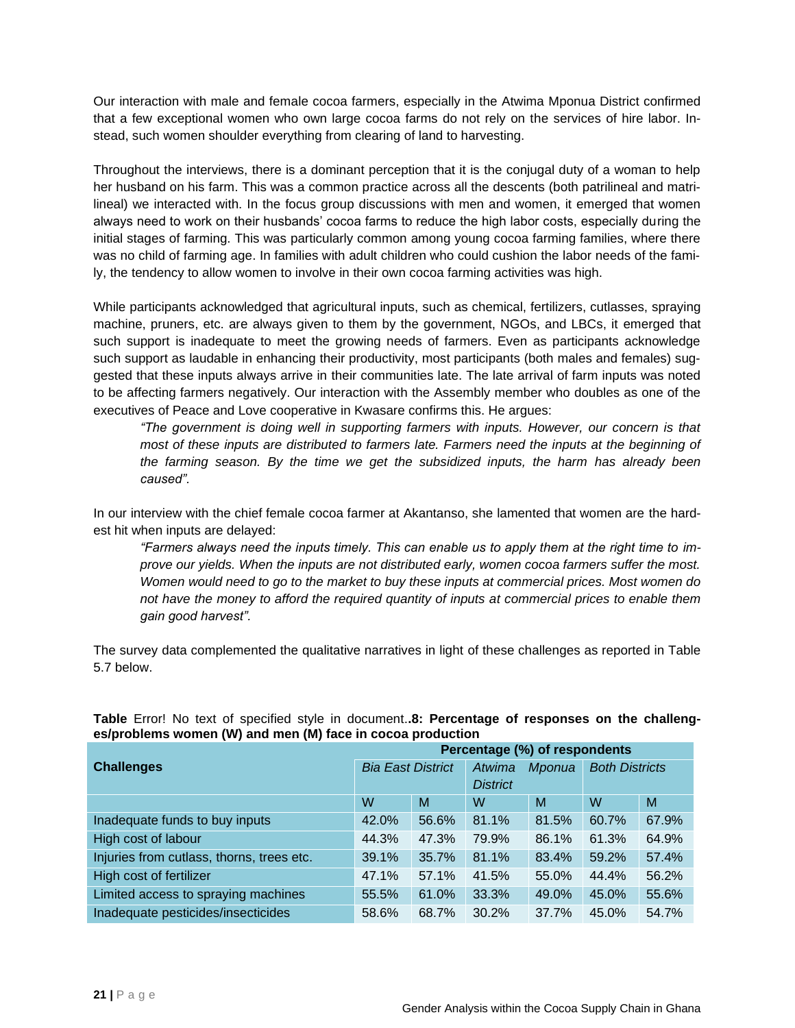Our interaction with male and female cocoa farmers, especially in the Atwima Mponua District confirmed that a few exceptional women who own large cocoa farms do not rely on the services of hire labor. Instead, such women shoulder everything from clearing of land to harvesting.

Throughout the interviews, there is a dominant perception that it is the conjugal duty of a woman to help her husband on his farm. This was a common practice across all the descents (both patrilineal and matrilineal) we interacted with. In the focus group discussions with men and women, it emerged that women always need to work on their husbands' cocoa farms to reduce the high labor costs, especially during the initial stages of farming. This was particularly common among young cocoa farming families, where there was no child of farming age. In families with adult children who could cushion the labor needs of the family, the tendency to allow women to involve in their own cocoa farming activities was high.

While participants acknowledged that agricultural inputs, such as chemical, fertilizers, cutlasses, spraying machine, pruners, etc. are always given to them by the government, NGOs, and LBCs, it emerged that such support is inadequate to meet the growing needs of farmers. Even as participants acknowledge such support as laudable in enhancing their productivity, most participants (both males and females) suggested that these inputs always arrive in their communities late. The late arrival of farm inputs was noted to be affecting farmers negatively. Our interaction with the Assembly member who doubles as one of the executives of Peace and Love cooperative in Kwasare confirms this. He argues:

> *"The government is doing well in supporting farmers with inputs. However, our concern is that most of these inputs are distributed to farmers late. Farmers need the inputs at the beginning of the farming season. By the time we get the subsidized inputs, the harm has already been caused".*

In our interview with the chief female cocoa farmer at Akantanso, she lamented that women are the hardest hit when inputs are delayed:

> *"Farmers always need the inputs timely. This can enable us to apply them at the right time to improve our yields. When the inputs are not distributed early, women cocoa farmers suffer the most. Women would need to go to the market to buy these inputs at commercial prices. Most women do not have the money to afford the required quantity of inputs at commercial prices to enable them gain good harvest".*

The survey data complemented the qualitative narratives in light of these challenges as reported in Table 5.7 below.

**Table** Error! No text of specified style in document.**.8: Percentage of responses on the challenges/problems women (W) and men (M) face in cocoa production**

| **Challenges** | **Percentage (%) of respondents** | | | | | |
|---|---|---|---|---|---|---|
| | *Bia East District* | | *Atwima Mponua District* | | *Both Districts* | |
| | W | M | W | M | W | M |
| Inadequate funds to buy inputs | 42.0% | 56.6% | 81.1% | 81.5% | 60.7% | 67.9% |
| High cost of labour | 44.3% | 47.3% | 79.9% | 86.1% | 61.3% | 64.9% |
| Injuries from cutlass, thorns, trees etc. | 39.1% | 35.7% | 81.1% | 83.4% | 59.2% | 57.4% |
| High cost of fertilizer | 47.1% | 57.1% | 41.5% | 55.0% | 44.4% | 56.2% |
| Limited access to spraying machines | 55.5% | 61.0% | 33.3% | 49.0% | 45.0% | 55.6% |
| Inadequate pesticides/insecticides | 58.6% | 68.7% | 30.2% | 37.7% | 45.0% | 54.7% |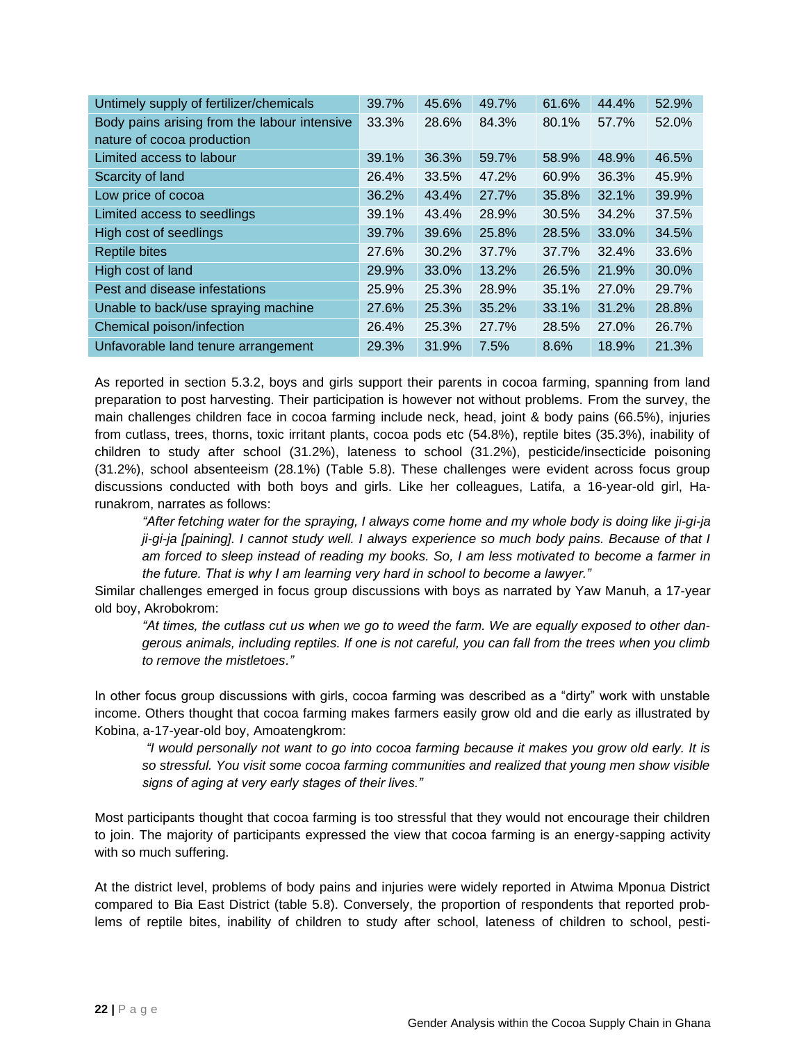| | | | | | | |
|---|---|---|---|---|---|---|
| Untimely supply of fertilizer/chemicals | 39.7% | 45.6% | 49.7% | 61.6% | 44.4% | 52.9% |
| Body pains arising from the labour intensive nature of cocoa production | 33.3% | 28.6% | 84.3% | 80.1% | 57.7% | 52.0% |
| Limited access to labour | 39.1% | 36.3% | 59.7% | 58.9% | 48.9% | 46.5% |
| Scarcity of land | 26.4% | 33.5% | 47.2% | 60.9% | 36.3% | 45.9% |
| Low price of cocoa | 36.2% | 43.4% | 27.7% | 35.8% | 32.1% | 39.9% |
| Limited access to seedlings | 39.1% | 43.4% | 28.9% | 30.5% | 34.2% | 37.5% |
| High cost of seedlings | 39.7% | 39.6% | 25.8% | 28.5% | 33.0% | 34.5% |
| Reptile bites | 27.6% | 30.2% | 37.7% | 37.7% | 32.4% | 33.6% |
| High cost of land | 29.9% | 33.0% | 13.2% | 26.5% | 21.9% | 30.0% |
| Pest and disease infestations | 25.9% | 25.3% | 28.9% | 35.1% | 27.0% | 29.7% |
| Unable to back/use spraying machine | 27.6% | 25.3% | 35.2% | 33.1% | 31.2% | 28.8% |
| Chemical poison/infection | 26.4% | 25.3% | 27.7% | 28.5% | 27.0% | 26.7% |
| Unfavorable land tenure arrangement | 29.3% | 31.9% | 7.5% | 8.6% | 18.9% | 21.3% |

As reported in section 5.3.2, boys and girls support their parents in cocoa farming, spanning from land preparation to post harvesting. Their participation is however not without problems. From the survey, the main challenges children face in cocoa farming include neck, head, joint & body pains (66.5%), injuries from cutlass, trees, thorns, toxic irritant plants, cocoa pods etc (54.8%), reptile bites (35.3%), inability of children to study after school (31.2%), lateness to school (31.2%), pesticide/insecticide poisoning (31.2%), school absenteeism (28.1%) (Table 5.8). These challenges were evident across focus group discussions conducted with both boys and girls. Like her colleagues, Latifa, a 16-year-old girl, Harunakrom, narrates as follows:

> *"After fetching water for the spraying, I always come home and my whole body is doing like ji-gi-ja ji-gi-ja [paining]. I cannot study well. I always experience so much body pains. Because of that I am forced to sleep instead of reading my books. So, I am less motivated to become a farmer in the future. That is why I am learning very hard in school to become a lawyer."*

Similar challenges emerged in focus group discussions with boys as narrated by Yaw Manuh, a 17-year old boy, Akrobokrom:

> *"At times, the cutlass cut us when we go to weed the farm. We are equally exposed to other dangerous animals, including reptiles. If one is not careful, you can fall from the trees when you climb to remove the mistletoes."*

In other focus group discussions with girls, cocoa farming was described as a "dirty" work with unstable income. Others thought that cocoa farming makes farmers easily grow old and die early as illustrated by Kobina, a-17-year-old boy, Amoatengkrom:

> *"I would personally not want to go into cocoa farming because it makes you grow old early. It is so stressful. You visit some cocoa farming communities and realized that young men show visible signs of aging at very early stages of their lives."*

Most participants thought that cocoa farming is too stressful that they would not encourage their children to join. The majority of participants expressed the view that cocoa farming is an energy-sapping activity with so much suffering.

At the district level, problems of body pains and injuries were widely reported in Atwima Mponua District compared to Bia East District (table 5.8). Conversely, the proportion of respondents that reported problems of reptile bites, inability of children to study after school, lateness of children to school, pesti-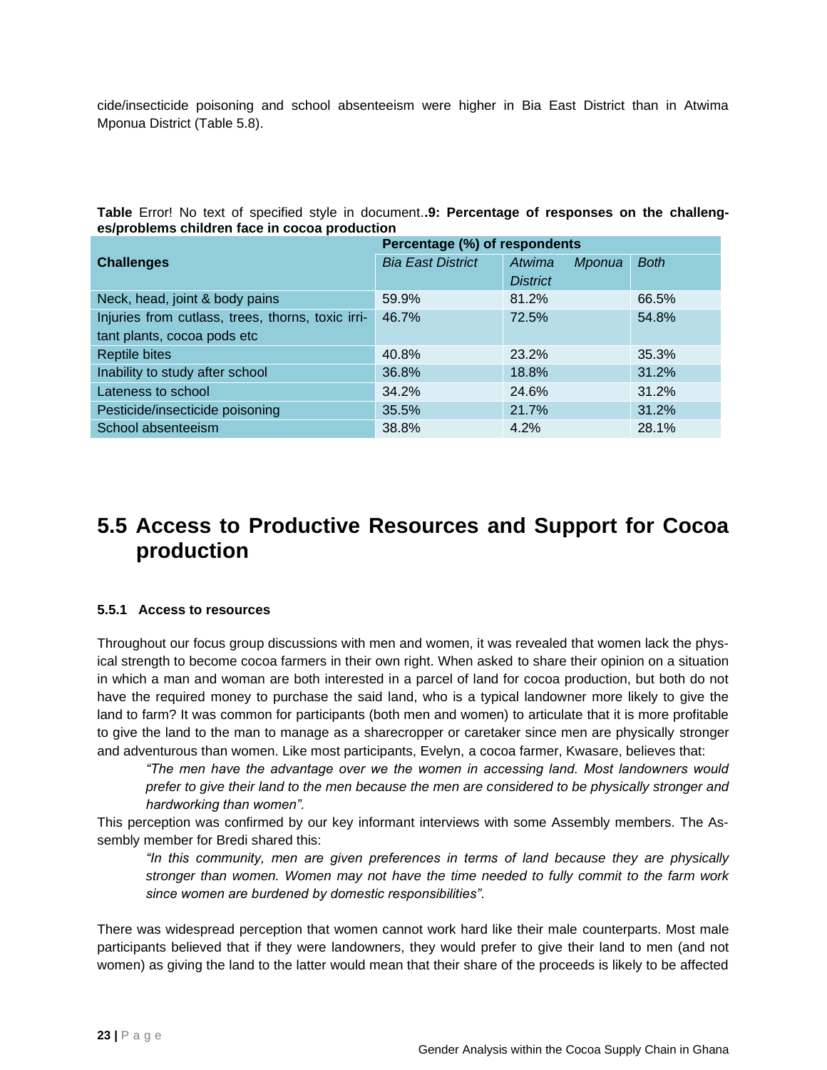cide/insecticide poisoning and school absenteeism were higher in Bia East District than in Atwima Mponua District (Table 5.8).

**Table** Error! No text of specified style in document.**.9: Percentage of responses on the challenges/problems children face in cocoa production**

| Challenges | Percentage (%) of respondents | | |
|---|---|---|---|
| | *Bia East District* | *Atwima Mponua District* | *Both* |
| Neck, head, joint & body pains | 59.9% | 81.2% | 66.5% |
| Injuries from cutlass, trees, thorns, toxic irritant plants, cocoa pods etc | 46.7% | 72.5% | 54.8% |
| Reptile bites | 40.8% | 23.2% | 35.3% |
| Inability to study after school | 36.8% | 18.8% | 31.2% |
| Lateness to school | 34.2% | 24.6% | 31.2% |
| Pesticide/insecticide poisoning | 35.5% | 21.7% | 31.2% |
| School absenteeism | 38.8% | 4.2% | 28.1% |

## 5.5 Access to Productive Resources and Support for Cocoa production

### 5.5.1 Access to resources

Throughout our focus group discussions with men and women, it was revealed that women lack the physical strength to become cocoa farmers in their own right. When asked to share their opinion on a situation in which a man and woman are both interested in a parcel of land for cocoa production, but both do not have the required money to purchase the said land, who is a typical landowner more likely to give the land to farm? It was common for participants (both men and women) to articulate that it is more profitable to give the land to the man to manage as a sharecropper or caretaker since men are physically stronger and adventurous than women. Like most participants, Evelyn, a cocoa farmer, Kwasare, believes that:

> *"The men have the advantage over we the women in accessing land. Most landowners would prefer to give their land to the men because the men are considered to be physically stronger and hardworking than women".*

This perception was confirmed by our key informant interviews with some Assembly members. The Assembly member for Bredi shared this:

> *"In this community, men are given preferences in terms of land because they are physically stronger than women. Women may not have the time needed to fully commit to the farm work since women are burdened by domestic responsibilities".*

There was widespread perception that women cannot work hard like their male counterparts. Most male participants believed that if they were landowners, they would prefer to give their land to men (and not women) as giving the land to the latter would mean that their share of the proceeds is likely to be affected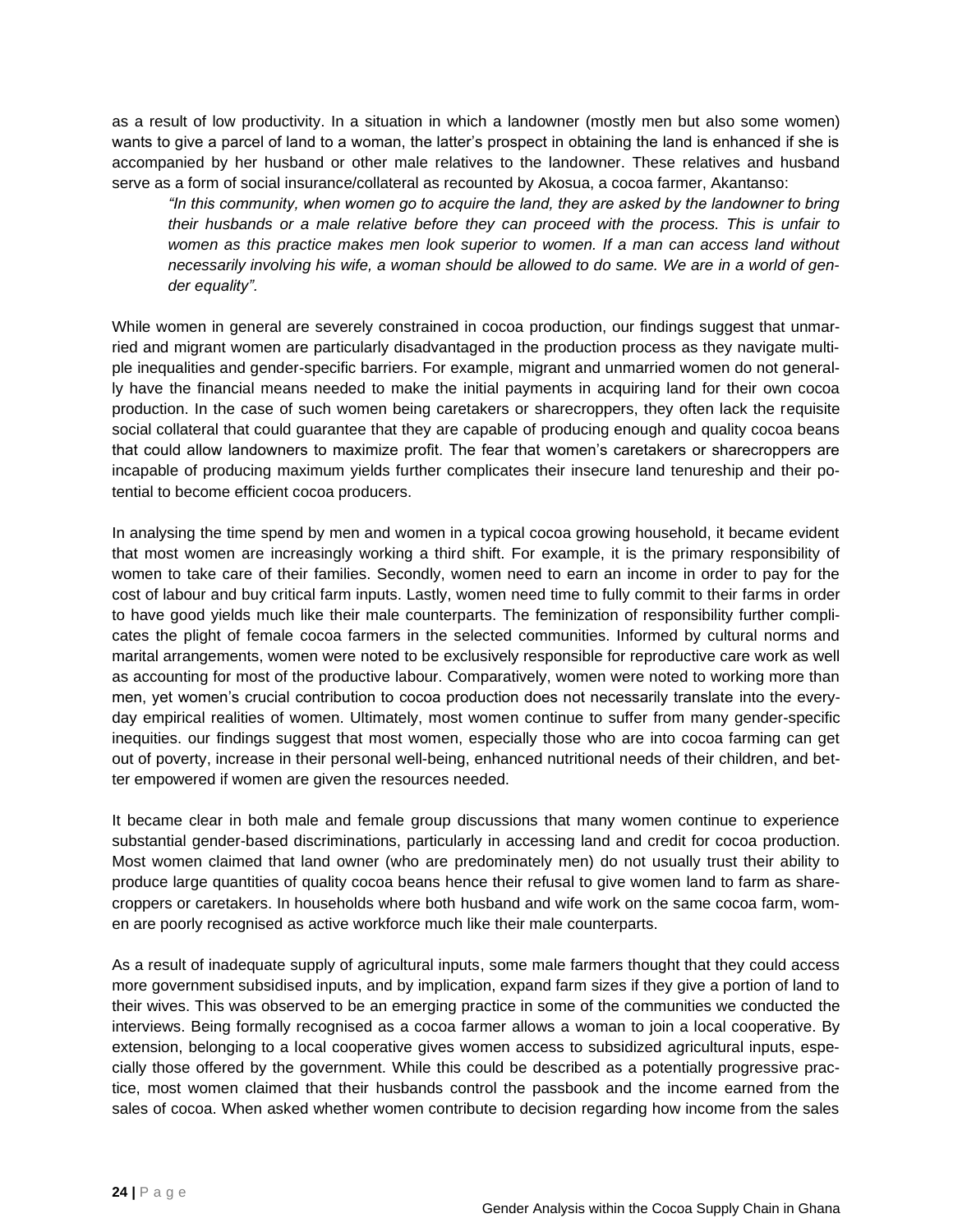as a result of low productivity. In a situation in which a landowner (mostly men but also some women) wants to give a parcel of land to a woman, the latter's prospect in obtaining the land is enhanced if she is accompanied by her husband or other male relatives to the landowner. These relatives and husband serve as a form of social insurance/collateral as recounted by Akosua, a cocoa farmer, Akantanso:

> *"In this community, when women go to acquire the land, they are asked by the landowner to bring their husbands or a male relative before they can proceed with the process. This is unfair to women as this practice makes men look superior to women. If a man can access land without necessarily involving his wife, a woman should be allowed to do same. We are in a world of gender equality".*

While women in general are severely constrained in cocoa production, our findings suggest that unmarried and migrant women are particularly disadvantaged in the production process as they navigate multiple inequalities and gender-specific barriers. For example, migrant and unmarried women do not generally have the financial means needed to make the initial payments in acquiring land for their own cocoa production. In the case of such women being caretakers or sharecroppers, they often lack the requisite social collateral that could guarantee that they are capable of producing enough and quality cocoa beans that could allow landowners to maximize profit. The fear that women's caretakers or sharecroppers are incapable of producing maximum yields further complicates their insecure land tenureship and their potential to become efficient cocoa producers.

In analysing the time spend by men and women in a typical cocoa growing household, it became evident that most women are increasingly working a third shift. For example, it is the primary responsibility of women to take care of their families. Secondly, women need to earn an income in order to pay for the cost of labour and buy critical farm inputs. Lastly, women need time to fully commit to their farms in order to have good yields much like their male counterparts. The feminization of responsibility further complicates the plight of female cocoa farmers in the selected communities. Informed by cultural norms and marital arrangements, women were noted to be exclusively responsible for reproductive care work as well as accounting for most of the productive labour. Comparatively, women were noted to working more than men, yet women's crucial contribution to cocoa production does not necessarily translate into the everyday empirical realities of women. Ultimately, most women continue to suffer from many gender-specific inequities. our findings suggest that most women, especially those who are into cocoa farming can get out of poverty, increase in their personal well-being, enhanced nutritional needs of their children, and better empowered if women are given the resources needed.

It became clear in both male and female group discussions that many women continue to experience substantial gender-based discriminations, particularly in accessing land and credit for cocoa production. Most women claimed that land owner (who are predominately men) do not usually trust their ability to produce large quantities of quality cocoa beans hence their refusal to give women land to farm as sharecroppers or caretakers. In households where both husband and wife work on the same cocoa farm, women are poorly recognised as active workforce much like their male counterparts.

As a result of inadequate supply of agricultural inputs, some male farmers thought that they could access more government subsidised inputs, and by implication, expand farm sizes if they give a portion of land to their wives. This was observed to be an emerging practice in some of the communities we conducted the interviews. Being formally recognised as a cocoa farmer allows a woman to join a local cooperative. By extension, belonging to a local cooperative gives women access to subsidized agricultural inputs, especially those offered by the government. While this could be described as a potentially progressive practice, most women claimed that their husbands control the passbook and the income earned from the sales of cocoa. When asked whether women contribute to decision regarding how income from the sales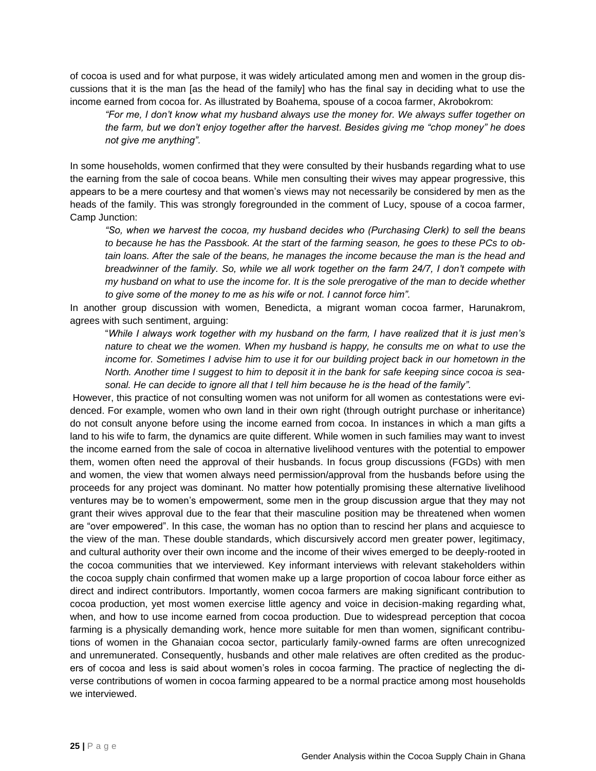of cocoa is used and for what purpose, it was widely articulated among men and women in the group discussions that it is the man [as the head of the family] who has the final say in deciding what to use the income earned from cocoa for. As illustrated by Boahema, spouse of a cocoa farmer, Akrobokrom:

> *"For me, I don't know what my husband always use the money for. We always suffer together on the farm, but we don't enjoy together after the harvest. Besides giving me "chop money" he does not give me anything".*

In some households, women confirmed that they were consulted by their husbands regarding what to use the earning from the sale of cocoa beans. While men consulting their wives may appear progressive, this appears to be a mere courtesy and that women's views may not necessarily be considered by men as the heads of the family. This was strongly foregrounded in the comment of Lucy, spouse of a cocoa farmer, Camp Junction:

> *"So, when we harvest the cocoa, my husband decides who (Purchasing Clerk) to sell the beans to because he has the Passbook. At the start of the farming season, he goes to these PCs to obtain loans. After the sale of the beans, he manages the income because the man is the head and breadwinner of the family. So, while we all work together on the farm 24/7, I don't compete with my husband on what to use the income for. It is the sole prerogative of the man to decide whether to give some of the money to me as his wife or not. I cannot force him".*

In another group discussion with women, Benedicta, a migrant woman cocoa farmer, Harunakrom, agrees with such sentiment, arguing:

> "*While I always work together with my husband on the farm, I have realized that it is just men's nature to cheat we the women. When my husband is happy, he consults me on what to use the income for. Sometimes I advise him to use it for our building project back in our hometown in the North. Another time I suggest to him to deposit it in the bank for safe keeping since cocoa is seasonal. He can decide to ignore all that I tell him because he is the head of the family".*

However, this practice of not consulting women was not uniform for all women as contestations were evidenced. For example, women who own land in their own right (through outright purchase or inheritance) do not consult anyone before using the income earned from cocoa. In instances in which a man gifts a land to his wife to farm, the dynamics are quite different. While women in such families may want to invest the income earned from the sale of cocoa in alternative livelihood ventures with the potential to empower them, women often need the approval of their husbands. In focus group discussions (FGDs) with men and women, the view that women always need permission/approval from the husbands before using the proceeds for any project was dominant. No matter how potentially promising these alternative livelihood ventures may be to women's empowerment, some men in the group discussion argue that they may not grant their wives approval due to the fear that their masculine position may be threatened when women are "over empowered". In this case, the woman has no option than to rescind her plans and acquiesce to the view of the man. These double standards, which discursively accord men greater power, legitimacy, and cultural authority over their own income and the income of their wives emerged to be deeply-rooted in the cocoa communities that we interviewed. Key informant interviews with relevant stakeholders within the cocoa supply chain confirmed that women make up a large proportion of cocoa labour force either as direct and indirect contributors. Importantly, women cocoa farmers are making significant contribution to cocoa production, yet most women exercise little agency and voice in decision-making regarding what, when, and how to use income earned from cocoa production. Due to widespread perception that cocoa farming is a physically demanding work, hence more suitable for men than women, significant contributions of women in the Ghanaian cocoa sector, particularly family-owned farms are often unrecognized and unremunerated. Consequently, husbands and other male relatives are often credited as the producers of cocoa and less is said about women's roles in cocoa farming. The practice of neglecting the diverse contributions of women in cocoa farming appeared to be a normal practice among most households we interviewed.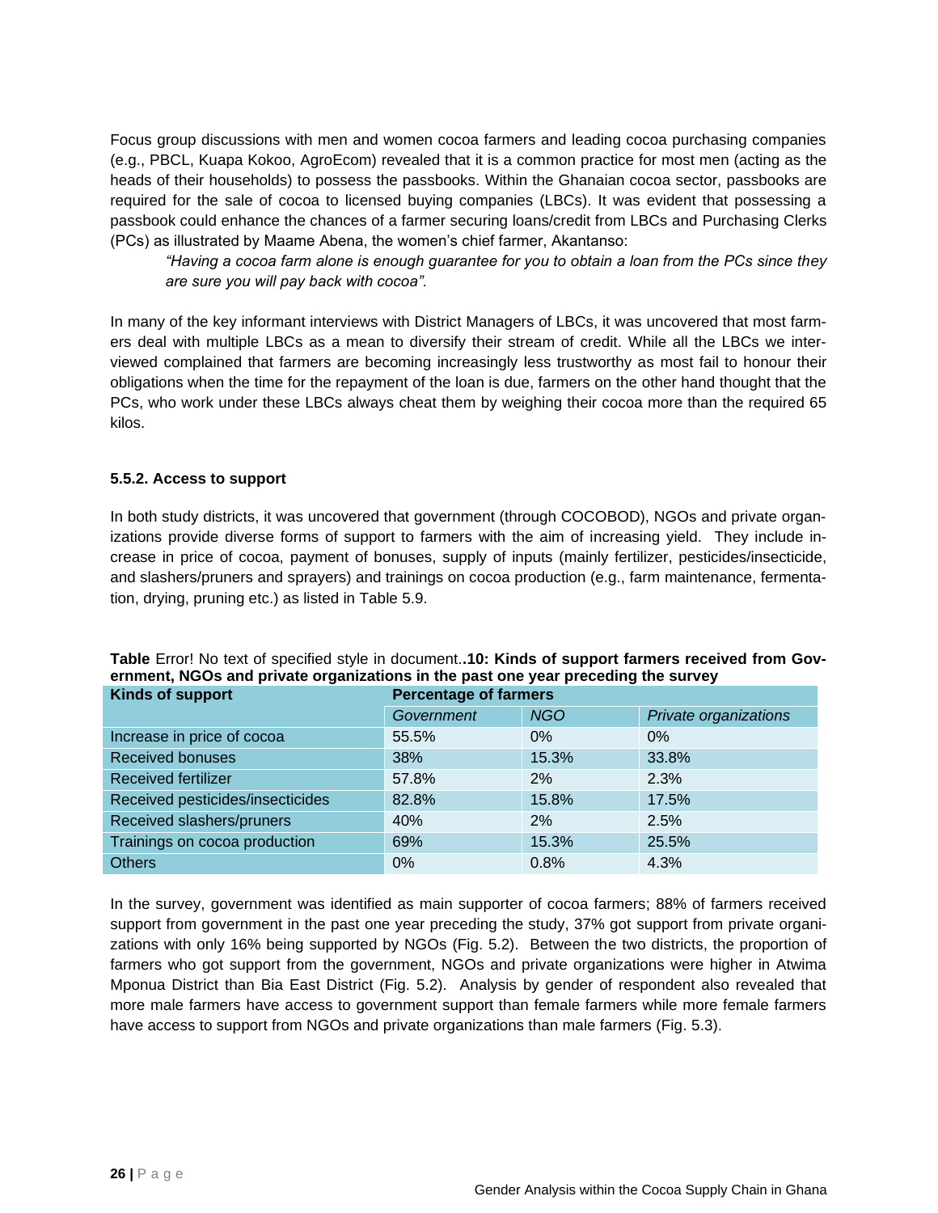Focus group discussions with men and women cocoa farmers and leading cocoa purchasing companies (e.g., PBCL, Kuapa Kokoo, AgroEcom) revealed that it is a common practice for most men (acting as the heads of their households) to possess the passbooks. Within the Ghanaian cocoa sector, passbooks are required for the sale of cocoa to licensed buying companies (LBCs). It was evident that possessing a passbook could enhance the chances of a farmer securing loans/credit from LBCs and Purchasing Clerks (PCs) as illustrated by Maame Abena, the women's chief farmer, Akantanso:

> *"Having a cocoa farm alone is enough guarantee for you to obtain a loan from the PCs since they are sure you will pay back with cocoa".*

In many of the key informant interviews with District Managers of LBCs, it was uncovered that most farmers deal with multiple LBCs as a mean to diversify their stream of credit. While all the LBCs we interviewed complained that farmers are becoming increasingly less trustworthy as most fail to honour their obligations when the time for the repayment of the loan is due, farmers on the other hand thought that the PCs, who work under these LBCs always cheat them by weighing their cocoa more than the required 65 kilos.

#### 5.5.2. Access to support

In both study districts, it was uncovered that government (through COCOBOD), NGOs and private organizations provide diverse forms of support to farmers with the aim of increasing yield. They include increase in price of cocoa, payment of bonuses, supply of inputs (mainly fertilizer, pesticides/insecticide, and slashers/pruners and sprayers) and trainings on cocoa production (e.g., farm maintenance, fermentation, drying, pruning etc.) as listed in Table 5.9.

**Table** Error! No text of specified style in document.**.10: Kinds of support farmers received from Government, NGOs and private organizations in the past one year preceding the survey**

| Kinds of support | Percentage of farmers | | |
|---|---|---|---|
| | *Government* | *NGO* | *Private organizations* |
| Increase in price of cocoa | 55.5% | 0% | 0% |
| Received bonuses | 38% | 15.3% | 33.8% |
| Received fertilizer | 57.8% | 2% | 2.3% |
| Received pesticides/insecticides | 82.8% | 15.8% | 17.5% |
| Received slashers/pruners | 40% | 2% | 2.5% |
| Trainings on cocoa production | 69% | 15.3% | 25.5% |
| Others | 0% | 0.8% | 4.3% |

In the survey, government was identified as main supporter of cocoa farmers; 88% of farmers received support from government in the past one year preceding the study, 37% got support from private organizations with only 16% being supported by NGOs (Fig. 5.2). Between the two districts, the proportion of farmers who got support from the government, NGOs and private organizations were higher in Atwima Mponua District than Bia East District (Fig. 5.2). Analysis by gender of respondent also revealed that more male farmers have access to government support than female farmers while more female farmers have access to support from NGOs and private organizations than male farmers (Fig. 5.3).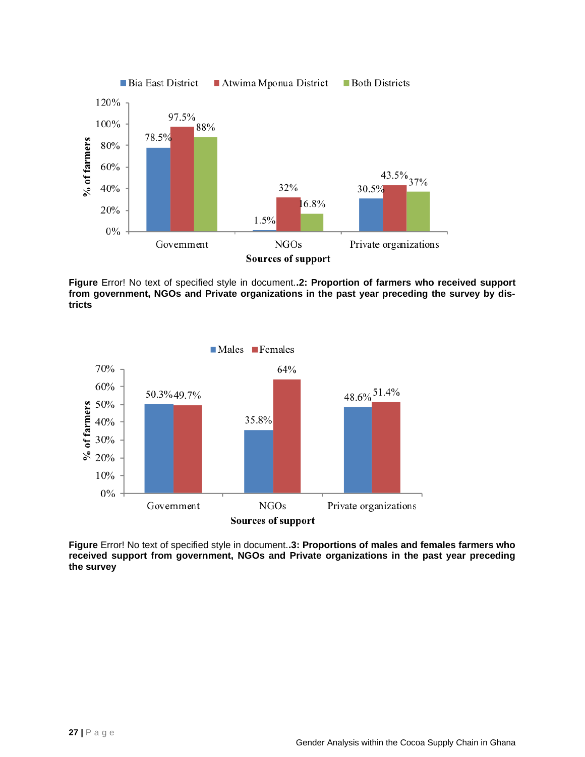| Sources of support | Bia East District | Atwima Mponua District | Both Districts |
| --- | --- | --- | --- |
| Government | 78.5% | 97.5% | 88% |
| NGOs | 1.5% | 32% | 16.8% |
| Private organizations | 30.5% | 43.5% | 37% |

**Figure** Error! No text of specified style in document..**2: Proportion of farmers who received support from government, NGOs and Private organizations in the past year preceding the survey by districts**

| Sources of support | Males | Females |
| --- | --- | --- |
| Government | 50.3% | 49.7% |
| NGOs | 35.8% | 64% |
| Private organizations | 48.6% | 51.4% |

**Figure** Error! No text of specified style in document..**3: Proportions of males and females farmers who received support from government, NGOs and Private organizations in the past year preceding the survey**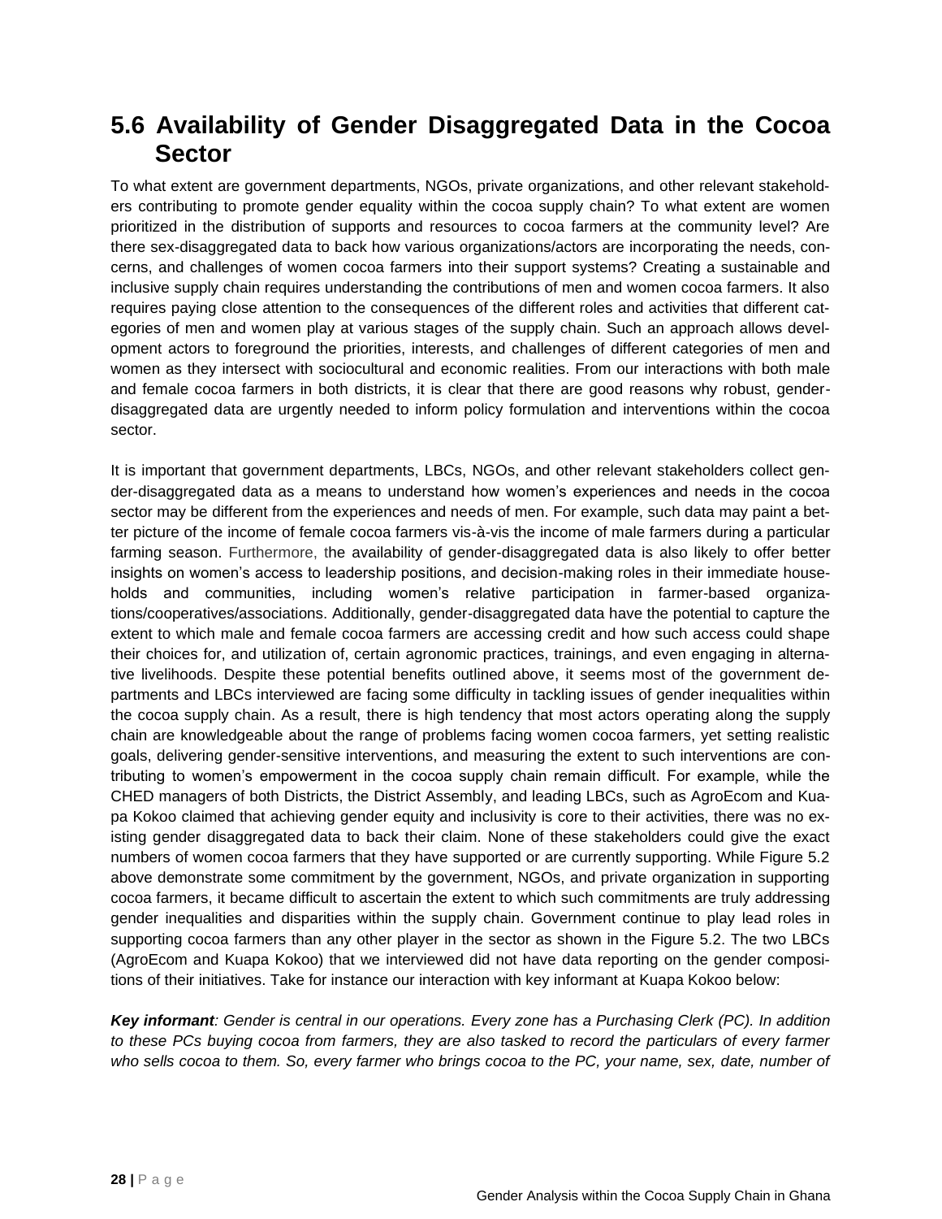## 5.6 Availability of Gender Disaggregated Data in the Cocoa Sector

To what extent are government departments, NGOs, private organizations, and other relevant stakeholders contributing to promote gender equality within the cocoa supply chain? To what extent are women prioritized in the distribution of supports and resources to cocoa farmers at the community level? Are there sex-disaggregated data to back how various organizations/actors are incorporating the needs, concerns, and challenges of women cocoa farmers into their support systems? Creating a sustainable and inclusive supply chain requires understanding the contributions of men and women cocoa farmers. It also requires paying close attention to the consequences of the different roles and activities that different categories of men and women play at various stages of the supply chain. Such an approach allows development actors to foreground the priorities, interests, and challenges of different categories of men and women as they intersect with sociocultural and economic realities. From our interactions with both male and female cocoa farmers in both districts, it is clear that there are good reasons why robust, gender-disaggregated data are urgently needed to inform policy formulation and interventions within the cocoa sector.

It is important that government departments, LBCs, NGOs, and other relevant stakeholders collect gender-disaggregated data as a means to understand how women's experiences and needs in the cocoa sector may be different from the experiences and needs of men. For example, such data may paint a better picture of the income of female cocoa farmers vis-à-vis the income of male farmers during a particular farming season. Furthermore, the availability of gender-disaggregated data is also likely to offer better insights on women's access to leadership positions, and decision-making roles in their immediate households and communities, including women's relative participation in farmer-based organizations/cooperatives/associations. Additionally, gender-disaggregated data have the potential to capture the extent to which male and female cocoa farmers are accessing credit and how such access could shape their choices for, and utilization of, certain agronomic practices, trainings, and even engaging in alternative livelihoods. Despite these potential benefits outlined above, it seems most of the government departments and LBCs interviewed are facing some difficulty in tackling issues of gender inequalities within the cocoa supply chain. As a result, there is high tendency that most actors operating along the supply chain are knowledgeable about the range of problems facing women cocoa farmers, yet setting realistic goals, delivering gender-sensitive interventions, and measuring the extent to such interventions are contributing to women's empowerment in the cocoa supply chain remain difficult. For example, while the CHED managers of both Districts, the District Assembly, and leading LBCs, such as AgroEcom and Kuapa Kokoo claimed that achieving gender equity and inclusivity is core to their activities, there was no existing gender disaggregated data to back their claim. None of these stakeholders could give the exact numbers of women cocoa farmers that they have supported or are currently supporting. While Figure 5.2 above demonstrate some commitment by the government, NGOs, and private organization in supporting cocoa farmers, it became difficult to ascertain the extent to which such commitments are truly addressing gender inequalities and disparities within the supply chain. Government continue to play lead roles in supporting cocoa farmers than any other player in the sector as shown in the Figure 5.2. The two LBCs (AgroEcom and Kuapa Kokoo) that we interviewed did not have data reporting on the gender compositions of their initiatives. Take for instance our interaction with key informant at Kuapa Kokoo below:

***Key informant****: Gender is central in our operations. Every zone has a Purchasing Clerk (PC). In addition to these PCs buying cocoa from farmers, they are also tasked to record the particulars of every farmer who sells cocoa to them. So, every farmer who brings cocoa to the PC, your name, sex, date, number of*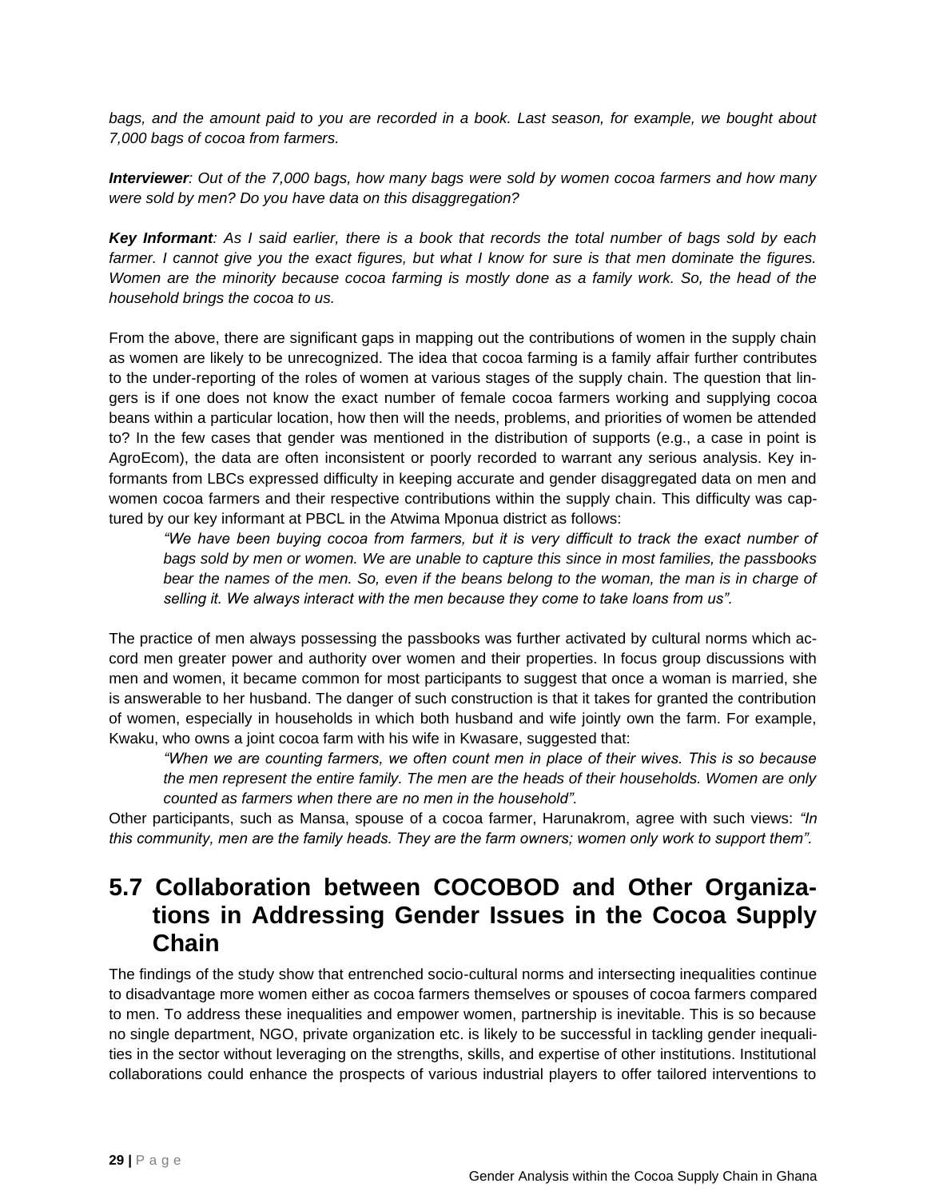*bags, and the amount paid to you are recorded in a book. Last season, for example, we bought about 7,000 bags of cocoa from farmers.*

***Interviewer**: Out of the 7,000 bags, how many bags were sold by women cocoa farmers and how many were sold by men? Do you have data on this disaggregation?*

***Key Informant**: As I said earlier, there is a book that records the total number of bags sold by each farmer. I cannot give you the exact figures, but what I know for sure is that men dominate the figures. Women are the minority because cocoa farming is mostly done as a family work. So, the head of the household brings the cocoa to us.*

From the above, there are significant gaps in mapping out the contributions of women in the supply chain as women are likely to be unrecognized. The idea that cocoa farming is a family affair further contributes to the under-reporting of the roles of women at various stages of the supply chain. The question that lingers is if one does not know the exact number of female cocoa farmers working and supplying cocoa beans within a particular location, how then will the needs, problems, and priorities of women be attended to? In the few cases that gender was mentioned in the distribution of supports (e.g., a case in point is AgroEcom), the data are often inconsistent or poorly recorded to warrant any serious analysis. Key informants from LBCs expressed difficulty in keeping accurate and gender disaggregated data on men and women cocoa farmers and their respective contributions within the supply chain. This difficulty was captured by our key informant at PBCL in the Atwima Mponua district as follows:

> *"We have been buying cocoa from farmers, but it is very difficult to track the exact number of bags sold by men or women. We are unable to capture this since in most families, the passbooks bear the names of the men. So, even if the beans belong to the woman, the man is in charge of selling it. We always interact with the men because they come to take loans from us".*

The practice of men always possessing the passbooks was further activated by cultural norms which accord men greater power and authority over women and their properties. In focus group discussions with men and women, it became common for most participants to suggest that once a woman is married, she is answerable to her husband. The danger of such construction is that it takes for granted the contribution of women, especially in households in which both husband and wife jointly own the farm. For example, Kwaku, who owns a joint cocoa farm with his wife in Kwasare, suggested that:

> *"When we are counting farmers, we often count men in place of their wives. This is so because the men represent the entire family. The men are the heads of their households. Women are only counted as farmers when there are no men in the household".*

Other participants, such as Mansa, spouse of a cocoa farmer, Harunakrom, agree with such views: *"In this community, men are the family heads. They are the farm owners; women only work to support them".*

## 5.7 Collaboration between COCOBOD and Other Organizations in Addressing Gender Issues in the Cocoa Supply Chain

The findings of the study show that entrenched socio-cultural norms and intersecting inequalities continue to disadvantage more women either as cocoa farmers themselves or spouses of cocoa farmers compared to men. To address these inequalities and empower women, partnership is inevitable. This is so because no single department, NGO, private organization etc. is likely to be successful in tackling gender inequalities in the sector without leveraging on the strengths, skills, and expertise of other institutions. Institutional collaborations could enhance the prospects of various industrial players to offer tailored interventions to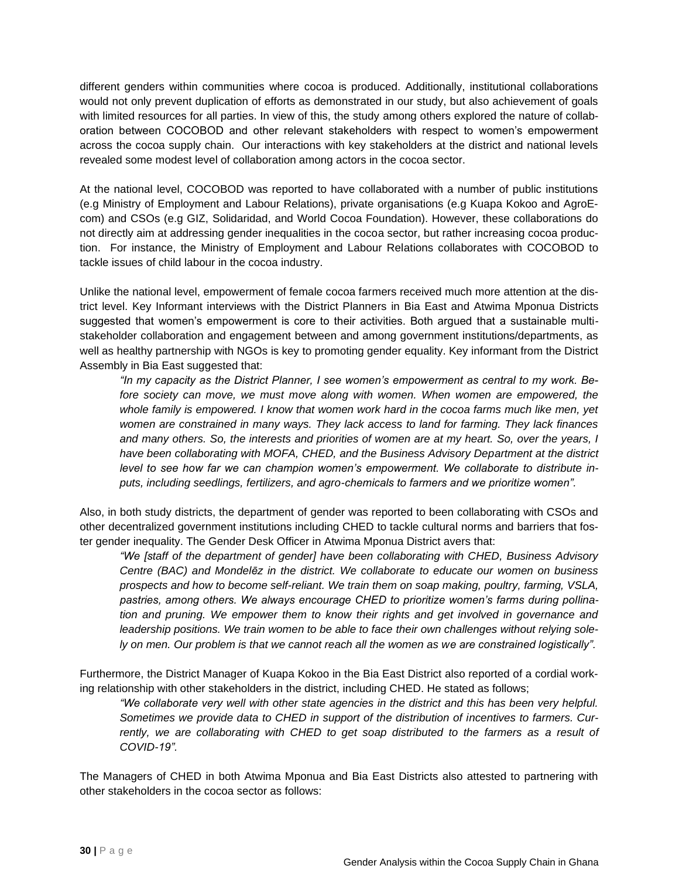different genders within communities where cocoa is produced. Additionally, institutional collaborations would not only prevent duplication of efforts as demonstrated in our study, but also achievement of goals with limited resources for all parties. In view of this, the study among others explored the nature of collaboration between COCOBOD and other relevant stakeholders with respect to women's empowerment across the cocoa supply chain. Our interactions with key stakeholders at the district and national levels revealed some modest level of collaboration among actors in the cocoa sector.

At the national level, COCOBOD was reported to have collaborated with a number of public institutions (e.g Ministry of Employment and Labour Relations), private organisations (e.g Kuapa Kokoo and AgroEcom) and CSOs (e.g GIZ, Solidaridad, and World Cocoa Foundation). However, these collaborations do not directly aim at addressing gender inequalities in the cocoa sector, but rather increasing cocoa production. For instance, the Ministry of Employment and Labour Relations collaborates with COCOBOD to tackle issues of child labour in the cocoa industry.

Unlike the national level, empowerment of female cocoa farmers received much more attention at the district level. Key Informant interviews with the District Planners in Bia East and Atwima Mponua Districts suggested that women's empowerment is core to their activities. Both argued that a sustainable multi-stakeholder collaboration and engagement between and among government institutions/departments, as well as healthy partnership with NGOs is key to promoting gender equality. Key informant from the District Assembly in Bia East suggested that:

> *"In my capacity as the District Planner, I see women's empowerment as central to my work. Before society can move, we must move along with women. When women are empowered, the whole family is empowered. I know that women work hard in the cocoa farms much like men, yet women are constrained in many ways. They lack access to land for farming. They lack finances and many others. So, the interests and priorities of women are at my heart. So, over the years, I have been collaborating with MOFA, CHED, and the Business Advisory Department at the district level to see how far we can champion women's empowerment. We collaborate to distribute inputs, including seedlings, fertilizers, and agro-chemicals to farmers and we prioritize women".*

Also, in both study districts, the department of gender was reported to been collaborating with CSOs and other decentralized government institutions including CHED to tackle cultural norms and barriers that foster gender inequality. The Gender Desk Officer in Atwima Mponua District avers that:

> *"We [staff of the department of gender] have been collaborating with CHED, Business Advisory Centre (BAC) and Mondelēz in the district. We collaborate to educate our women on business prospects and how to become self-reliant. We train them on soap making, poultry, farming, VSLA, pastries, among others. We always encourage CHED to prioritize women's farms during pollination and pruning. We empower them to know their rights and get involved in governance and leadership positions. We train women to be able to face their own challenges without relying solely on men. Our problem is that we cannot reach all the women as we are constrained logistically".*

Furthermore, the District Manager of Kuapa Kokoo in the Bia East District also reported of a cordial working relationship with other stakeholders in the district, including CHED. He stated as follows;

> *"We collaborate very well with other state agencies in the district and this has been very helpful. Sometimes we provide data to CHED in support of the distribution of incentives to farmers. Currently, we are collaborating with CHED to get soap distributed to the farmers as a result of COVID-19".*

The Managers of CHED in both Atwima Mponua and Bia East Districts also attested to partnering with other stakeholders in the cocoa sector as follows: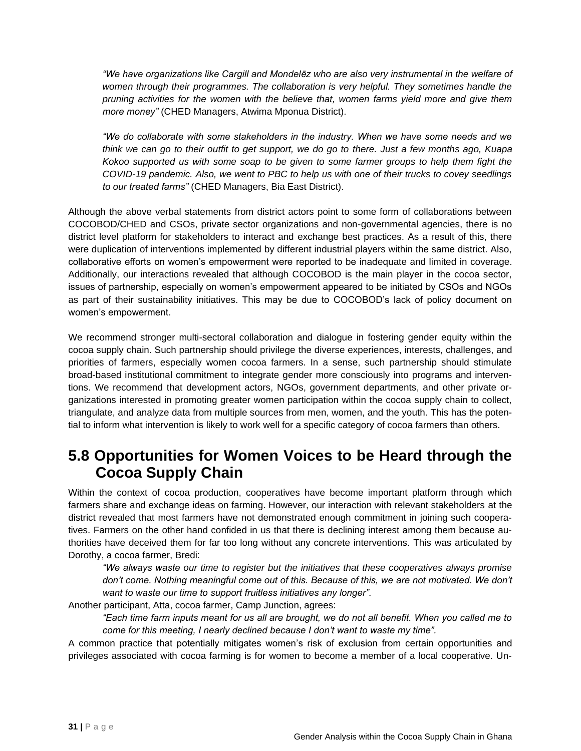*"We have organizations like Cargill and Mondelēz who are also very instrumental in the welfare of women through their programmes. The collaboration is very helpful. They sometimes handle the pruning activities for the women with the believe that, women farms yield more and give them more money"* (CHED Managers, Atwima Mponua District).

*"We do collaborate with some stakeholders in the industry. When we have some needs and we think we can go to their outfit to get support, we do go to there. Just a few months ago, Kuapa Kokoo supported us with some soap to be given to some farmer groups to help them fight the COVID-19 pandemic. Also, we went to PBC to help us with one of their trucks to covey seedlings to our treated farms"* (CHED Managers, Bia East District).

Although the above verbal statements from district actors point to some form of collaborations between COCOBOD/CHED and CSOs, private sector organizations and non-governmental agencies, there is no district level platform for stakeholders to interact and exchange best practices. As a result of this, there were duplication of interventions implemented by different industrial players within the same district. Also, collaborative efforts on women's empowerment were reported to be inadequate and limited in coverage. Additionally, our interactions revealed that although COCOBOD is the main player in the cocoa sector, issues of partnership, especially on women's empowerment appeared to be initiated by CSOs and NGOs as part of their sustainability initiatives. This may be due to COCOBOD's lack of policy document on women's empowerment.

We recommend stronger multi-sectoral collaboration and dialogue in fostering gender equity within the cocoa supply chain. Such partnership should privilege the diverse experiences, interests, challenges, and priorities of farmers, especially women cocoa farmers. In a sense, such partnership should stimulate broad-based institutional commitment to integrate gender more consciously into programs and interventions. We recommend that development actors, NGOs, government departments, and other private organizations interested in promoting greater women participation within the cocoa supply chain to collect, triangulate, and analyze data from multiple sources from men, women, and the youth. This has the potential to inform what intervention is likely to work well for a specific category of cocoa farmers than others.

## 5.8 Opportunities for Women Voices to be Heard through the Cocoa Supply Chain

Within the context of cocoa production, cooperatives have become important platform through which farmers share and exchange ideas on farming. However, our interaction with relevant stakeholders at the district revealed that most farmers have not demonstrated enough commitment in joining such cooperatives. Farmers on the other hand confided in us that there is declining interest among them because authorities have deceived them for far too long without any concrete interventions. This was articulated by Dorothy, a cocoa farmer, Bredi:

*"We always waste our time to register but the initiatives that these cooperatives always promise don't come. Nothing meaningful come out of this. Because of this, we are not motivated. We don't want to waste our time to support fruitless initiatives any longer".*

Another participant, Atta, cocoa farmer, Camp Junction, agrees:

*"Each time farm inputs meant for us all are brought, we do not all benefit. When you called me to come for this meeting, I nearly declined because I don't want to waste my time".*

A common practice that potentially mitigates women's risk of exclusion from certain opportunities and privileges associated with cocoa farming is for women to become a member of a local cooperative. Un-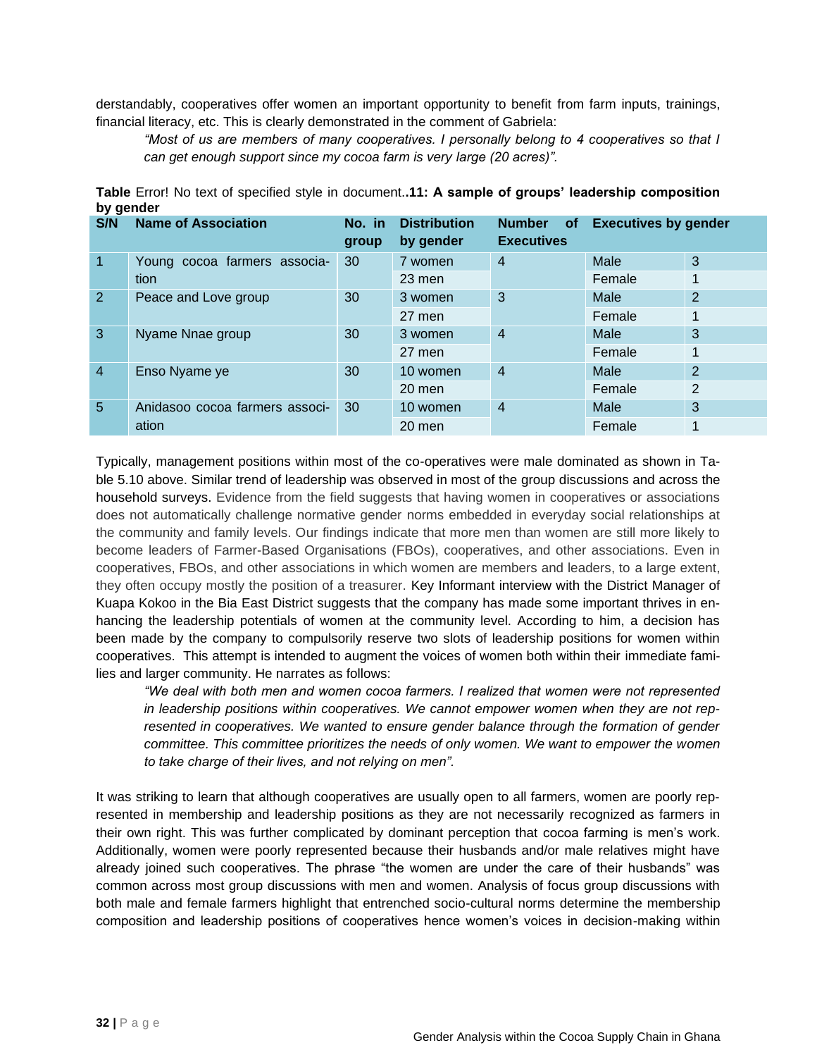derstandably, cooperatives offer women an important opportunity to benefit from farm inputs, trainings, financial literacy, etc. This is clearly demonstrated in the comment of Gabriela:

> *"Most of us are members of many cooperatives. I personally belong to 4 cooperatives so that I can get enough support since my cocoa farm is very large (20 acres)".*

**Table** Error! No text of specified style in document.**.11: A sample of groups' leadership composition by gender**

| S/N | Name of Association | No. in group | Distribution by gender | Number of Executives | Executives by gender | |
|---|---|---|---|---|---|---|
| 1 | Young cocoa farmers association | 30 | 7 women | 4 | Male | 3 |
| | | | 23 men | | Female | 1 |
| 2 | Peace and Love group | 30 | 3 women | 3 | Male | 2 |
| | | | 27 men | | Female | 1 |
| 3 | Nyame Nnae group | 30 | 3 women | 4 | Male | 3 |
| | | | 27 men | | Female | 1 |
| 4 | Enso Nyame ye | 30 | 10 women | 4 | Male | 2 |
| | | | 20 men | | Female | 2 |
| 5 | Anidasoo cocoa farmers association | 30 | 10 women | 4 | Male | 3 |
| | | | 20 men | | Female | 1 |

Typically, management positions within most of the co-operatives were male dominated as shown in Table 5.10 above. Similar trend of leadership was observed in most of the group discussions and across the household surveys. Evidence from the field suggests that having women in cooperatives or associations does not automatically challenge normative gender norms embedded in everyday social relationships at the community and family levels. Our findings indicate that more men than women are still more likely to become leaders of Farmer-Based Organisations (FBOs), cooperatives, and other associations. Even in cooperatives, FBOs, and other associations in which women are members and leaders, to a large extent, they often occupy mostly the position of a treasurer. Key Informant interview with the District Manager of Kuapa Kokoo in the Bia East District suggests that the company has made some important thrives in enhancing the leadership potentials of women at the community level. According to him, a decision has been made by the company to compulsorily reserve two slots of leadership positions for women within cooperatives. This attempt is intended to augment the voices of women both within their immediate families and larger community. He narrates as follows:

> *"We deal with both men and women cocoa farmers. I realized that women were not represented in leadership positions within cooperatives. We cannot empower women when they are not represented in cooperatives. We wanted to ensure gender balance through the formation of gender committee. This committee prioritizes the needs of only women. We want to empower the women to take charge of their lives, and not relying on men".*

It was striking to learn that although cooperatives are usually open to all farmers, women are poorly represented in membership and leadership positions as they are not necessarily recognized as farmers in their own right. This was further complicated by dominant perception that cocoa farming is men's work. Additionally, women were poorly represented because their husbands and/or male relatives might have already joined such cooperatives. The phrase "the women are under the care of their husbands" was common across most group discussions with men and women. Analysis of focus group discussions with both male and female farmers highlight that entrenched socio-cultural norms determine the membership composition and leadership positions of cooperatives hence women's voices in decision-making within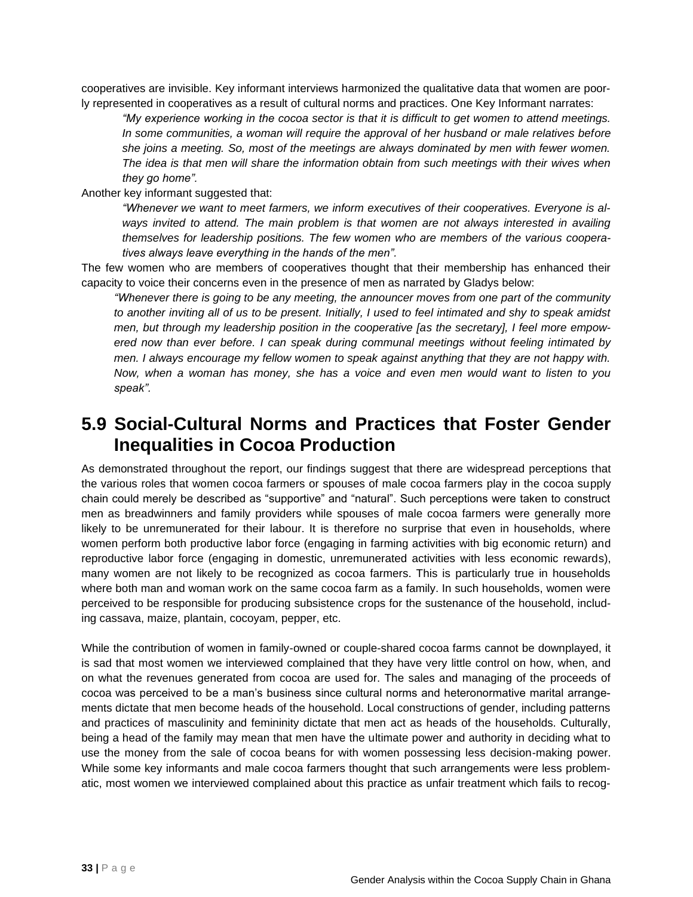cooperatives are invisible. Key informant interviews harmonized the qualitative data that women are poorly represented in cooperatives as a result of cultural norms and practices. One Key Informant narrates:

> *"My experience working in the cocoa sector is that it is difficult to get women to attend meetings. In some communities, a woman will require the approval of her husband or male relatives before she joins a meeting. So, most of the meetings are always dominated by men with fewer women. The idea is that men will share the information obtain from such meetings with their wives when they go home".*

Another key informant suggested that:

> *"Whenever we want to meet farmers, we inform executives of their cooperatives. Everyone is always invited to attend. The main problem is that women are not always interested in availing themselves for leadership positions. The few women who are members of the various cooperatives always leave everything in the hands of the men".*

The few women who are members of cooperatives thought that their membership has enhanced their capacity to voice their concerns even in the presence of men as narrated by Gladys below:

> *"Whenever there is going to be any meeting, the announcer moves from one part of the community to another inviting all of us to be present. Initially, I used to feel intimated and shy to speak amidst men, but through my leadership position in the cooperative [as the secretary], I feel more empowered now than ever before. I can speak during communal meetings without feeling intimated by men. I always encourage my fellow women to speak against anything that they are not happy with. Now, when a woman has money, she has a voice and even men would want to listen to you speak".*

## 5.9 Social-Cultural Norms and Practices that Foster Gender Inequalities in Cocoa Production

As demonstrated throughout the report, our findings suggest that there are widespread perceptions that the various roles that women cocoa farmers or spouses of male cocoa farmers play in the cocoa supply chain could merely be described as "supportive" and "natural". Such perceptions were taken to construct men as breadwinners and family providers while spouses of male cocoa farmers were generally more likely to be unremunerated for their labour. It is therefore no surprise that even in households, where women perform both productive labor force (engaging in farming activities with big economic return) and reproductive labor force (engaging in domestic, unremunerated activities with less economic rewards), many women are not likely to be recognized as cocoa farmers. This is particularly true in households where both man and woman work on the same cocoa farm as a family. In such households, women were perceived to be responsible for producing subsistence crops for the sustenance of the household, including cassava, maize, plantain, cocoyam, pepper, etc.

While the contribution of women in family-owned or couple-shared cocoa farms cannot be downplayed, it is sad that most women we interviewed complained that they have very little control on how, when, and on what the revenues generated from cocoa are used for. The sales and managing of the proceeds of cocoa was perceived to be a man's business since cultural norms and heteronormative marital arrangements dictate that men become heads of the household. Local constructions of gender, including patterns and practices of masculinity and femininity dictate that men act as heads of the households. Culturally, being a head of the family may mean that men have the ultimate power and authority in deciding what to use the money from the sale of cocoa beans for with women possessing less decision-making power. While some key informants and male cocoa farmers thought that such arrangements were less problematic, most women we interviewed complained about this practice as unfair treatment which fails to recog-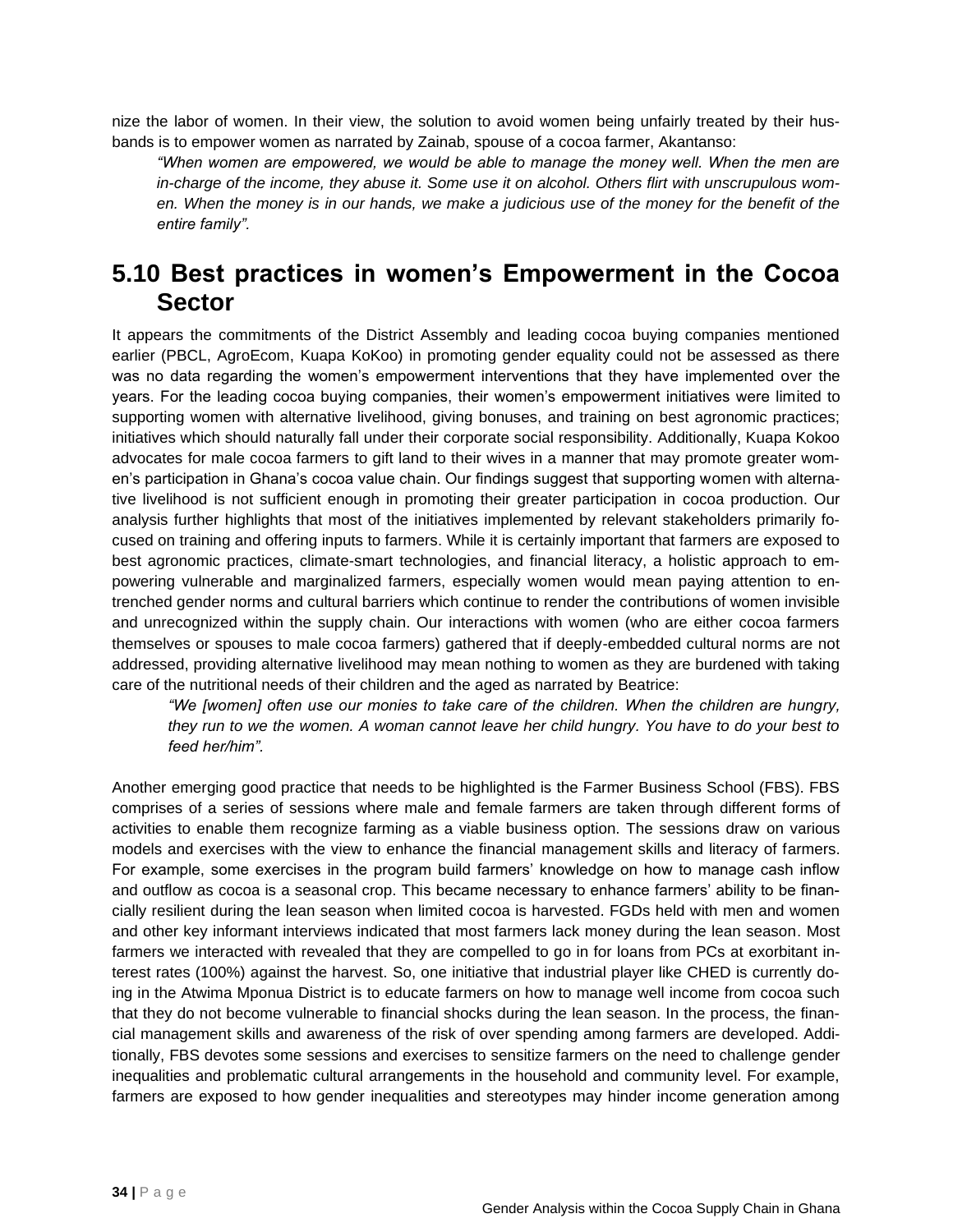nize the labor of women. In their view, the solution to avoid women being unfairly treated by their husbands is to empower women as narrated by Zainab, spouse of a cocoa farmer, Akantanso:

> *"When women are empowered, we would be able to manage the money well. When the men are in-charge of the income, they abuse it. Some use it on alcohol. Others flirt with unscrupulous women. When the money is in our hands, we make a judicious use of the money for the benefit of the entire family".*

## 5.10 Best practices in women's Empowerment in the Cocoa Sector

It appears the commitments of the District Assembly and leading cocoa buying companies mentioned earlier (PBCL, AgroEcom, Kuapa KoKoo) in promoting gender equality could not be assessed as there was no data regarding the women's empowerment interventions that they have implemented over the years. For the leading cocoa buying companies, their women's empowerment initiatives were limited to supporting women with alternative livelihood, giving bonuses, and training on best agronomic practices; initiatives which should naturally fall under their corporate social responsibility. Additionally, Kuapa Kokoo advocates for male cocoa farmers to gift land to their wives in a manner that may promote greater women's participation in Ghana's cocoa value chain. Our findings suggest that supporting women with alternative livelihood is not sufficient enough in promoting their greater participation in cocoa production. Our analysis further highlights that most of the initiatives implemented by relevant stakeholders primarily focused on training and offering inputs to farmers. While it is certainly important that farmers are exposed to best agronomic practices, climate-smart technologies, and financial literacy, a holistic approach to empowering vulnerable and marginalized farmers, especially women would mean paying attention to entrenched gender norms and cultural barriers which continue to render the contributions of women invisible and unrecognized within the supply chain. Our interactions with women (who are either cocoa farmers themselves or spouses to male cocoa farmers) gathered that if deeply-embedded cultural norms are not addressed, providing alternative livelihood may mean nothing to women as they are burdened with taking care of the nutritional needs of their children and the aged as narrated by Beatrice:

> *"We [women] often use our monies to take care of the children. When the children are hungry, they run to we the women. A woman cannot leave her child hungry. You have to do your best to feed her/him".*

Another emerging good practice that needs to be highlighted is the Farmer Business School (FBS). FBS comprises of a series of sessions where male and female farmers are taken through different forms of activities to enable them recognize farming as a viable business option. The sessions draw on various models and exercises with the view to enhance the financial management skills and literacy of farmers. For example, some exercises in the program build farmers' knowledge on how to manage cash inflow and outflow as cocoa is a seasonal crop. This became necessary to enhance farmers' ability to be financially resilient during the lean season when limited cocoa is harvested. FGDs held with men and women and other key informant interviews indicated that most farmers lack money during the lean season. Most farmers we interacted with revealed that they are compelled to go in for loans from PCs at exorbitant interest rates (100%) against the harvest. So, one initiative that industrial player like CHED is currently doing in the Atwima Mponua District is to educate farmers on how to manage well income from cocoa such that they do not become vulnerable to financial shocks during the lean season. In the process, the financial management skills and awareness of the risk of over spending among farmers are developed. Additionally, FBS devotes some sessions and exercises to sensitize farmers on the need to challenge gender inequalities and problematic cultural arrangements in the household and community level. For example, farmers are exposed to how gender inequalities and stereotypes may hinder income generation among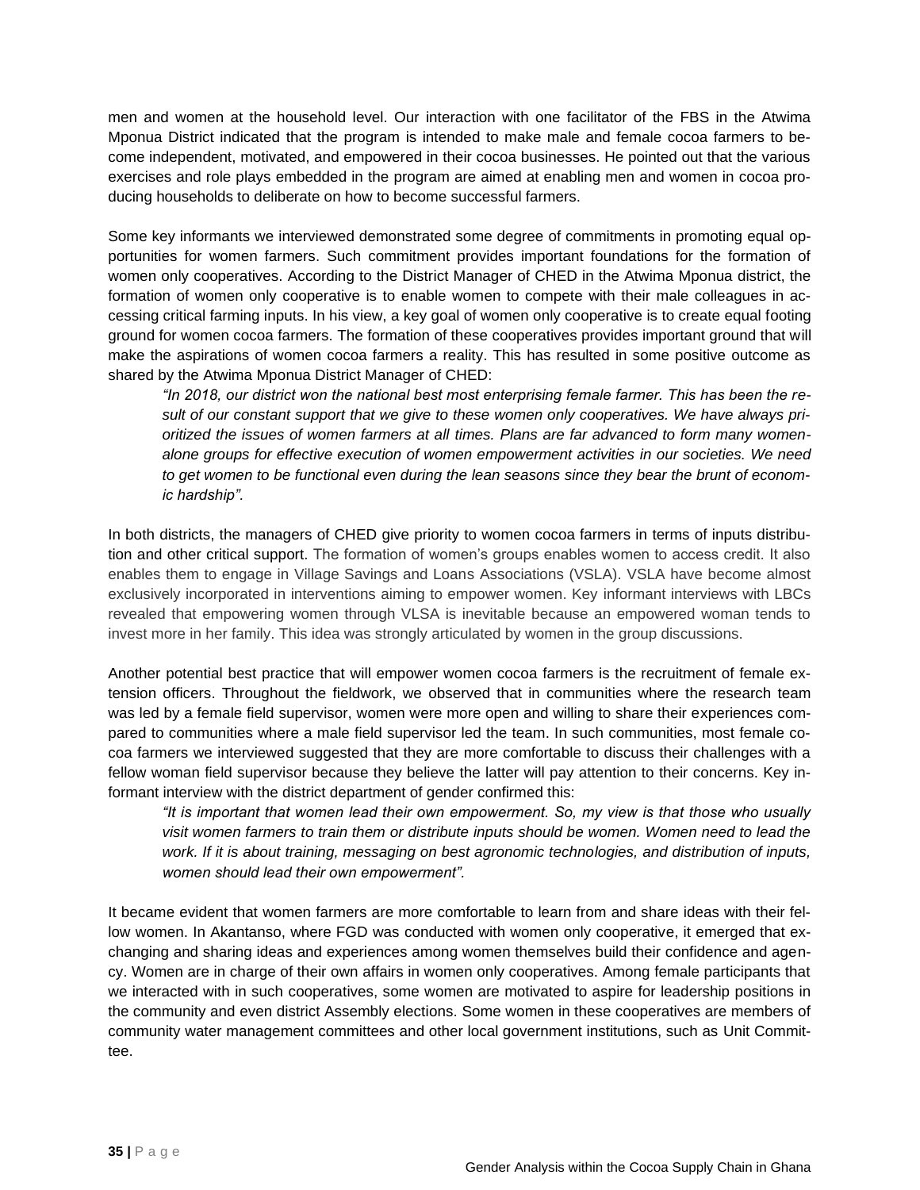men and women at the household level. Our interaction with one facilitator of the FBS in the Atwima Mponua District indicated that the program is intended to make male and female cocoa farmers to become independent, motivated, and empowered in their cocoa businesses. He pointed out that the various exercises and role plays embedded in the program are aimed at enabling men and women in cocoa producing households to deliberate on how to become successful farmers.

Some key informants we interviewed demonstrated some degree of commitments in promoting equal opportunities for women farmers. Such commitment provides important foundations for the formation of women only cooperatives. According to the District Manager of CHED in the Atwima Mponua district, the formation of women only cooperative is to enable women to compete with their male colleagues in accessing critical farming inputs. In his view, a key goal of women only cooperative is to create equal footing ground for women cocoa farmers. The formation of these cooperatives provides important ground that will make the aspirations of women cocoa farmers a reality. This has resulted in some positive outcome as shared by the Atwima Mponua District Manager of CHED:

> *"In 2018, our district won the national best most enterprising female farmer. This has been the result of our constant support that we give to these women only cooperatives. We have always prioritized the issues of women farmers at all times. Plans are far advanced to form many women-alone groups for effective execution of women empowerment activities in our societies. We need to get women to be functional even during the lean seasons since they bear the brunt of economic hardship".*

In both districts, the managers of CHED give priority to women cocoa farmers in terms of inputs distribution and other critical support. The formation of women's groups enables women to access credit. It also enables them to engage in Village Savings and Loans Associations (VSLA). VSLA have become almost exclusively incorporated in interventions aiming to empower women. Key informant interviews with LBCs revealed that empowering women through VLSA is inevitable because an empowered woman tends to invest more in her family. This idea was strongly articulated by women in the group discussions.

Another potential best practice that will empower women cocoa farmers is the recruitment of female extension officers. Throughout the fieldwork, we observed that in communities where the research team was led by a female field supervisor, women were more open and willing to share their experiences compared to communities where a male field supervisor led the team. In such communities, most female cocoa farmers we interviewed suggested that they are more comfortable to discuss their challenges with a fellow woman field supervisor because they believe the latter will pay attention to their concerns. Key informant interview with the district department of gender confirmed this:

> *"It is important that women lead their own empowerment. So, my view is that those who usually visit women farmers to train them or distribute inputs should be women. Women need to lead the work. If it is about training, messaging on best agronomic technologies, and distribution of inputs, women should lead their own empowerment".*

It became evident that women farmers are more comfortable to learn from and share ideas with their fellow women. In Akantanso, where FGD was conducted with women only cooperative, it emerged that exchanging and sharing ideas and experiences among women themselves build their confidence and agency. Women are in charge of their own affairs in women only cooperatives. Among female participants that we interacted with in such cooperatives, some women are motivated to aspire for leadership positions in the community and even district Assembly elections. Some women in these cooperatives are members of community water management committees and other local government institutions, such as Unit Committee.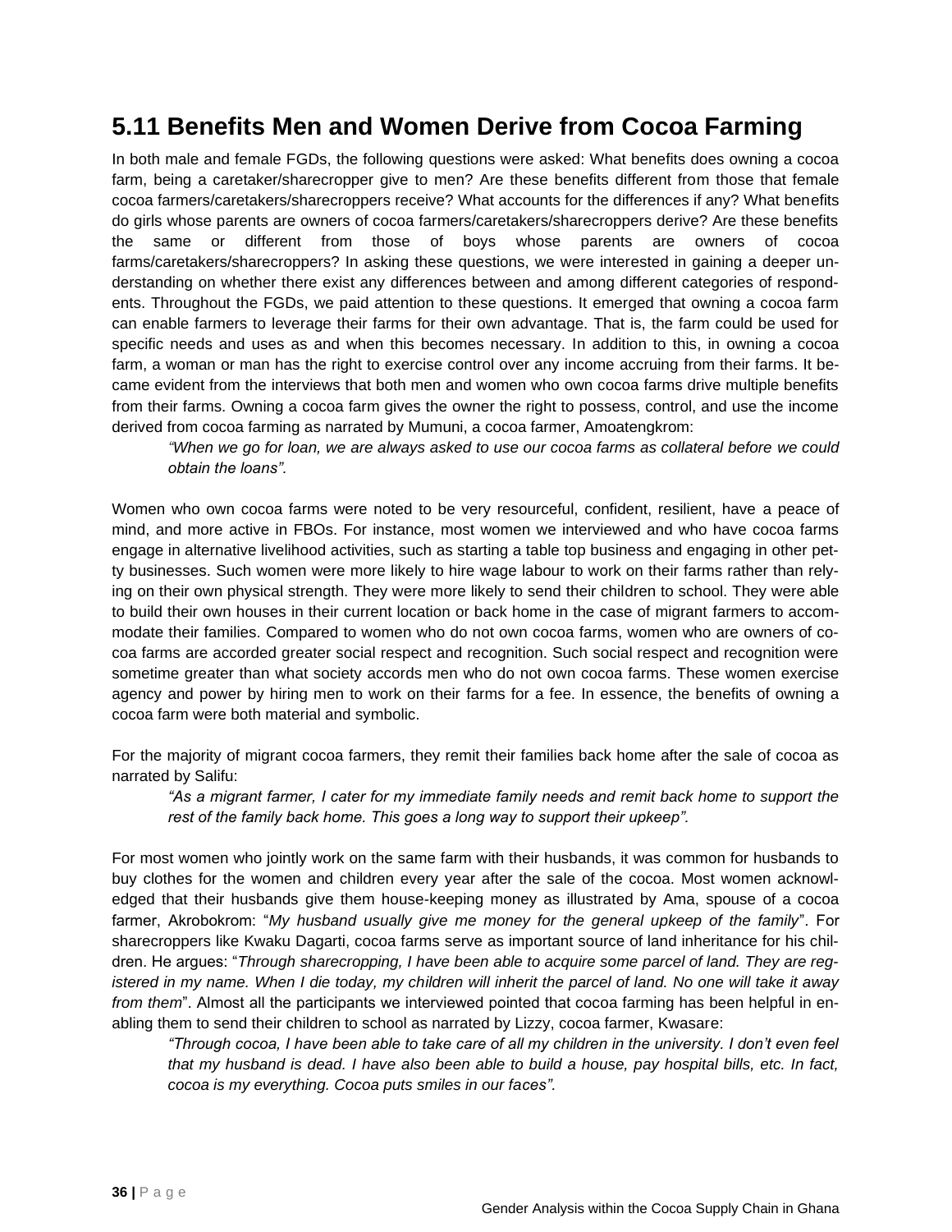## 5.11 Benefits Men and Women Derive from Cocoa Farming

In both male and female FGDs, the following questions were asked: What benefits does owning a cocoa farm, being a caretaker/sharecropper give to men? Are these benefits different from those that female cocoa farmers/caretakers/sharecroppers receive? What accounts for the differences if any? What benefits do girls whose parents are owners of cocoa farmers/caretakers/sharecroppers derive? Are these benefits the same or different from those of boys whose parents are owners of cocoa farms/caretakers/sharecroppers? In asking these questions, we were interested in gaining a deeper understanding on whether there exist any differences between and among different categories of respondents. Throughout the FGDs, we paid attention to these questions. It emerged that owning a cocoa farm can enable farmers to leverage their farms for their own advantage. That is, the farm could be used for specific needs and uses as and when this becomes necessary. In addition to this, in owning a cocoa farm, a woman or man has the right to exercise control over any income accruing from their farms. It became evident from the interviews that both men and women who own cocoa farms drive multiple benefits from their farms. Owning a cocoa farm gives the owner the right to possess, control, and use the income derived from cocoa farming as narrated by Mumuni, a cocoa farmer, Amoatengkrom:

> *"When we go for loan, we are always asked to use our cocoa farms as collateral before we could obtain the loans".*

Women who own cocoa farms were noted to be very resourceful, confident, resilient, have a peace of mind, and more active in FBOs. For instance, most women we interviewed and who have cocoa farms engage in alternative livelihood activities, such as starting a table top business and engaging in other petty businesses. Such women were more likely to hire wage labour to work on their farms rather than relying on their own physical strength. They were more likely to send their children to school. They were able to build their own houses in their current location or back home in the case of migrant farmers to accommodate their families. Compared to women who do not own cocoa farms, women who are owners of cocoa farms are accorded greater social respect and recognition. Such social respect and recognition were sometime greater than what society accords men who do not own cocoa farms. These women exercise agency and power by hiring men to work on their farms for a fee. In essence, the benefits of owning a cocoa farm were both material and symbolic.

For the majority of migrant cocoa farmers, they remit their families back home after the sale of cocoa as narrated by Salifu:

> *"As a migrant farmer, I cater for my immediate family needs and remit back home to support the rest of the family back home. This goes a long way to support their upkeep".*

For most women who jointly work on the same farm with their husbands, it was common for husbands to buy clothes for the women and children every year after the sale of the cocoa. Most women acknowledged that their husbands give them house-keeping money as illustrated by Ama, spouse of a cocoa farmer, Akrobokrom: "*My husband usually give me money for the general upkeep of the family*". For sharecroppers like Kwaku Dagarti, cocoa farms serve as important source of land inheritance for his children. He argues: "*Through sharecropping, I have been able to acquire some parcel of land. They are registered in my name. When I die today, my children will inherit the parcel of land. No one will take it away from them*". Almost all the participants we interviewed pointed that cocoa farming has been helpful in enabling them to send their children to school as narrated by Lizzy, cocoa farmer, Kwasare:

> *"Through cocoa, I have been able to take care of all my children in the university. I don't even feel that my husband is dead. I have also been able to build a house, pay hospital bills, etc. In fact, cocoa is my everything. Cocoa puts smiles in our faces".*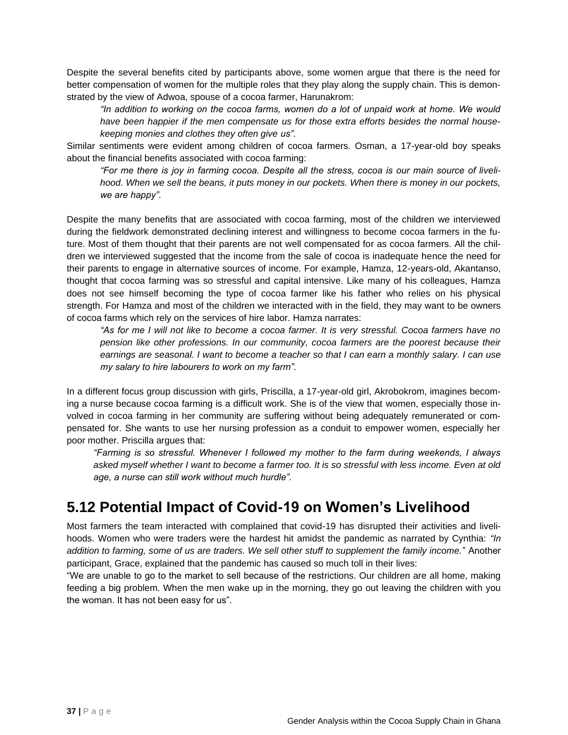Despite the several benefits cited by participants above, some women argue that there is the need for better compensation of women for the multiple roles that they play along the supply chain. This is demonstrated by the view of Adwoa, spouse of a cocoa farmer, Harunakrom:

> *"In addition to working on the cocoa farms, women do a lot of unpaid work at home. We would have been happier if the men compensate us for those extra efforts besides the normal housekeeping monies and clothes they often give us".*

Similar sentiments were evident among children of cocoa farmers. Osman, a 17-year-old boy speaks about the financial benefits associated with cocoa farming:

> *"For me there is joy in farming cocoa. Despite all the stress, cocoa is our main source of livelihood. When we sell the beans, it puts money in our pockets. When there is money in our pockets, we are happy".*

Despite the many benefits that are associated with cocoa farming, most of the children we interviewed during the fieldwork demonstrated declining interest and willingness to become cocoa farmers in the future. Most of them thought that their parents are not well compensated for as cocoa farmers. All the children we interviewed suggested that the income from the sale of cocoa is inadequate hence the need for their parents to engage in alternative sources of income. For example, Hamza, 12-years-old, Akantanso, thought that cocoa farming was so stressful and capital intensive. Like many of his colleagues, Hamza does not see himself becoming the type of cocoa farmer like his father who relies on his physical strength. For Hamza and most of the children we interacted with in the field, they may want to be owners of cocoa farms which rely on the services of hire labor. Hamza narrates:

> *"As for me I will not like to become a cocoa farmer. It is very stressful. Cocoa farmers have no pension like other professions. In our community, cocoa farmers are the poorest because their earnings are seasonal. I want to become a teacher so that I can earn a monthly salary. I can use my salary to hire labourers to work on my farm".*

In a different focus group discussion with girls, Priscilla, a 17-year-old girl, Akrobokrom, imagines becoming a nurse because cocoa farming is a difficult work. She is of the view that women, especially those involved in cocoa farming in her community are suffering without being adequately remunerated or compensated for. She wants to use her nursing profession as a conduit to empower women, especially her poor mother. Priscilla argues that:

> *"Farming is so stressful. Whenever I followed my mother to the farm during weekends, I always asked myself whether I want to become a farmer too. It is so stressful with less income. Even at old age, a nurse can still work without much hurdle".*

## 5.12 Potential Impact of Covid-19 on Women's Livelihood

Most farmers the team interacted with complained that covid-19 has disrupted their activities and livelihoods. Women who were traders were the hardest hit amidst the pandemic as narrated by Cynthia: *"In addition to farming, some of us are traders. We sell other stuff to supplement the family income."* Another participant, Grace, explained that the pandemic has caused so much toll in their lives:

"We are unable to go to the market to sell because of the restrictions. Our children are all home, making feeding a big problem. When the men wake up in the morning, they go out leaving the children with you the woman. It has not been easy for us".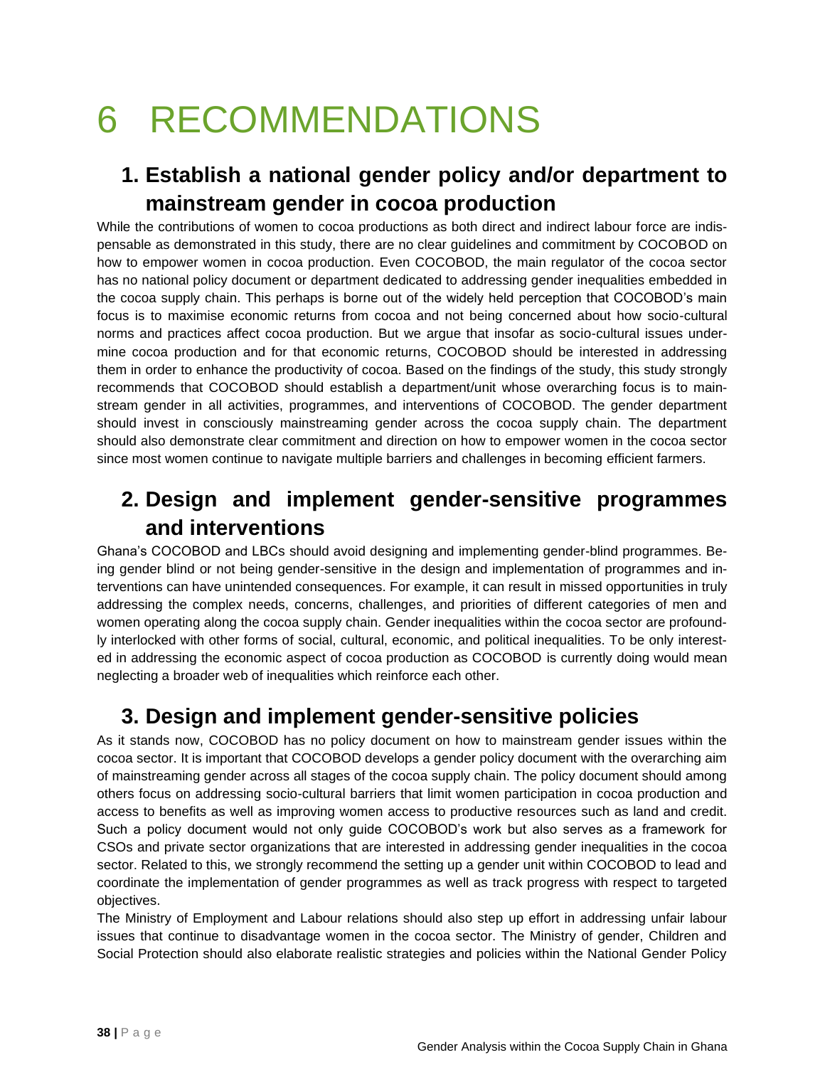# 6 RECOMMENDATIONS

## 1. Establish a national gender policy and/or department to mainstream gender in cocoa production

While the contributions of women to cocoa productions as both direct and indirect labour force are indispensable as demonstrated in this study, there are no clear guidelines and commitment by COCOBOD on how to empower women in cocoa production. Even COCOBOD, the main regulator of the cocoa sector has no national policy document or department dedicated to addressing gender inequalities embedded in the cocoa supply chain. This perhaps is borne out of the widely held perception that COCOBOD's main focus is to maximise economic returns from cocoa and not being concerned about how socio-cultural norms and practices affect cocoa production. But we argue that insofar as socio-cultural issues undermine cocoa production and for that economic returns, COCOBOD should be interested in addressing them in order to enhance the productivity of cocoa. Based on the findings of the study, this study strongly recommends that COCOBOD should establish a department/unit whose overarching focus is to mainstream gender in all activities, programmes, and interventions of COCOBOD. The gender department should invest in consciously mainstreaming gender across the cocoa supply chain. The department should also demonstrate clear commitment and direction on how to empower women in the cocoa sector since most women continue to navigate multiple barriers and challenges in becoming efficient farmers.

## 2. Design and implement gender-sensitive programmes and interventions

Ghana's COCOBOD and LBCs should avoid designing and implementing gender-blind programmes. Being gender blind or not being gender-sensitive in the design and implementation of programmes and interventions can have unintended consequences. For example, it can result in missed opportunities in truly addressing the complex needs, concerns, challenges, and priorities of different categories of men and women operating along the cocoa supply chain. Gender inequalities within the cocoa sector are profoundly interlocked with other forms of social, cultural, economic, and political inequalities. To be only interested in addressing the economic aspect of cocoa production as COCOBOD is currently doing would mean neglecting a broader web of inequalities which reinforce each other.

## 3. Design and implement gender-sensitive policies

As it stands now, COCOBOD has no policy document on how to mainstream gender issues within the cocoa sector. It is important that COCOBOD develops a gender policy document with the overarching aim of mainstreaming gender across all stages of the cocoa supply chain. The policy document should among others focus on addressing socio-cultural barriers that limit women participation in cocoa production and access to benefits as well as improving women access to productive resources such as land and credit. Such a policy document would not only guide COCOBOD's work but also serves as a framework for CSOs and private sector organizations that are interested in addressing gender inequalities in the cocoa sector. Related to this, we strongly recommend the setting up a gender unit within COCOBOD to lead and coordinate the implementation of gender programmes as well as track progress with respect to targeted objectives.

The Ministry of Employment and Labour relations should also step up effort in addressing unfair labour issues that continue to disadvantage women in the cocoa sector. The Ministry of gender, Children and Social Protection should also elaborate realistic strategies and policies within the National Gender Policy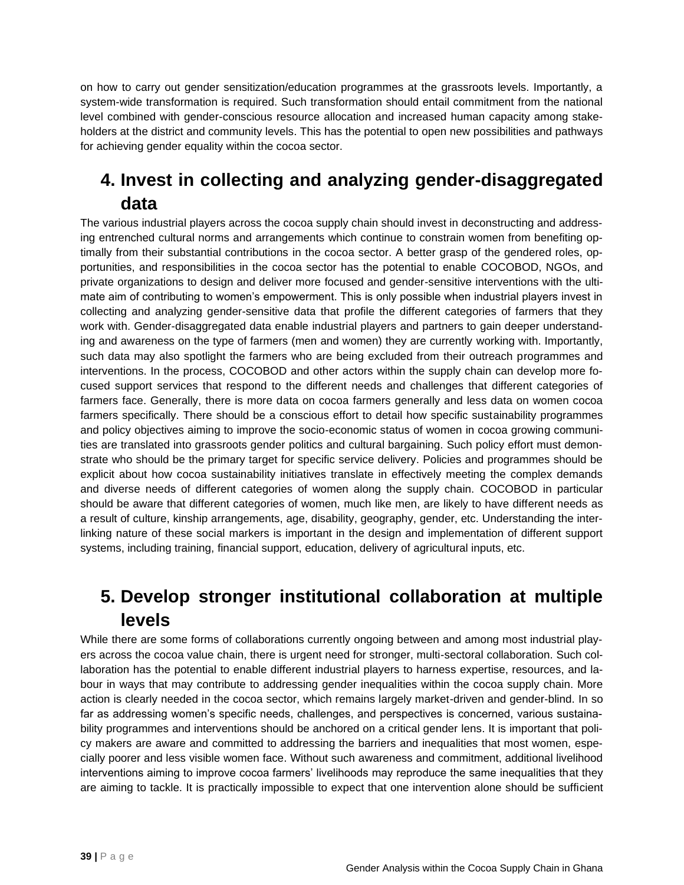on how to carry out gender sensitization/education programmes at the grassroots levels. Importantly, a system-wide transformation is required. Such transformation should entail commitment from the national level combined with gender-conscious resource allocation and increased human capacity among stakeholders at the district and community levels. This has the potential to open new possibilities and pathways for achieving gender equality within the cocoa sector.

## 4. Invest in collecting and analyzing gender-disaggregated data

The various industrial players across the cocoa supply chain should invest in deconstructing and addressing entrenched cultural norms and arrangements which continue to constrain women from benefiting optimally from their substantial contributions in the cocoa sector. A better grasp of the gendered roles, opportunities, and responsibilities in the cocoa sector has the potential to enable COCOBOD, NGOs, and private organizations to design and deliver more focused and gender-sensitive interventions with the ultimate aim of contributing to women's empowerment. This is only possible when industrial players invest in collecting and analyzing gender-sensitive data that profile the different categories of farmers that they work with. Gender-disaggregated data enable industrial players and partners to gain deeper understanding and awareness on the type of farmers (men and women) they are currently working with. Importantly, such data may also spotlight the farmers who are being excluded from their outreach programmes and interventions. In the process, COCOBOD and other actors within the supply chain can develop more focused support services that respond to the different needs and challenges that different categories of farmers face. Generally, there is more data on cocoa farmers generally and less data on women cocoa farmers specifically. There should be a conscious effort to detail how specific sustainability programmes and policy objectives aiming to improve the socio-economic status of women in cocoa growing communities are translated into grassroots gender politics and cultural bargaining. Such policy effort must demonstrate who should be the primary target for specific service delivery. Policies and programmes should be explicit about how cocoa sustainability initiatives translate in effectively meeting the complex demands and diverse needs of different categories of women along the supply chain. COCOBOD in particular should be aware that different categories of women, much like men, are likely to have different needs as a result of culture, kinship arrangements, age, disability, geography, gender, etc. Understanding the interlinking nature of these social markers is important in the design and implementation of different support systems, including training, financial support, education, delivery of agricultural inputs, etc.

## 5. Develop stronger institutional collaboration at multiple levels

While there are some forms of collaborations currently ongoing between and among most industrial players across the cocoa value chain, there is urgent need for stronger, multi-sectoral collaboration. Such collaboration has the potential to enable different industrial players to harness expertise, resources, and labour in ways that may contribute to addressing gender inequalities within the cocoa supply chain. More action is clearly needed in the cocoa sector, which remains largely market-driven and gender-blind. In so far as addressing women's specific needs, challenges, and perspectives is concerned, various sustainability programmes and interventions should be anchored on a critical gender lens. It is important that policy makers are aware and committed to addressing the barriers and inequalities that most women, especially poorer and less visible women face. Without such awareness and commitment, additional livelihood interventions aiming to improve cocoa farmers' livelihoods may reproduce the same inequalities that they are aiming to tackle. It is practically impossible to expect that one intervention alone should be sufficient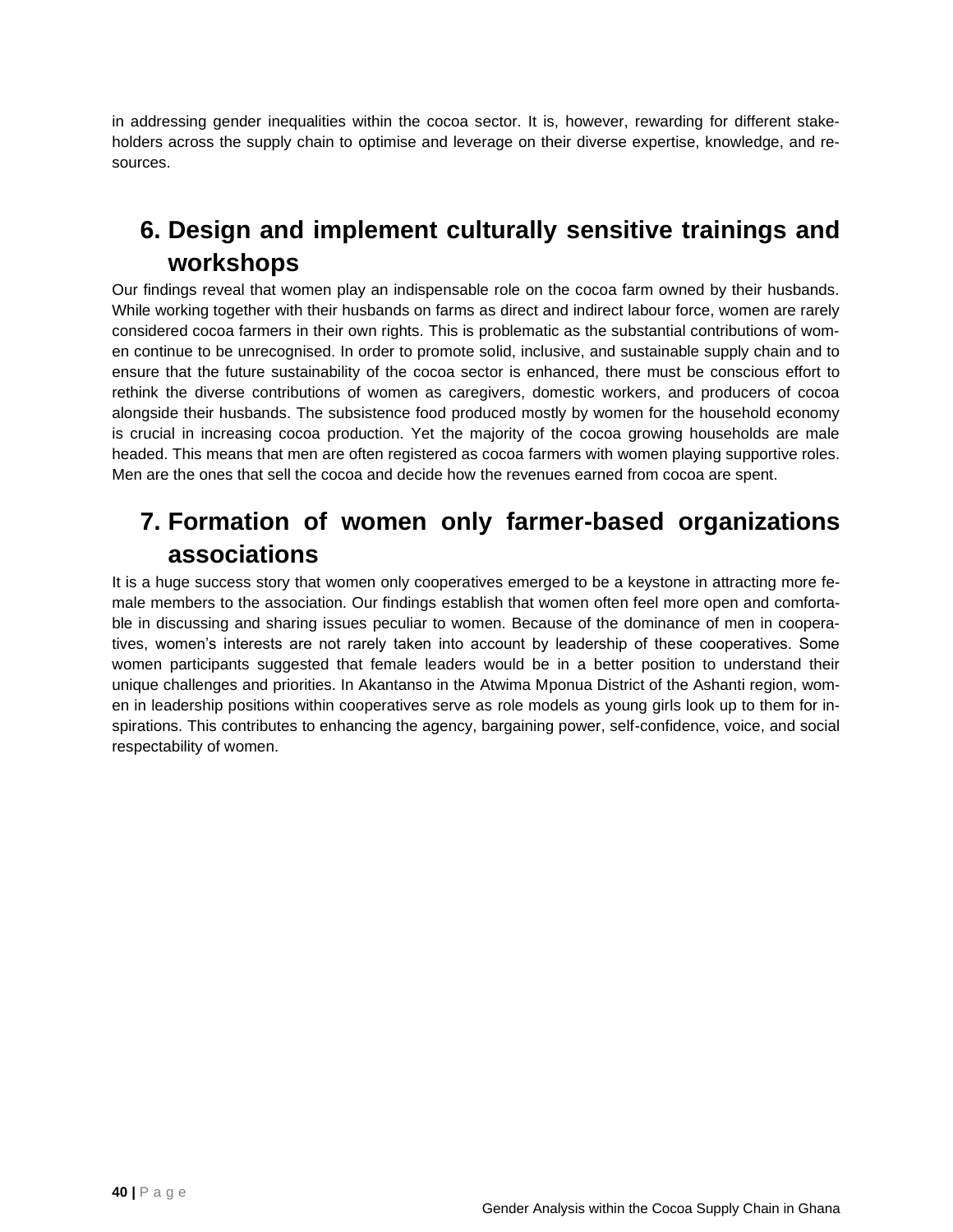in addressing gender inequalities within the cocoa sector. It is, however, rewarding for different stakeholders across the supply chain to optimise and leverage on their diverse expertise, knowledge, and resources.

## 6. Design and implement culturally sensitive trainings and workshops

Our findings reveal that women play an indispensable role on the cocoa farm owned by their husbands. While working together with their husbands on farms as direct and indirect labour force, women are rarely considered cocoa farmers in their own rights. This is problematic as the substantial contributions of women continue to be unrecognised. In order to promote solid, inclusive, and sustainable supply chain and to ensure that the future sustainability of the cocoa sector is enhanced, there must be conscious effort to rethink the diverse contributions of women as caregivers, domestic workers, and producers of cocoa alongside their husbands. The subsistence food produced mostly by women for the household economy is crucial in increasing cocoa production. Yet the majority of the cocoa growing households are male headed. This means that men are often registered as cocoa farmers with women playing supportive roles. Men are the ones that sell the cocoa and decide how the revenues earned from cocoa are spent.

## 7. Formation of women only farmer-based organizations associations

It is a huge success story that women only cooperatives emerged to be a keystone in attracting more female members to the association. Our findings establish that women often feel more open and comfortable in discussing and sharing issues peculiar to women. Because of the dominance of men in cooperatives, women's interests are not rarely taken into account by leadership of these cooperatives. Some women participants suggested that female leaders would be in a better position to understand their unique challenges and priorities. In Akantanso in the Atwima Mponua District of the Ashanti region, women in leadership positions within cooperatives serve as role models as young girls look up to them for inspirations. This contributes to enhancing the agency, bargaining power, self-confidence, voice, and social respectability of women.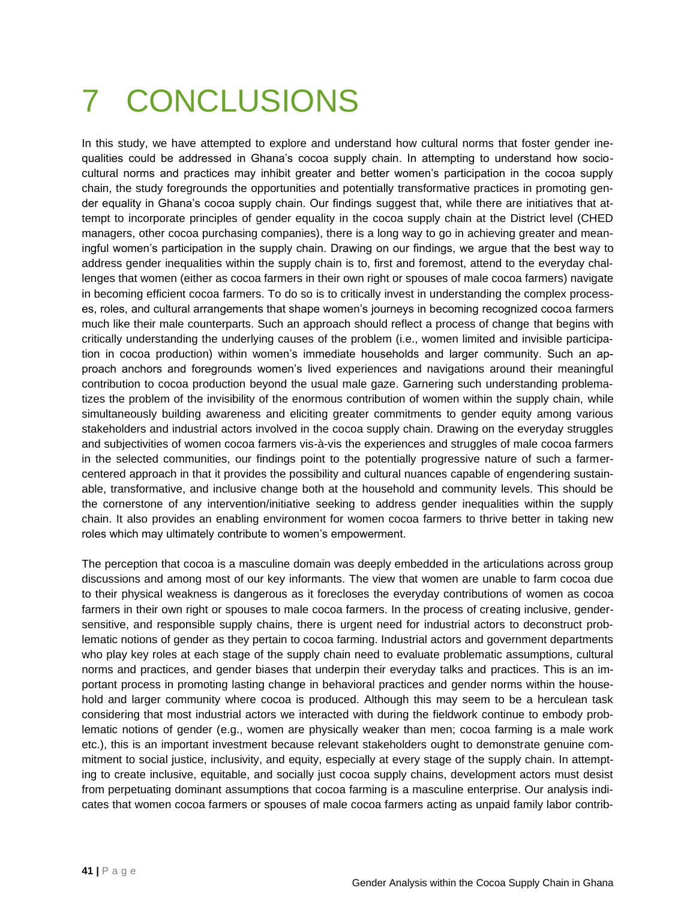# 7 CONCLUSIONS

In this study, we have attempted to explore and understand how cultural norms that foster gender inequalities could be addressed in Ghana's cocoa supply chain. In attempting to understand how socio-cultural norms and practices may inhibit greater and better women's participation in the cocoa supply chain, the study foregrounds the opportunities and potentially transformative practices in promoting gender equality in Ghana's cocoa supply chain. Our findings suggest that, while there are initiatives that attempt to incorporate principles of gender equality in the cocoa supply chain at the District level (CHED managers, other cocoa purchasing companies), there is a long way to go in achieving greater and meaningful women's participation in the supply chain. Drawing on our findings, we argue that the best way to address gender inequalities within the supply chain is to, first and foremost, attend to the everyday challenges that women (either as cocoa farmers in their own right or spouses of male cocoa farmers) navigate in becoming efficient cocoa farmers. To do so is to critically invest in understanding the complex processes, roles, and cultural arrangements that shape women's journeys in becoming recognized cocoa farmers much like their male counterparts. Such an approach should reflect a process of change that begins with critically understanding the underlying causes of the problem (i.e., women limited and invisible participation in cocoa production) within women's immediate households and larger community. Such an approach anchors and foregrounds women's lived experiences and navigations around their meaningful contribution to cocoa production beyond the usual male gaze. Garnering such understanding problematizes the problem of the invisibility of the enormous contribution of women within the supply chain, while simultaneously building awareness and eliciting greater commitments to gender equity among various stakeholders and industrial actors involved in the cocoa supply chain. Drawing on the everyday struggles and subjectivities of women cocoa farmers vis-à-vis the experiences and struggles of male cocoa farmers in the selected communities, our findings point to the potentially progressive nature of such a farmer-centered approach in that it provides the possibility and cultural nuances capable of engendering sustainable, transformative, and inclusive change both at the household and community levels. This should be the cornerstone of any intervention/initiative seeking to address gender inequalities within the supply chain. It also provides an enabling environment for women cocoa farmers to thrive better in taking new roles which may ultimately contribute to women's empowerment.

The perception that cocoa is a masculine domain was deeply embedded in the articulations across group discussions and among most of our key informants. The view that women are unable to farm cocoa due to their physical weakness is dangerous as it forecloses the everyday contributions of women as cocoa farmers in their own right or spouses to male cocoa farmers. In the process of creating inclusive, gender-sensitive, and responsible supply chains, there is urgent need for industrial actors to deconstruct problematic notions of gender as they pertain to cocoa farming. Industrial actors and government departments who play key roles at each stage of the supply chain need to evaluate problematic assumptions, cultural norms and practices, and gender biases that underpin their everyday talks and practices. This is an important process in promoting lasting change in behavioral practices and gender norms within the household and larger community where cocoa is produced. Although this may seem to be a herculean task considering that most industrial actors we interacted with during the fieldwork continue to embody problematic notions of gender (e.g., women are physically weaker than men; cocoa farming is a male work etc.), this is an important investment because relevant stakeholders ought to demonstrate genuine commitment to social justice, inclusivity, and equity, especially at every stage of the supply chain. In attempting to create inclusive, equitable, and socially just cocoa supply chains, development actors must desist from perpetuating dominant assumptions that cocoa farming is a masculine enterprise. Our analysis indicates that women cocoa farmers or spouses of male cocoa farmers acting as unpaid family labor contrib-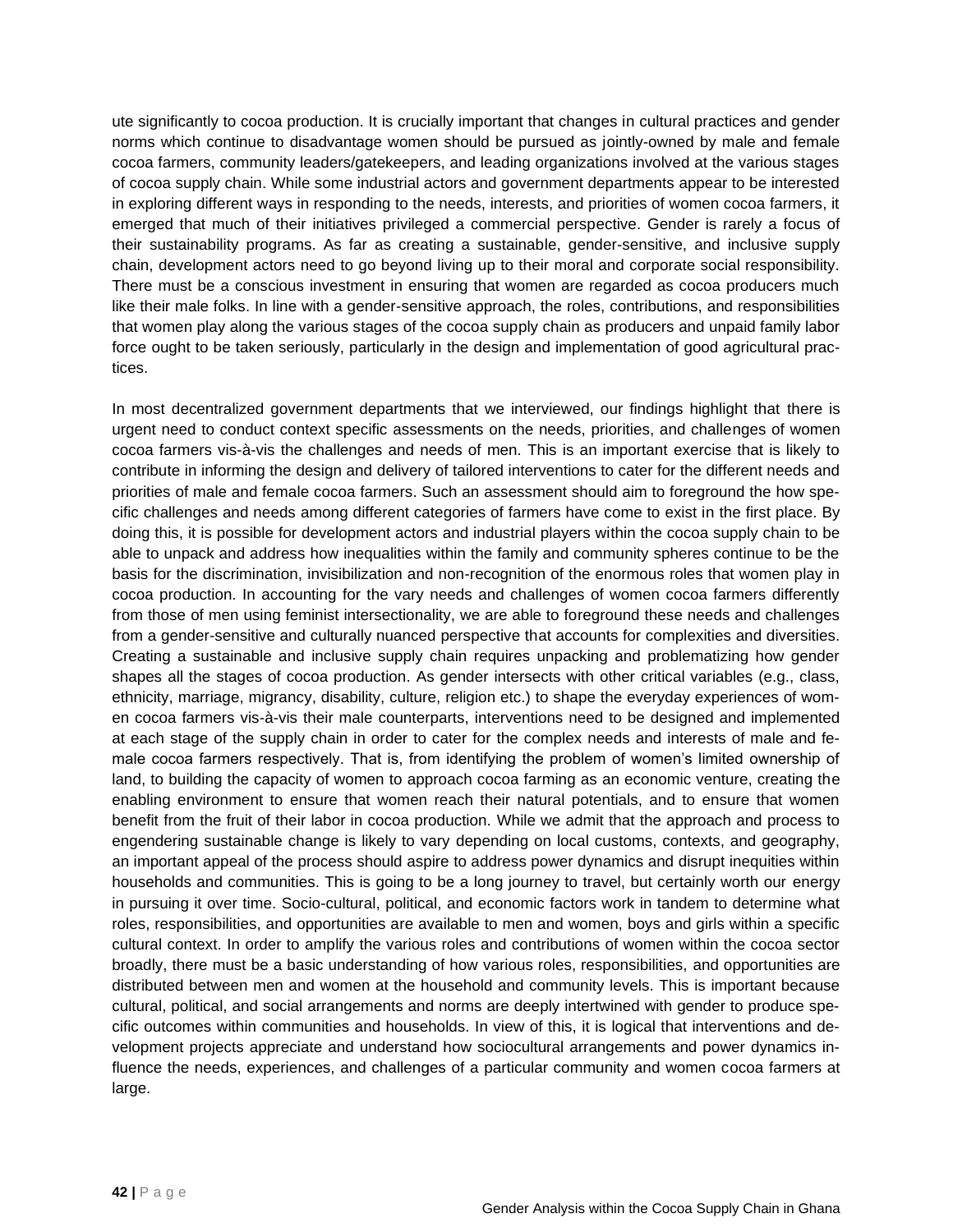ute significantly to cocoa production. It is crucially important that changes in cultural practices and gender norms which continue to disadvantage women should be pursued as jointly-owned by male and female cocoa farmers, community leaders/gatekeepers, and leading organizations involved at the various stages of cocoa supply chain. While some industrial actors and government departments appear to be interested in exploring different ways in responding to the needs, interests, and priorities of women cocoa farmers, it emerged that much of their initiatives privileged a commercial perspective. Gender is rarely a focus of their sustainability programs. As far as creating a sustainable, gender-sensitive, and inclusive supply chain, development actors need to go beyond living up to their moral and corporate social responsibility. There must be a conscious investment in ensuring that women are regarded as cocoa producers much like their male folks. In line with a gender-sensitive approach, the roles, contributions, and responsibilities that women play along the various stages of the cocoa supply chain as producers and unpaid family labor force ought to be taken seriously, particularly in the design and implementation of good agricultural practices.

In most decentralized government departments that we interviewed, our findings highlight that there is urgent need to conduct context specific assessments on the needs, priorities, and challenges of women cocoa farmers vis-à-vis the challenges and needs of men. This is an important exercise that is likely to contribute in informing the design and delivery of tailored interventions to cater for the different needs and priorities of male and female cocoa farmers. Such an assessment should aim to foreground the how specific challenges and needs among different categories of farmers have come to exist in the first place. By doing this, it is possible for development actors and industrial players within the cocoa supply chain to be able to unpack and address how inequalities within the family and community spheres continue to be the basis for the discrimination, invisibilization and non-recognition of the enormous roles that women play in cocoa production. In accounting for the vary needs and challenges of women cocoa farmers differently from those of men using feminist intersectionality, we are able to foreground these needs and challenges from a gender-sensitive and culturally nuanced perspective that accounts for complexities and diversities. Creating a sustainable and inclusive supply chain requires unpacking and problematizing how gender shapes all the stages of cocoa production. As gender intersects with other critical variables (e.g., class, ethnicity, marriage, migrancy, disability, culture, religion etc.) to shape the everyday experiences of women cocoa farmers vis-à-vis their male counterparts, interventions need to be designed and implemented at each stage of the supply chain in order to cater for the complex needs and interests of male and female cocoa farmers respectively. That is, from identifying the problem of women's limited ownership of land, to building the capacity of women to approach cocoa farming as an economic venture, creating the enabling environment to ensure that women reach their natural potentials, and to ensure that women benefit from the fruit of their labor in cocoa production. While we admit that the approach and process to engendering sustainable change is likely to vary depending on local customs, contexts, and geography, an important appeal of the process should aspire to address power dynamics and disrupt inequities within households and communities. This is going to be a long journey to travel, but certainly worth our energy in pursuing it over time. Socio-cultural, political, and economic factors work in tandem to determine what roles, responsibilities, and opportunities are available to men and women, boys and girls within a specific cultural context. In order to amplify the various roles and contributions of women within the cocoa sector broadly, there must be a basic understanding of how various roles, responsibilities, and opportunities are distributed between men and women at the household and community levels. This is important because cultural, political, and social arrangements and norms are deeply intertwined with gender to produce specific outcomes within communities and households. In view of this, it is logical that interventions and development projects appreciate and understand how sociocultural arrangements and power dynamics influence the needs, experiences, and challenges of a particular community and women cocoa farmers at large.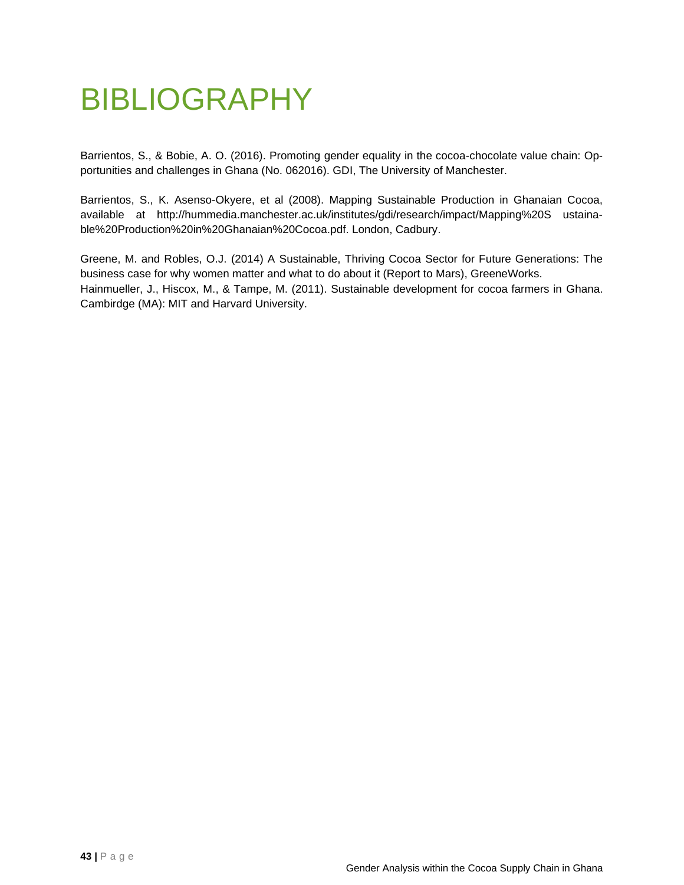# BIBLIOGRAPHY

Barrientos, S., & Bobie, A. O. (2016). Promoting gender equality in the cocoa-chocolate value chain: Opportunities and challenges in Ghana (No. 062016). GDI, The University of Manchester.

Barrientos, S., K. Asenso-Okyere, et al (2008). Mapping Sustainable Production in Ghanaian Cocoa, available at http://hummedia.manchester.ac.uk/institutes/gdi/research/impact/Mapping%20S ustainable%20Production%20in%20Ghanaian%20Cocoa.pdf. London, Cadbury.

Greene, M. and Robles, O.J. (2014) A Sustainable, Thriving Cocoa Sector for Future Generations: The business case for why women matter and what to do about it (Report to Mars), GreeneWorks.

Hainmueller, J., Hiscox, M., & Tampe, M. (2011). Sustainable development for cocoa farmers in Ghana. Cambirdge (MA): MIT and Harvard University.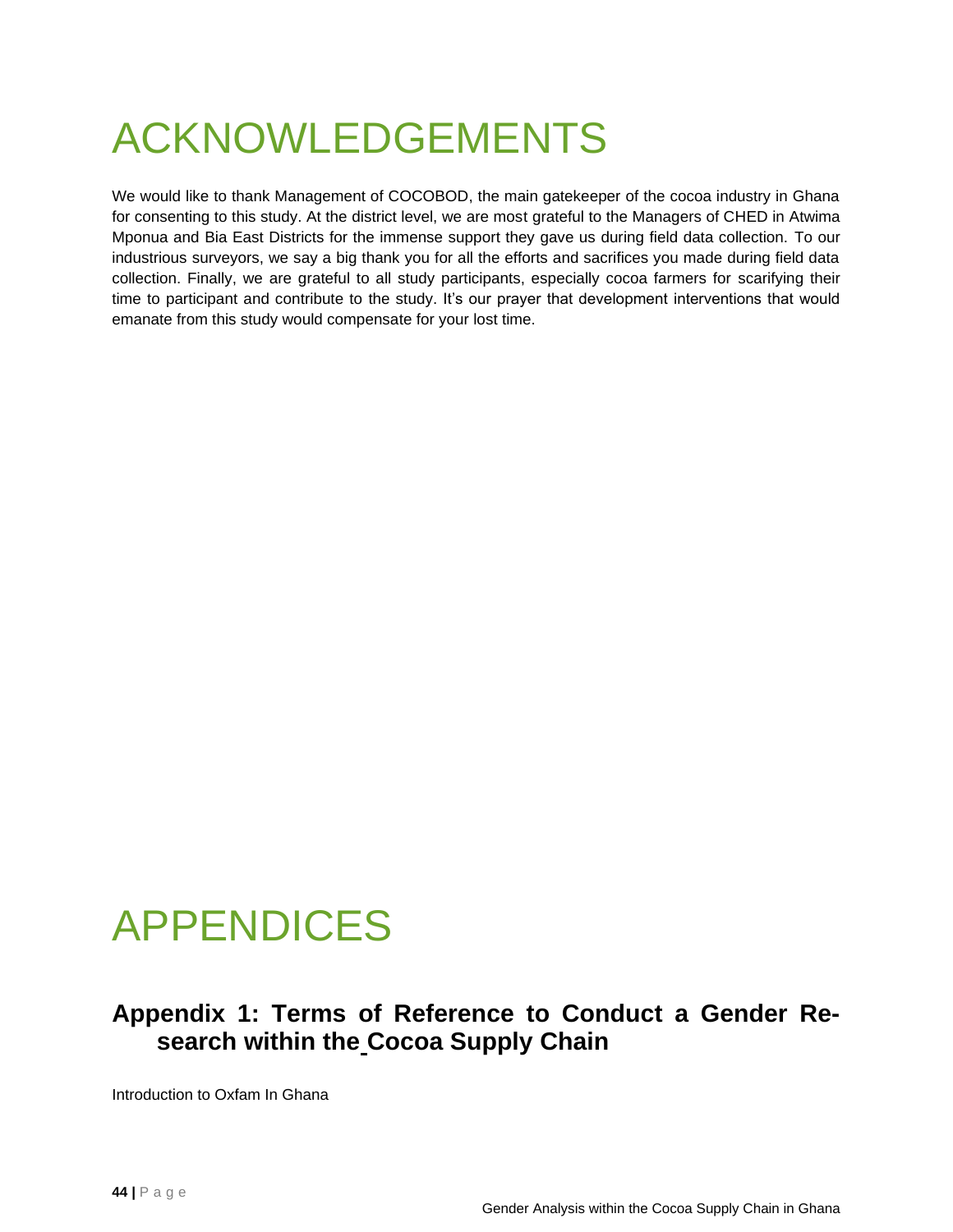# ACKNOWLEDGEMENTS

We would like to thank Management of COCOBOD, the main gatekeeper of the cocoa industry in Ghana for consenting to this study. At the district level, we are most grateful to the Managers of CHED in Atwima Mponua and Bia East Districts for the immense support they gave us during field data collection. To our industrious surveyors, we say a big thank you for all the efforts and sacrifices you made during field data collection. Finally, we are grateful to all study participants, especially cocoa farmers for scarifying their time to participant and contribute to the study. It's our prayer that development interventions that would emanate from this study would compensate for your lost time.

# APPENDICES

## Appendix 1: Terms of Reference to Conduct a Gender Research within the Cocoa Supply Chain

Introduction to Oxfam In Ghana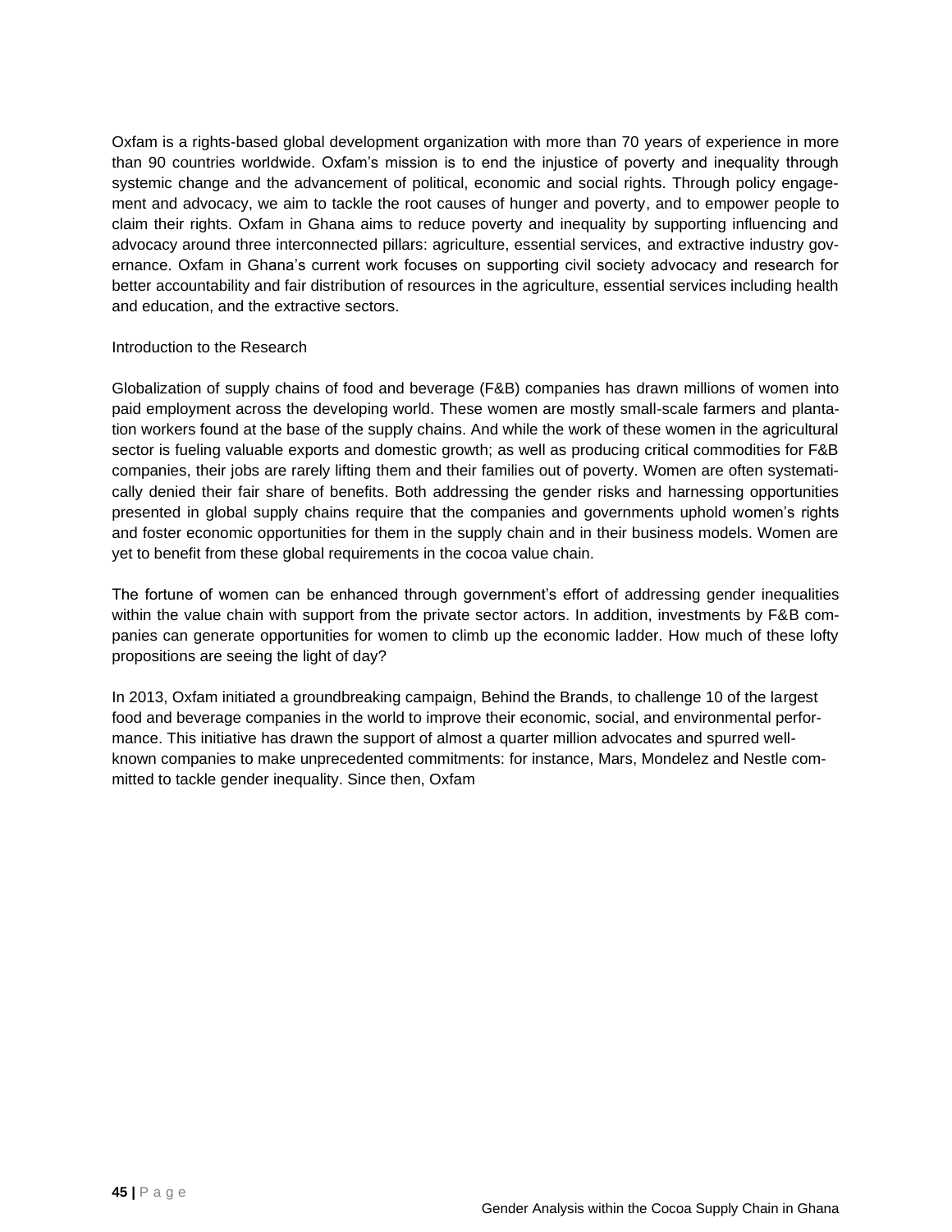Oxfam is a rights-based global development organization with more than 70 years of experience in more than 90 countries worldwide. Oxfam's mission is to end the injustice of poverty and inequality through systemic change and the advancement of political, economic and social rights. Through policy engagement and advocacy, we aim to tackle the root causes of hunger and poverty, and to empower people to claim their rights. Oxfam in Ghana aims to reduce poverty and inequality by supporting influencing and advocacy around three interconnected pillars: agriculture, essential services, and extractive industry governance. Oxfam in Ghana's current work focuses on supporting civil society advocacy and research for better accountability and fair distribution of resources in the agriculture, essential services including health and education, and the extractive sectors.

Introduction to the Research

Globalization of supply chains of food and beverage (F&B) companies has drawn millions of women into paid employment across the developing world. These women are mostly small-scale farmers and plantation workers found at the base of the supply chains. And while the work of these women in the agricultural sector is fueling valuable exports and domestic growth; as well as producing critical commodities for F&B companies, their jobs are rarely lifting them and their families out of poverty. Women are often systematically denied their fair share of benefits. Both addressing the gender risks and harnessing opportunities presented in global supply chains require that the companies and governments uphold women's rights and foster economic opportunities for them in the supply chain and in their business models. Women are yet to benefit from these global requirements in the cocoa value chain.

The fortune of women can be enhanced through government's effort of addressing gender inequalities within the value chain with support from the private sector actors. In addition, investments by F&B companies can generate opportunities for women to climb up the economic ladder. How much of these lofty propositions are seeing the light of day?

In 2013, Oxfam initiated a groundbreaking campaign, Behind the Brands, to challenge 10 of the largest food and beverage companies in the world to improve their economic, social, and environmental performance. This initiative has drawn the support of almost a quarter million advocates and spurred well-known companies to make unprecedented commitments: for instance, Mars, Mondelez and Nestle committed to tackle gender inequality. Since then, Oxfam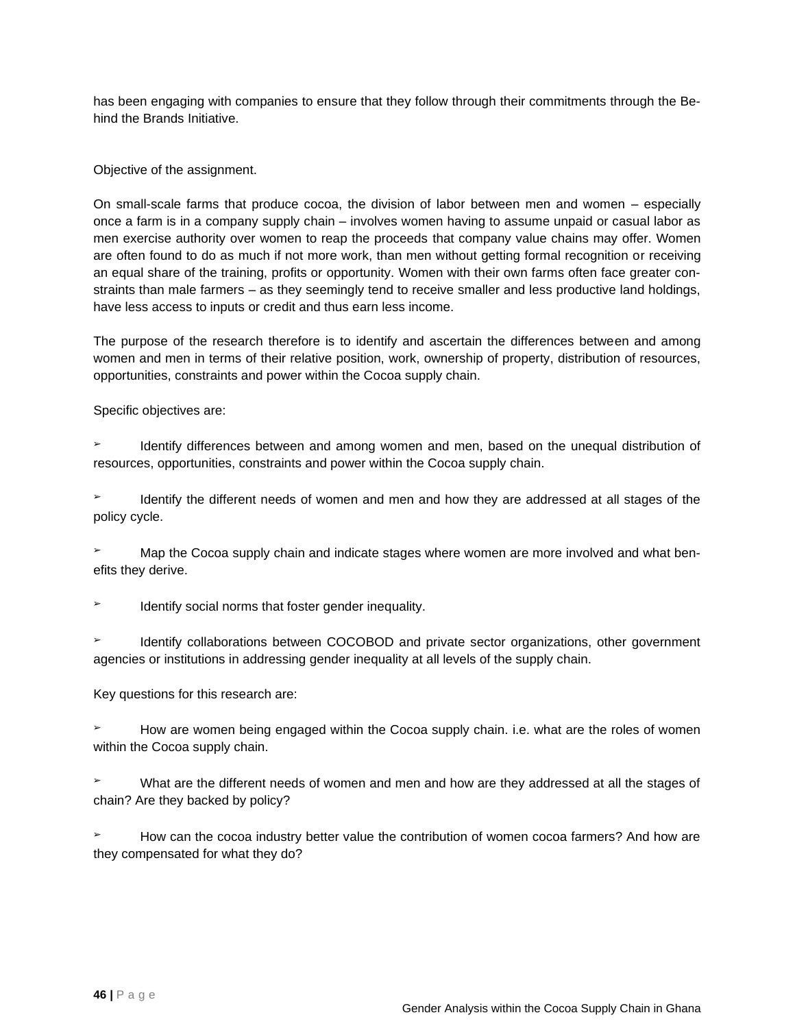has been engaging with companies to ensure that they follow through their commitments through the Behind the Brands Initiative.

Objective of the assignment.

On small-scale farms that produce cocoa, the division of labor between men and women – especially once a farm is in a company supply chain – involves women having to assume unpaid or casual labor as men exercise authority over women to reap the proceeds that company value chains may offer. Women are often found to do as much if not more work, than men without getting formal recognition or receiving an equal share of the training, profits or opportunity. Women with their own farms often face greater constraints than male farmers – as they seemingly tend to receive smaller and less productive land holdings, have less access to inputs or credit and thus earn less income.

The purpose of the research therefore is to identify and ascertain the differences between and among women and men in terms of their relative position, work, ownership of property, distribution of resources, opportunities, constraints and power within the Cocoa supply chain.

Specific objectives are:

- Identify differences between and among women and men, based on the unequal distribution of resources, opportunities, constraints and power within the Cocoa supply chain.
- Identify the different needs of women and men and how they are addressed at all stages of the policy cycle.
- Map the Cocoa supply chain and indicate stages where women are more involved and what benefits they derive.
- Identify social norms that foster gender inequality.
- Identify collaborations between COCOBOD and private sector organizations, other government agencies or institutions in addressing gender inequality at all levels of the supply chain.

Key questions for this research are:

- How are women being engaged within the Cocoa supply chain. i.e. what are the roles of women within the Cocoa supply chain.
- What are the different needs of women and men and how are they addressed at all the stages of chain? Are they backed by policy?
- How can the cocoa industry better value the contribution of women cocoa farmers? And how are they compensated for what they do?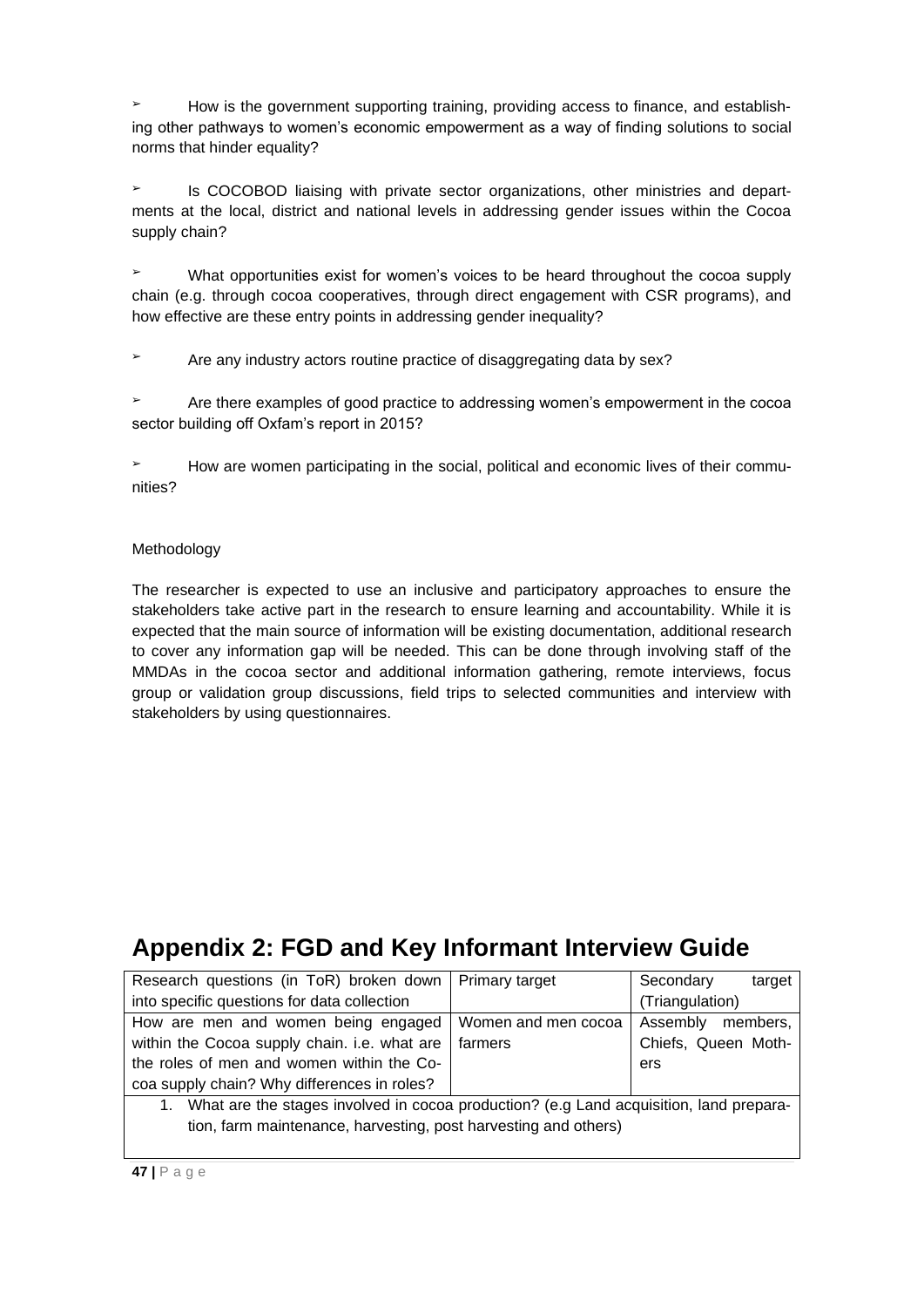- How is the government supporting training, providing access to finance, and establishing other pathways to women's economic empowerment as a way of finding solutions to social norms that hinder equality?

- Is COCOBOD liaising with private sector organizations, other ministries and departments at the local, district and national levels in addressing gender issues within the Cocoa supply chain?

- What opportunities exist for women's voices to be heard throughout the cocoa supply chain (e.g. through cocoa cooperatives, through direct engagement with CSR programs), and how effective are these entry points in addressing gender inequality?

- Are any industry actors routine practice of disaggregating data by sex?

- Are there examples of good practice to addressing women's empowerment in the cocoa sector building off Oxfam's report in 2015?

- How are women participating in the social, political and economic lives of their communities?

Methodology

The researcher is expected to use an inclusive and participatory approaches to ensure the stakeholders take active part in the research to ensure learning and accountability. While it is expected that the main source of information will be existing documentation, additional research to cover any information gap will be needed. This can be done through involving staff of the MMDAs in the cocoa sector and additional information gathering, remote interviews, focus group or validation group discussions, field trips to selected communities and interview with stakeholders by using questionnaires.

# Appendix 2: FGD and Key Informant Interview Guide

| Research questions (in ToR) broken down into specific questions for data collection | Primary target | Secondary target (Triangulation) |
|---|---|---|
| How are men and women being engaged within the Cocoa supply chain. i.e. what are the roles of men and women within the Cocoa supply chain? Why differences in roles? | Women and men cocoa farmers | Assembly members, Chiefs, Queen Mothers |
| 1. What are the stages involved in cocoa production? (e.g Land acquisition, land preparation, farm maintenance, harvesting, post harvesting and others) | | |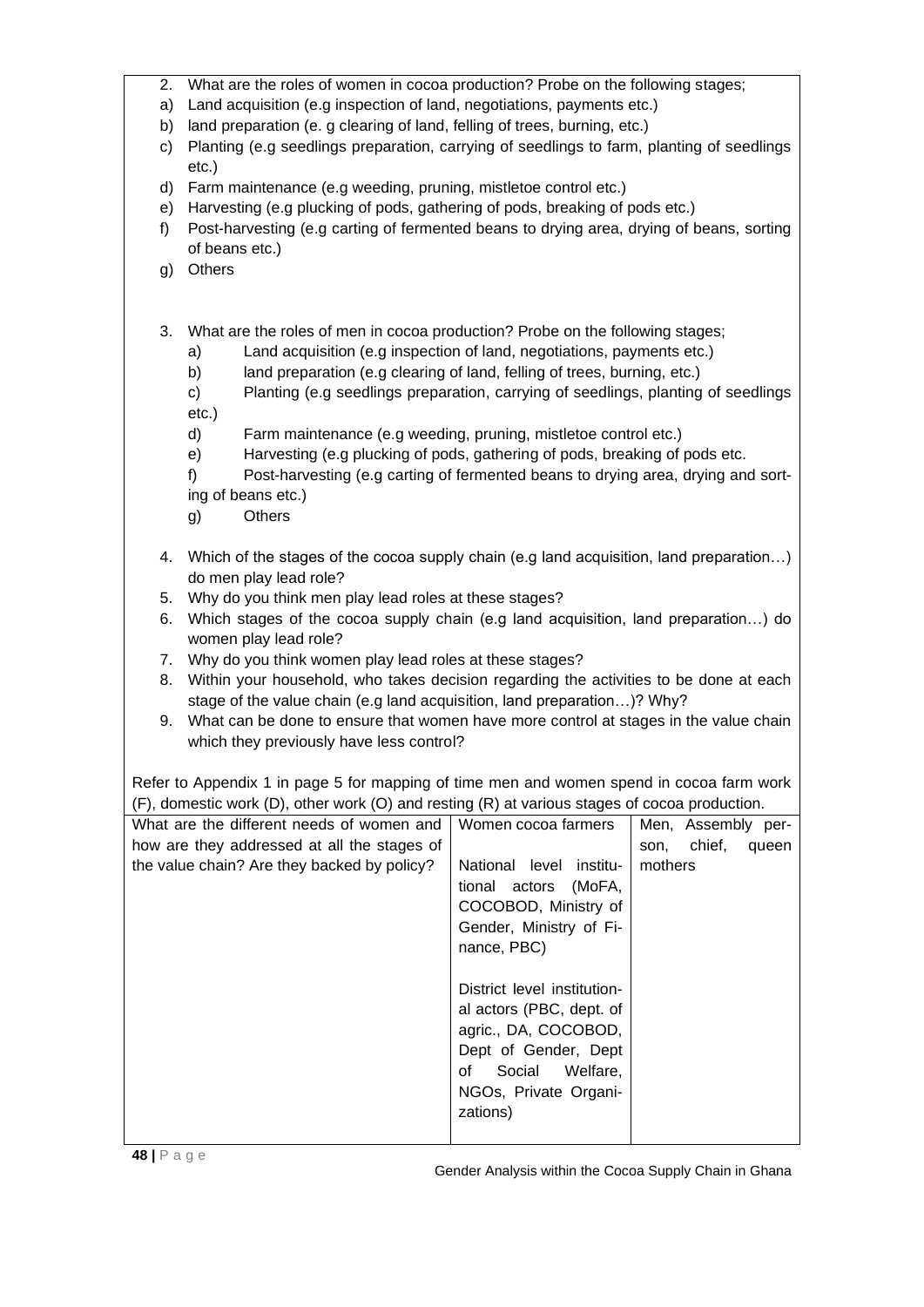2. What are the roles of women in cocoa production? Probe on the following stages;
   a) Land acquisition (e.g inspection of land, negotiations, payments etc.)
   b) land preparation (e. g clearing of land, felling of trees, burning, etc.)
   c) Planting (e.g seedlings preparation, carrying of seedlings to farm, planting of seedlings etc.)
   d) Farm maintenance (e.g weeding, pruning, mistletoe control etc.)
   e) Harvesting (e.g plucking of pods, gathering of pods, breaking of pods etc.)
   f) Post-harvesting (e.g carting of fermented beans to drying area, drying of beans, sorting of beans etc.)
   g) Others

3. What are the roles of men in cocoa production? Probe on the following stages;
   a) Land acquisition (e.g inspection of land, negotiations, payments etc.)
   b) land preparation (e.g clearing of land, felling of trees, burning, etc.)
   c) Planting (e.g seedlings preparation, carrying of seedlings, planting of seedlings etc.)
   d) Farm maintenance (e.g weeding, pruning, mistletoe control etc.)
   e) Harvesting (e.g plucking of pods, gathering of pods, breaking of pods etc.
   f) Post-harvesting (e.g carting of fermented beans to drying area, drying and sorting of beans etc.)
   g) Others

4. Which of the stages of the cocoa supply chain (e.g land acquisition, land preparation…) do men play lead role?
5. Why do you think men play lead roles at these stages?
6. Which stages of the cocoa supply chain (e.g land acquisition, land preparation…) do women play lead role?
7. Why do you think women play lead roles at these stages?
8. Within your household, who takes decision regarding the activities to be done at each stage of the value chain (e.g land acquisition, land preparation…)? Why?
9. What can be done to ensure that women have more control at stages in the value chain which they previously have less control?

Refer to Appendix 1 in page 5 for mapping of time men and women spend in cocoa farm work (F), domestic work (D), other work (O) and resting (R) at various stages of cocoa production.

| What are the different needs of women and how are they addressed at all the stages of the value chain? Are they backed by policy? | Women cocoa farmers<br><br>National level institutional actors (MoFA, COCOBOD, Ministry of Gender, Ministry of Finance, PBC)<br><br>District level institutional actors (PBC, dept. of agric., DA, COCOBOD, Dept of Gender, Dept of Social Welfare, NGOs, Private Organizations) | Men, Assembly person, chief, queen mothers |
|---|---|---|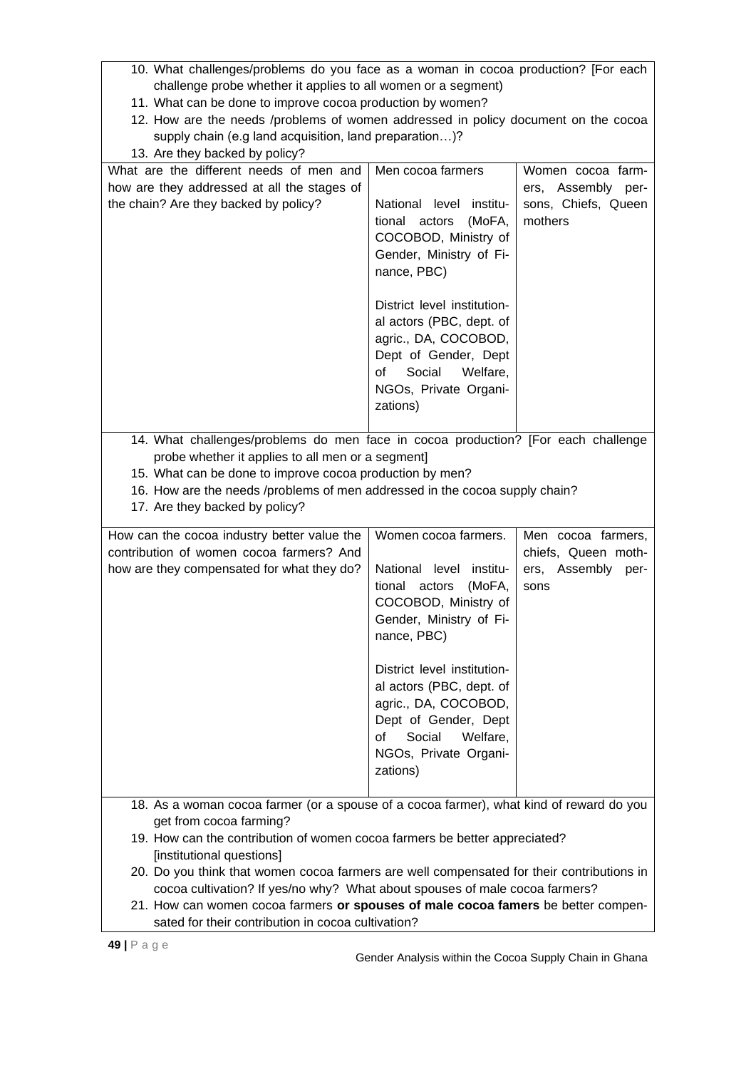| | | |
|---|---|---|
| 10. What challenges/problems do you face as a woman in cocoa production? [For each challenge probe whether it applies to all women or a segment)<br>11. What can be done to improve cocoa production by women?<br>12. How are the needs /problems of women addressed in policy document on the cocoa supply chain (e.g land acquisition, land preparation…)?<br>13. Are they backed by policy? | | |
| What are the different needs of men and how are they addressed at all the stages of the chain? Are they backed by policy? | Men cocoa farmers<br><br>National level institutional actors (MoFA, COCOBOD, Ministry of Gender, Ministry of Finance, PBC)<br><br>District level institutional actors (PBC, dept. of agric., DA, COCOBOD, Dept of Gender, Dept of Social Welfare, NGOs, Private Organizations) | Women cocoa farmers, Assembly persons, Chiefs, Queen mothers |
| 14. What challenges/problems do men face in cocoa production? [For each challenge probe whether it applies to all men or a segment]<br>15. What can be done to improve cocoa production by men?<br>16. How are the needs /problems of men addressed in the cocoa supply chain?<br>17. Are they backed by policy? | | |
| How can the cocoa industry better value the contribution of women cocoa farmers? And how are they compensated for what they do? | Women cocoa farmers.<br><br>National level institutional actors (MoFA, COCOBOD, Ministry of Gender, Ministry of Finance, PBC)<br><br>District level institutional actors (PBC, dept. of agric., DA, COCOBOD, Dept of Gender, Dept of Social Welfare, NGOs, Private Organizations) | Men cocoa farmers, chiefs, Queen mothers, Assembly persons |
| 18. As a woman cocoa farmer (or a spouse of a cocoa farmer), what kind of reward do you get from cocoa farming?<br>19. How can the contribution of women cocoa farmers be better appreciated? [institutional questions]<br>20. Do you think that women cocoa farmers are well compensated for their contributions in cocoa cultivation? If yes/no why? What about spouses of male cocoa farmers?<br>21. How can women cocoa farmers **or spouses of male cocoa famers** be better compensated for their contribution in cocoa cultivation? | | |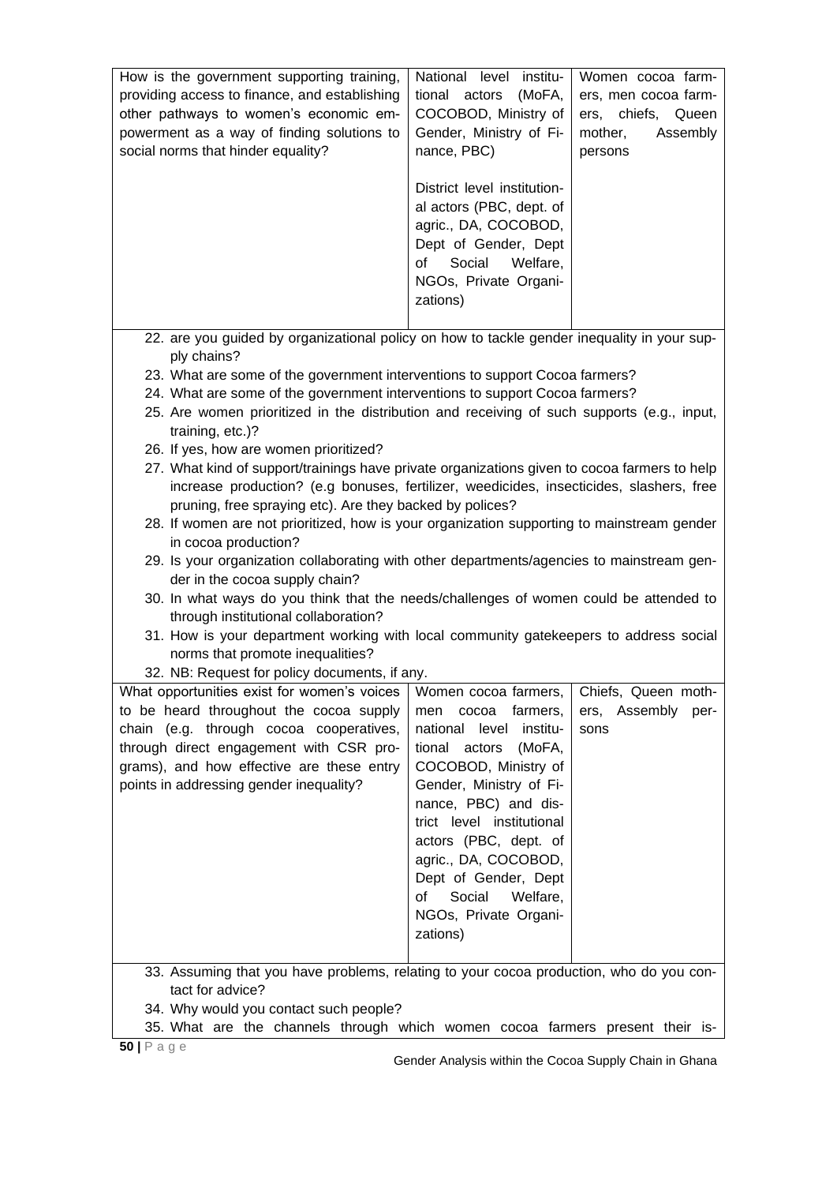| How is the government supporting training, providing access to finance, and establishing other pathways to women's economic empowerment as a way of finding solutions to social norms that hinder equality? | National level institutional actors (MoFA, COCOBOD, Ministry of Gender, Ministry of Finance, PBC)<br><br>District level institutional actors (PBC, dept. of agric., DA, COCOBOD, Dept of Gender, Dept of Social Welfare, NGOs, Private Organizations) | Women cocoa farmers, men cocoa farmers, chiefs, Queen mother, Assembly persons |
|---|---|---|

22. are you guided by organizational policy on how to tackle gender inequality in your supply chains?
23. What are some of the government interventions to support Cocoa farmers?
24. What are some of the government interventions to support Cocoa farmers?
25. Are women prioritized in the distribution and receiving of such supports (e.g., input, training, etc.)?
26. If yes, how are women prioritized?
27. What kind of support/trainings have private organizations given to cocoa farmers to help increase production? (e.g bonuses, fertilizer, weedicides, insecticides, slashers, free pruning, free spraying etc). Are they backed by polices?
28. If women are not prioritized, how is your organization supporting to mainstream gender in cocoa production?
29. Is your organization collaborating with other departments/agencies to mainstream gender in the cocoa supply chain?
30. In what ways do you think that the needs/challenges of women could be attended to through institutional collaboration?
31. How is your department working with local community gatekeepers to address social norms that promote inequalities?
32. NB: Request for policy documents, if any.

| What opportunities exist for women's voices to be heard throughout the cocoa supply chain (e.g. through cocoa cooperatives, through direct engagement with CSR programs), and how effective are these entry points in addressing gender inequality? | Women cocoa farmers, men cocoa farmers, national level institutional actors (MoFA, COCOBOD, Ministry of Gender, Ministry of Finance, PBC) and district level institutional actors (PBC, dept. of agric., DA, COCOBOD, Dept of Gender, Dept of Social Welfare, NGOs, Private Organizations) | Chiefs, Queen mothers, Assembly persons |
|---|---|---|

33. Assuming that you have problems, relating to your cocoa production, who do you contact for advice?
34. Why would you contact such people?
35. What are the channels through which women cocoa farmers present their is-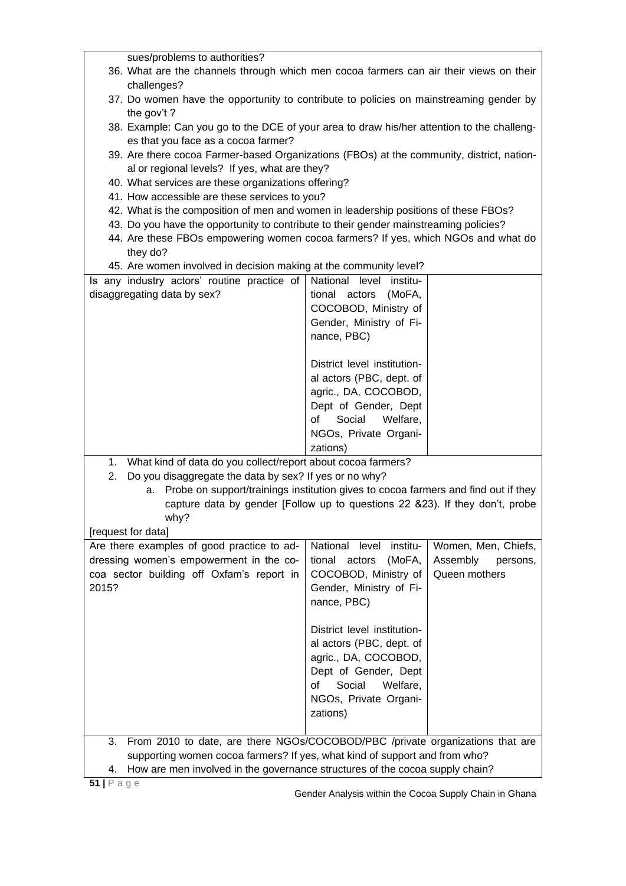sues/problems to authorities?

36. What are the channels through which men cocoa farmers can air their views on their challenges?
37. Do women have the opportunity to contribute to policies on mainstreaming gender by the gov't ?
38. Example: Can you go to the DCE of your area to draw his/her attention to the challenges that you face as a cocoa farmer?
39. Are there cocoa Farmer-based Organizations (FBOs) at the community, district, national or regional levels? If yes, what are they?
40. What services are these organizations offering?
41. How accessible are these services to you?
42. What is the composition of men and women in leadership positions of these FBOs?
43. Do you have the opportunity to contribute to their gender mainstreaming policies?
44. Are these FBOs empowering women cocoa farmers? If yes, which NGOs and what do they do?
45. Are women involved in decision making at the community level?

| Is any industry actors' routine practice of disaggregating data by sex? | National level institutional actors (MoFA, COCOBOD, Ministry of Gender, Ministry of Finance, PBC)<br><br>District level institutional actors (PBC, dept. of agric., DA, COCOBOD, Dept of Gender, Dept of Social Welfare, NGOs, Private Organizations) | |
|---|---|---|

1. What kind of data do you collect/report about cocoa farmers?
2. Do you disaggregate the data by sex? If yes or no why?
   a. Probe on support/trainings institution gives to cocoa farmers and find out if they capture data by gender [Follow up to questions 22 &23). If they don't, probe why?

[request for data]

| Are there examples of good practice to addressing women's empowerment in the cocoa sector building off Oxfam's report in 2015? | National level institutional actors (MoFA, COCOBOD, Ministry of Gender, Ministry of Finance, PBC)<br><br>District level institutional actors (PBC, dept. of agric., DA, COCOBOD, Dept of Gender, Dept of Social Welfare, NGOs, Private Organizations) | Women, Men, Chiefs, Assembly persons, Queen mothers |
|---|---|---|

3. From 2010 to date, are there NGOs/COCOBOD/PBC /private organizations that are supporting women cocoa farmers? If yes, what kind of support and from who?
4. How are men involved in the governance structures of the cocoa supply chain?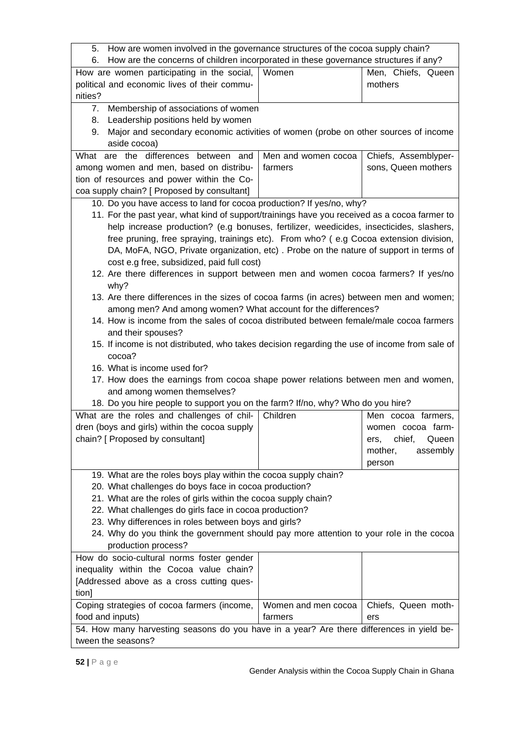| | | |
|---|---|---|
| 5. How are women involved in the governance structures of the cocoa supply chain?<br>6. How are the concerns of children incorporated in these governance structures if any? | | |
| How are women participating in the social, political and economic lives of their communities? | Women | Men, Chiefs, Queen mothers |
| 7. Membership of associations of women<br>8. Leadership positions held by women<br>9. Major and secondary economic activities of women (probe on other sources of income aside cocoa) | | |
| What are the differences between and among women and men, based on distribution of resources and power within the Cocoa supply chain? [ Proposed by consultant] | Men and women cocoa farmers | Chiefs, Assemblypersons, Queen mothers |
| 10. Do you have access to land for cocoa production? If yes/no, why?<br>11. For the past year, what kind of support/trainings have you received as a cocoa farmer to help increase production? (e.g bonuses, fertilizer, weedicides, insecticides, slashers, free pruning, free spraying, trainings etc). From who? ( e.g Cocoa extension division, DA, MoFA, NGO, Private organization, etc) . Probe on the nature of support in terms of cost e.g free, subsidized, paid full cost)<br>12. Are there differences in support between men and women cocoa farmers? If yes/no why?<br>13. Are there differences in the sizes of cocoa farms (in acres) between men and women; among men? And among women? What account for the differences?<br>14. How is income from the sales of cocoa distributed between female/male cocoa farmers and their spouses?<br>15. If income is not distributed, who takes decision regarding the use of income from sale of cocoa?<br>16. What is income used for?<br>17. How does the earnings from cocoa shape power relations between men and women, and among women themselves?<br>18. Do you hire people to support you on the farm? If/no, why? Who do you hire? | | |
| What are the roles and challenges of children (boys and girls) within the cocoa supply chain? [ Proposed by consultant] | Children | Men cocoa farmers, women cocoa farmers, chief, Queen mother, assembly person |
| 19. What are the roles boys play within the cocoa supply chain?<br>20. What challenges do boys face in cocoa production?<br>21. What are the roles of girls within the cocoa supply chain?<br>22. What challenges do girls face in cocoa production?<br>23. Why differences in roles between boys and girls?<br>24. Why do you think the government should pay more attention to your role in the cocoa production process? | | |
| How do socio-cultural norms foster gender inequality within the Cocoa value chain? [Addressed above as a cross cutting question] | | |
| Coping strategies of cocoa farmers (income, food and inputs) | Women and men cocoa farmers | Chiefs, Queen mothers |
| 54. How many harvesting seasons do you have in a year? Are there differences in yield between the seasons? | | |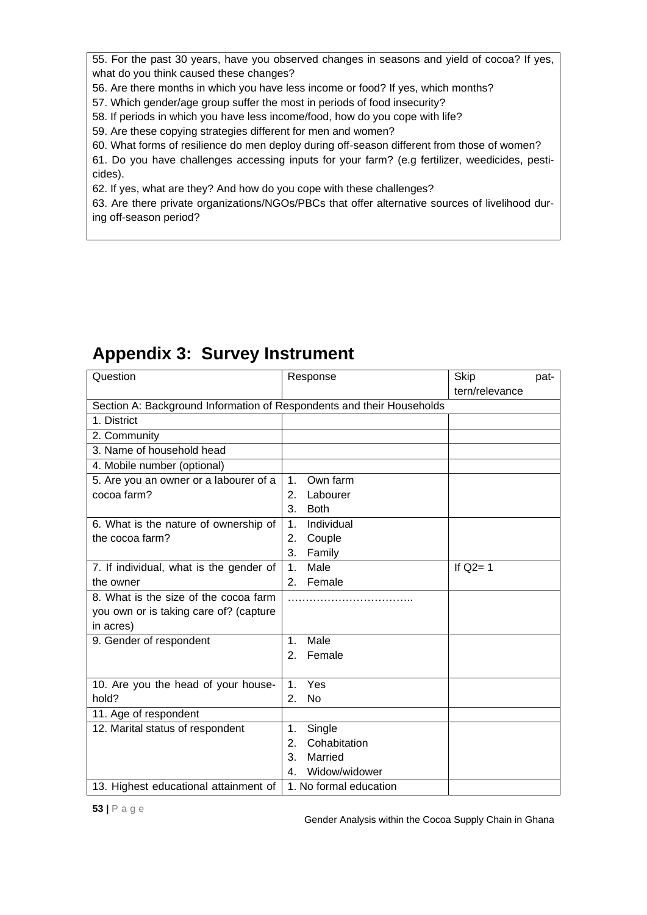55. For the past 30 years, have you observed changes in seasons and yield of cocoa? If yes, what do you think caused these changes?

56. Are there months in which you have less income or food? If yes, which months?

57. Which gender/age group suffer the most in periods of food insecurity?

58. If periods in which you have less income/food, how do you cope with life?

59. Are these copying strategies different for men and women?

60. What forms of resilience do men deploy during off-season different from those of women?

61. Do you have challenges accessing inputs for your farm? (e.g fertilizer, weedicides, pesticides).

62. If yes, what are they? And how do you cope with these challenges?

63. Are there private organizations/NGOs/PBCs that offer alternative sources of livelihood during off-season period?

## Appendix 3: Survey Instrument

| Question | Response | Skip pattern/relevance |
|---|---|---|
| Section A: Background Information of Respondents and their Households | | |
| 1. District | | |
| 2. Community | | |
| 3. Name of household head | | |
| 4. Mobile number (optional) | | |
| 5. Are you an owner or a labourer of a cocoa farm? | 1. Own farm<br>2. Labourer<br>3. Both | |
| 6. What is the nature of ownership of the cocoa farm? | 1. Individual<br>2. Couple<br>3. Family | |
| 7. If individual, what is the gender of the owner | 1. Male<br>2. Female | If Q2= 1 |
| 8. What is the size of the cocoa farm you own or is taking care of? (capture in acres) | …………………………….. | |
| 9. Gender of respondent | 1. Male<br>2. Female | |
| 10. Are you the head of your household? | 1. Yes<br>2. No | |
| 11. Age of respondent | | |
| 12. Marital status of respondent | 1. Single<br>2. Cohabitation<br>3. Married<br>4. Widow/widower | |
| 13. Highest educational attainment of | 1. No formal education | |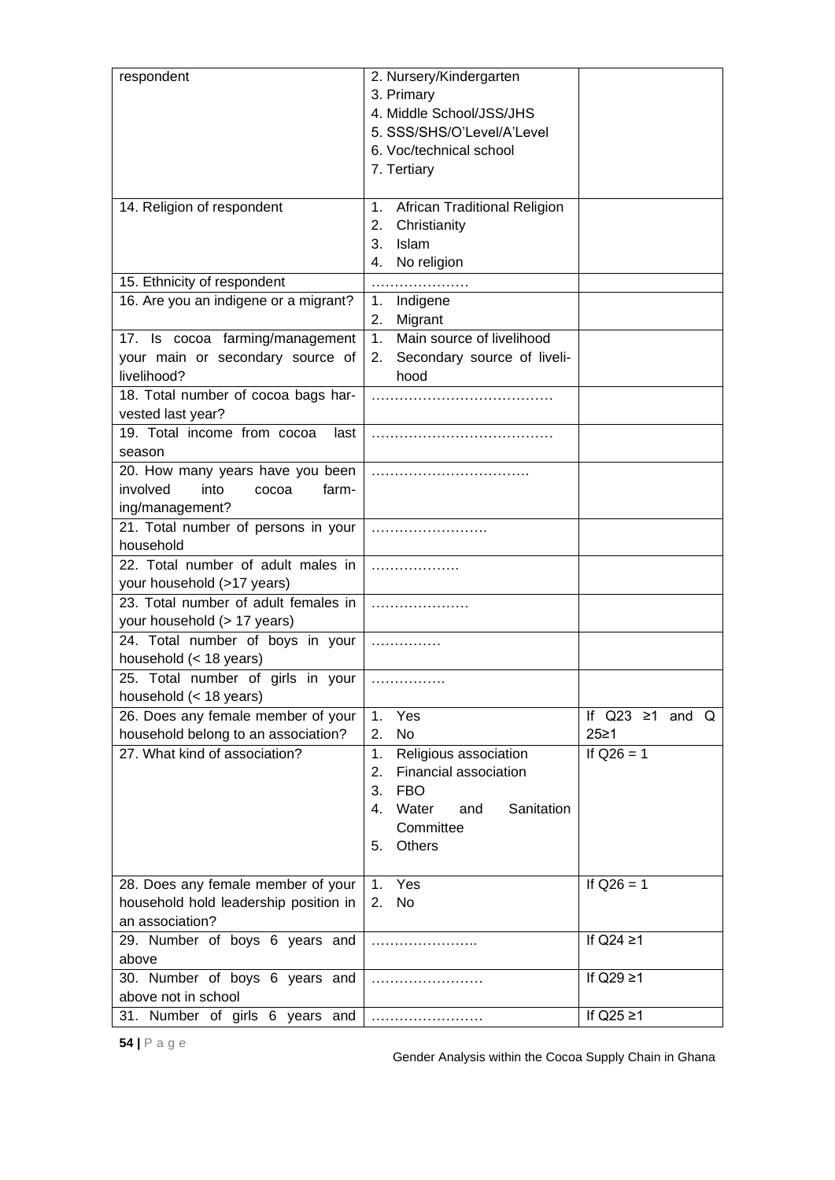| respondent | 2. Nursery/Kindergarten<br>3. Primary<br>4. Middle School/JSS/JHS<br>5. SSS/SHS/O'Level/A'Level<br>6. Voc/technical school<br>7. Tertiary | |
|---|---|---|
| 14. Religion of respondent | 1. African Traditional Religion<br>2. Christianity<br>3. Islam<br>4. No religion | |
| 15. Ethnicity of respondent | ………………… | |
| 16. Are you an indigene or a migrant? | 1. Indigene<br>2. Migrant | |
| 17. Is cocoa farming/management your main or secondary source of livelihood? | 1. Main source of livelihood<br>2. Secondary source of livelihood | |
| 18. Total number of cocoa bags harvested last year? | ………………………………… | |
| 19. Total income from cocoa last season | ………………………………… | |
| 20. How many years have you been involved into cocoa farming/management? | ……………………………. | |
| 21. Total number of persons in your household | ……………………. | |
| 22. Total number of adult males in your household (>17 years) | ………………. | |
| 23. Total number of adult females in your household (> 17 years) | ………………… | |
| 24. Total number of boys in your household (< 18 years) | …………… | |
| 25. Total number of girls in your household (< 18 years) | ……………. | |
| 26. Does any female member of your household belong to an association? | 1. Yes<br>2. No | If Q23 ≥1 and Q 25≥1 |
| 27. What kind of association? | 1. Religious association<br>2. Financial association<br>3. FBO<br>4. Water and Sanitation Committee<br>5. Others | If Q26 = 1 |
| 28. Does any female member of your household hold leadership position in an association? | 1. Yes<br>2. No | If Q26 = 1 |
| 29. Number of boys 6 years and above | ………………….. | If Q24 ≥1 |
| 30. Number of boys 6 years and above not in school | …………………… | If Q29 ≥1 |
| 31. Number of girls 6 years and | …………………… | If Q25 ≥1 |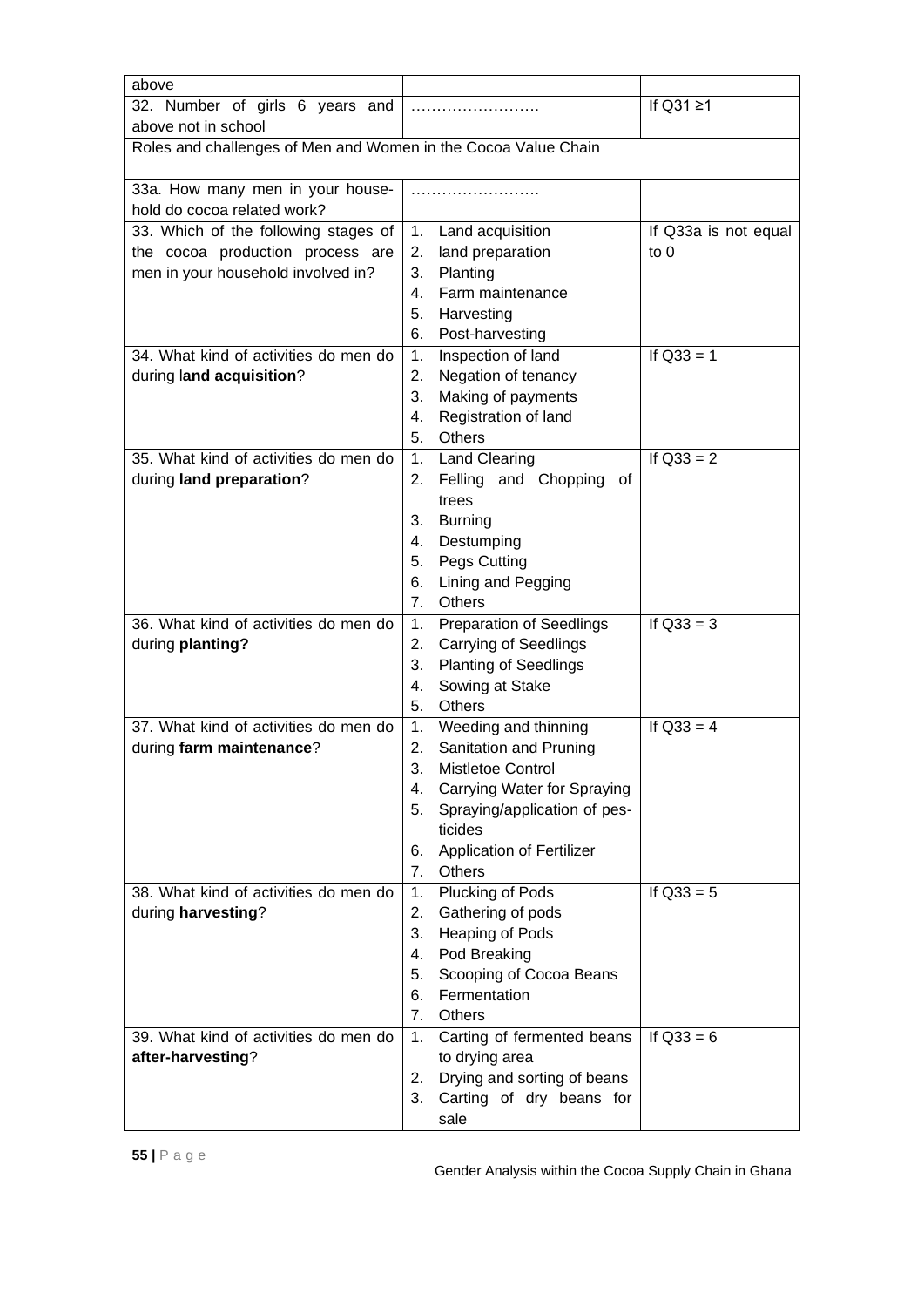| | | |
|---|---|---|
| above | | |
| 32. Number of girls 6 years and above not in school | ……………………. | If Q31 ≥1 |
| Roles and challenges of Men and Women in the Cocoa Value Chain | | |
| 33a. How many men in your household do cocoa related work? | ……………………. | |
| 33. Which of the following stages of the cocoa production process are men in your household involved in? | 1. Land acquisition<br>2. land preparation<br>3. Planting<br>4. Farm maintenance<br>5. Harvesting<br>6. Post-harvesting | If Q33a is not equal to 0 |
| 34. What kind of activities do men do during l**and acquisition**? | 1. Inspection of land<br>2. Negation of tenancy<br>3. Making of payments<br>4. Registration of land<br>5. Others | If Q33 = 1 |
| 35. What kind of activities do men do during **land preparation**? | 1. Land Clearing<br>2. Felling and Chopping of trees<br>3. Burning<br>4. Destumping<br>5. Pegs Cutting<br>6. Lining and Pegging<br>7. Others | If Q33 = 2 |
| 36. What kind of activities do men do during **planting?** | 1. Preparation of Seedlings<br>2. Carrying of Seedlings<br>3. Planting of Seedlings<br>4. Sowing at Stake<br>5. Others | If Q33 = 3 |
| 37. What kind of activities do men do during **farm maintenance**? | 1. Weeding and thinning<br>2. Sanitation and Pruning<br>3. Mistletoe Control<br>4. Carrying Water for Spraying<br>5. Spraying/application of pesticides<br>6. Application of Fertilizer<br>7. Others | If Q33 = 4 |
| 38. What kind of activities do men do during **harvesting**? | 1. Plucking of Pods<br>2. Gathering of pods<br>3. Heaping of Pods<br>4. Pod Breaking<br>5. Scooping of Cocoa Beans<br>6. Fermentation<br>7. Others | If Q33 = 5 |
| 39. What kind of activities do men do **after-harvesting**? | 1. Carting of fermented beans to drying area<br>2. Drying and sorting of beans<br>3. Carting of dry beans for sale | If Q33 = 6 |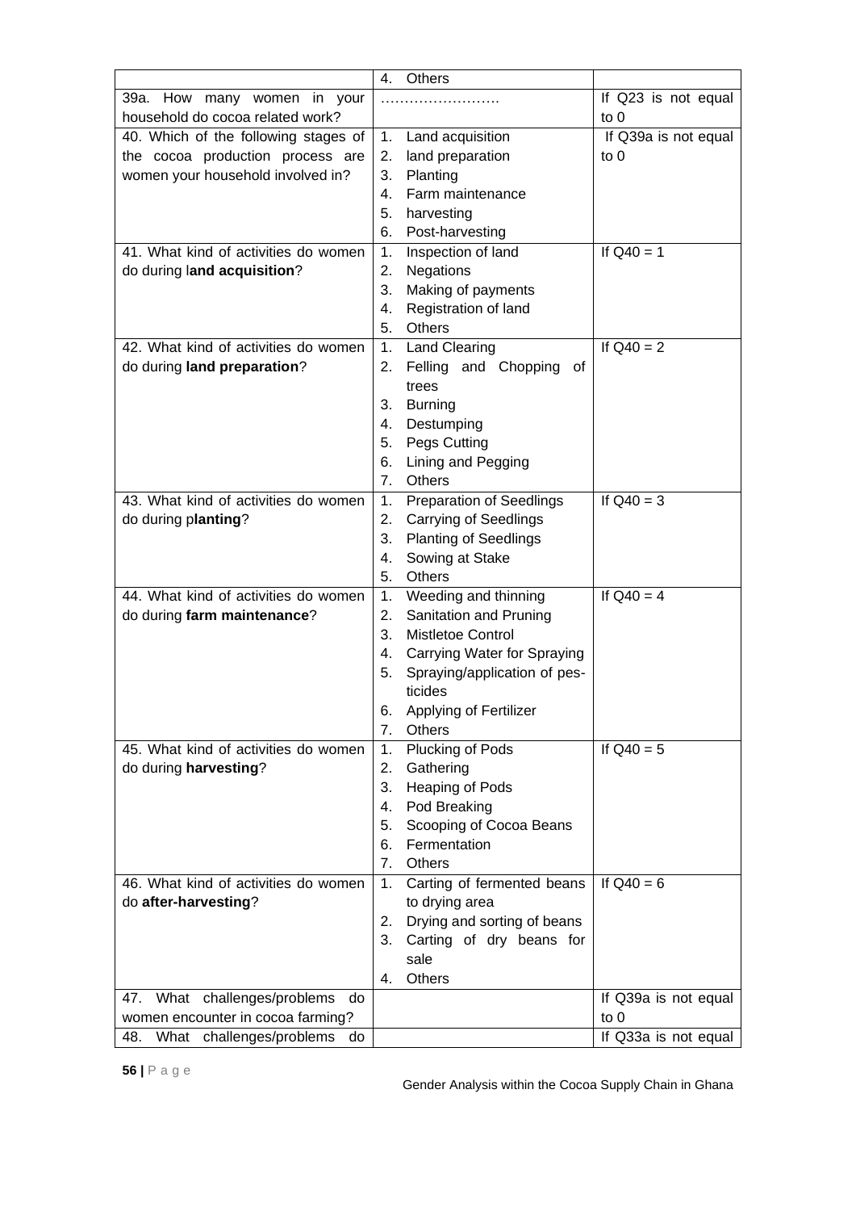| | | |
|---|---|---|
| | 4. Others | |
| 39a. How many women in your household do cocoa related work? | ……………………. | If Q23 is not equal to 0 |
| 40. Which of the following stages of the cocoa production process are women your household involved in? | 1. Land acquisition<br>2. land preparation<br>3. Planting<br>4. Farm maintenance<br>5. harvesting<br>6. Post-harvesting | If Q39a is not equal to 0 |
| 41. What kind of activities do women do during l**and acquisition**? | 1. Inspection of land<br>2. Negations<br>3. Making of payments<br>4. Registration of land<br>5. Others | If Q40 = 1 |
| 42. What kind of activities do women do during **land preparation**? | 1. Land Clearing<br>2. Felling and Chopping of trees<br>3. Burning<br>4. Destumping<br>5. Pegs Cutting<br>6. Lining and Pegging<br>7. Others | If Q40 = 2 |
| 43. What kind of activities do women do during p**lanting**? | 1. Preparation of Seedlings<br>2. Carrying of Seedlings<br>3. Planting of Seedlings<br>4. Sowing at Stake<br>5. Others | If Q40 = 3 |
| 44. What kind of activities do women do during **farm maintenance**? | 1. Weeding and thinning<br>2. Sanitation and Pruning<br>3. Mistletoe Control<br>4. Carrying Water for Spraying<br>5. Spraying/application of pesticides<br>6. Applying of Fertilizer<br>7. Others | If Q40 = 4 |
| 45. What kind of activities do women do during **harvesting**? | 1. Plucking of Pods<br>2. Gathering<br>3. Heaping of Pods<br>4. Pod Breaking<br>5. Scooping of Cocoa Beans<br>6. Fermentation<br>7. Others | If Q40 = 5 |
| 46. What kind of activities do women do **after-harvesting**? | 1. Carting of fermented beans to drying area<br>2. Drying and sorting of beans<br>3. Carting of dry beans for sale<br>4. Others | If Q40 = 6 |
| 47. What challenges/problems do women encounter in cocoa farming? | | If Q39a is not equal to 0 |
| 48. What challenges/problems do | | If Q33a is not equal |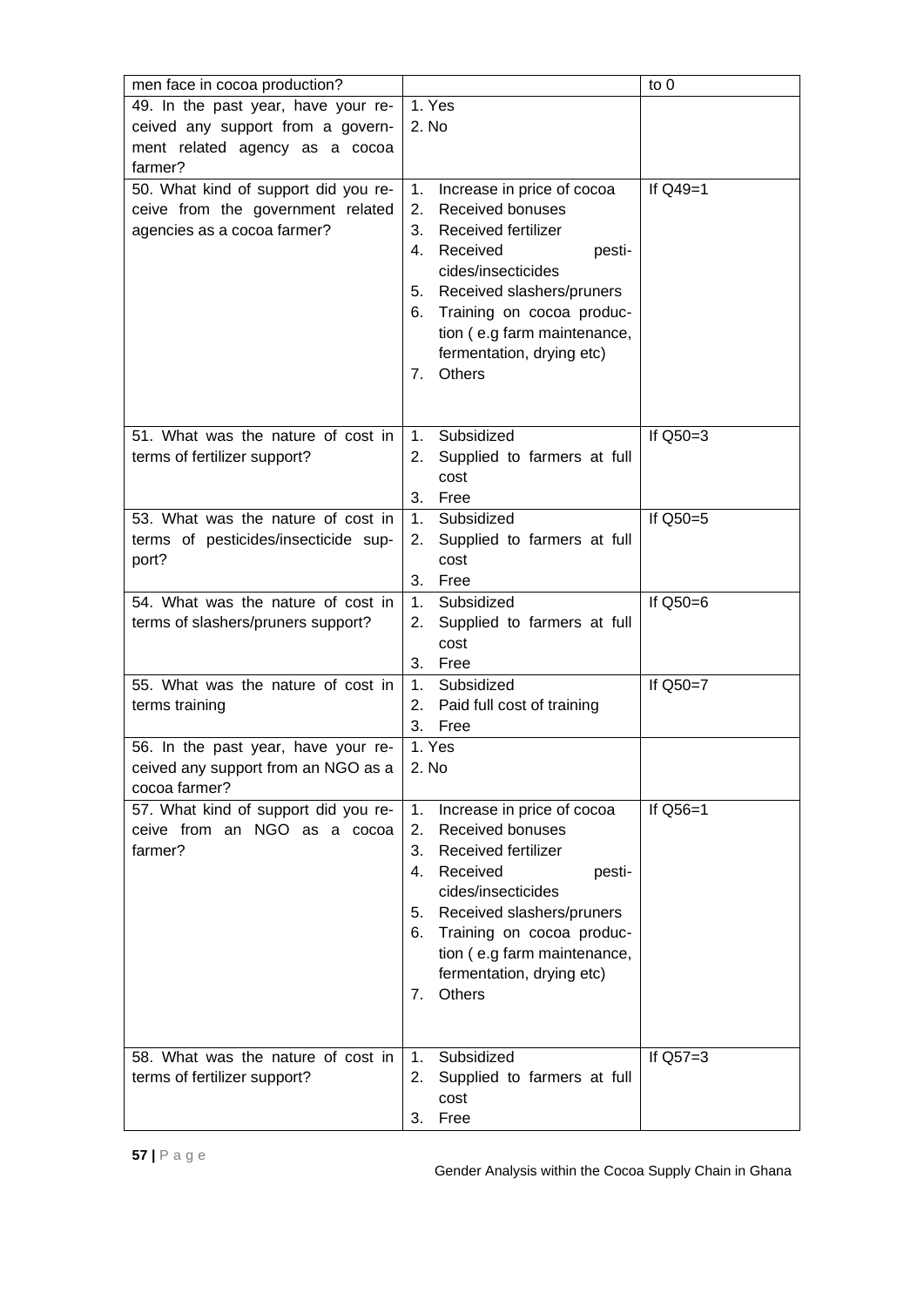| | | |
|---|---|---|
| men face in cocoa production? | | to 0 |
| 49. In the past year, have your received any support from a government related agency as a cocoa farmer? | 1. Yes<br>2. No | |
| 50. What kind of support did you receive from the government related agencies as a cocoa farmer? | 1. Increase in price of cocoa<br>2. Received bonuses<br>3. Received fertilizer<br>4. Received pesticides/insecticides<br>5. Received slashers/pruners<br>6. Training on cocoa production ( e.g farm maintenance, fermentation, drying etc)<br>7. Others | If Q49=1 |
| 51. What was the nature of cost in terms of fertilizer support? | 1. Subsidized<br>2. Supplied to farmers at full cost<br>3. Free | If Q50=3 |
| 53. What was the nature of cost in terms of pesticides/insecticide support? | 1. Subsidized<br>2. Supplied to farmers at full cost<br>3. Free | If Q50=5 |
| 54. What was the nature of cost in terms of slashers/pruners support? | 1. Subsidized<br>2. Supplied to farmers at full cost<br>3. Free | If Q50=6 |
| 55. What was the nature of cost in terms training | 1. Subsidized<br>2. Paid full cost of training<br>3. Free | If Q50=7 |
| 56. In the past year, have your received any support from an NGO as a cocoa farmer? | 1. Yes<br>2. No | |
| 57. What kind of support did you receive from an NGO as a cocoa farmer? | 1. Increase in price of cocoa<br>2. Received bonuses<br>3. Received fertilizer<br>4. Received pesticides/insecticides<br>5. Received slashers/pruners<br>6. Training on cocoa production ( e.g farm maintenance, fermentation, drying etc)<br>7. Others | If Q56=1 |
| 58. What was the nature of cost in terms of fertilizer support? | 1. Subsidized<br>2. Supplied to farmers at full cost<br>3. Free | If Q57=3 |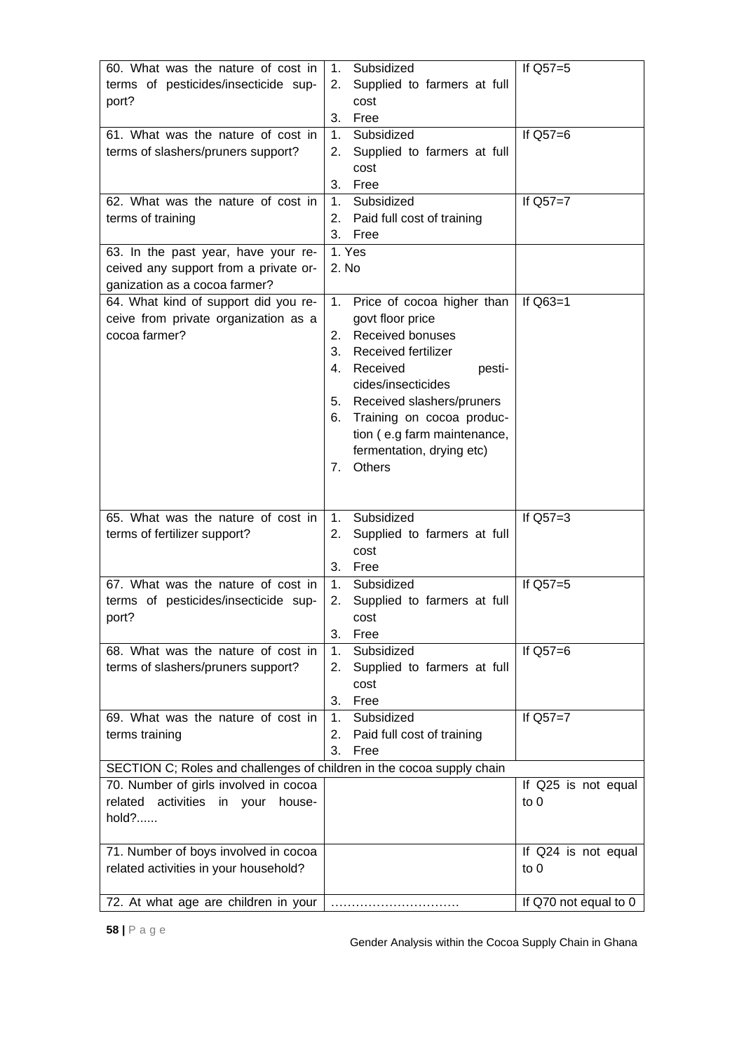| | | |
|---|---|---|
| 60. What was the nature of cost in terms of pesticides/insecticide support? | 1. Subsidized<br>2. Supplied to farmers at full cost<br>3. Free | If Q57=5 |
| 61. What was the nature of cost in terms of slashers/pruners support? | 1. Subsidized<br>2. Supplied to farmers at full cost<br>3. Free | If Q57=6 |
| 62. What was the nature of cost in terms of training | 1. Subsidized<br>2. Paid full cost of training<br>3. Free | If Q57=7 |
| 63. In the past year, have your received any support from a private organization as a cocoa farmer? | 1. Yes<br>2. No | |
| 64. What kind of support did you receive from private organization as a cocoa farmer? | 1. Price of cocoa higher than govt floor price<br>2. Received bonuses<br>3. Received fertilizer<br>4. Received pesticides/insecticides<br>5. Received slashers/pruners<br>6. Training on cocoa production ( e.g farm maintenance, fermentation, drying etc)<br>7. Others | If Q63=1 |
| 65. What was the nature of cost in terms of fertilizer support? | 1. Subsidized<br>2. Supplied to farmers at full cost<br>3. Free | If Q57=3 |
| 67. What was the nature of cost in terms of pesticides/insecticide support? | 1. Subsidized<br>2. Supplied to farmers at full cost<br>3. Free | If Q57=5 |
| 68. What was the nature of cost in terms of slashers/pruners support? | 1. Subsidized<br>2. Supplied to farmers at full cost<br>3. Free | If Q57=6 |
| 69. What was the nature of cost in terms training | 1. Subsidized<br>2. Paid full cost of training<br>3. Free | If Q57=7 |
| SECTION C; Roles and challenges of children in the cocoa supply chain | | |
| 70. Number of girls involved in cocoa related activities in your household?...... | | If Q25 is not equal to 0 |
| 71. Number of boys involved in cocoa related activities in your household? | | If Q24 is not equal to 0 |
| 72. At what age are children in your | ………………………… | If Q70 not equal to 0 |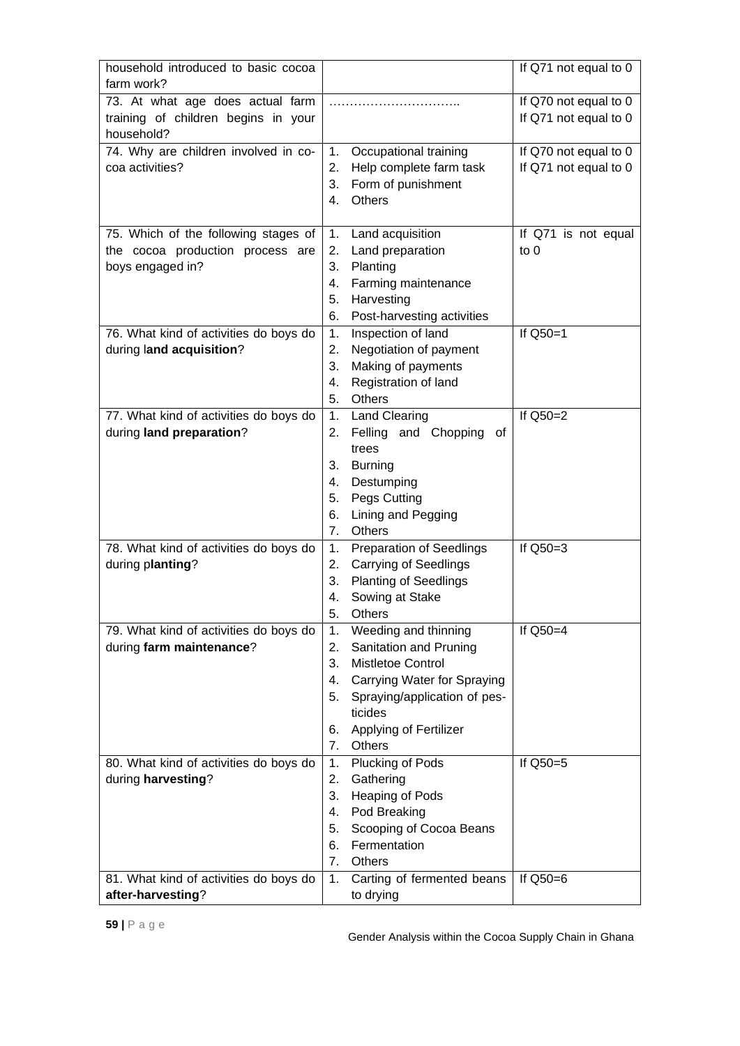| | | |
|---|---|---|
| household introduced to basic cocoa farm work? | | If Q71 not equal to 0 |
| 73. At what age does actual farm training of children begins in your household? | ………………………….. | If Q70 not equal to 0<br>If Q71 not equal to 0 |
| 74. Why are children involved in cocoa activities? | 1. Occupational training<br>2. Help complete farm task<br>3. Form of punishment<br>4. Others | If Q70 not equal to 0<br>If Q71 not equal to 0 |
| 75. Which of the following stages of the cocoa production process are boys engaged in? | 1. Land acquisition<br>2. Land preparation<br>3. Planting<br>4. Farming maintenance<br>5. Harvesting<br>6. Post-harvesting activities | If Q71 is not equal to 0 |
| 76. What kind of activities do boys do during l**and acquisition**? | 1. Inspection of land<br>2. Negotiation of payment<br>3. Making of payments<br>4. Registration of land<br>5. Others | If Q50=1 |
| 77. What kind of activities do boys do during **land preparation**? | 1. Land Clearing<br>2. Felling and Chopping of trees<br>3. Burning<br>4. Destumping<br>5. Pegs Cutting<br>6. Lining and Pegging<br>7. Others | If Q50=2 |
| 78. What kind of activities do boys do during p**lanting**? | 1. Preparation of Seedlings<br>2. Carrying of Seedlings<br>3. Planting of Seedlings<br>4. Sowing at Stake<br>5. Others | If Q50=3 |
| 79. What kind of activities do boys do during **farm maintenance**? | 1. Weeding and thinning<br>2. Sanitation and Pruning<br>3. Mistletoe Control<br>4. Carrying Water for Spraying<br>5. Spraying/application of pesticides<br>6. Applying of Fertilizer<br>7. Others | If Q50=4 |
| 80. What kind of activities do boys do during **harvesting**? | 1. Plucking of Pods<br>2. Gathering<br>3. Heaping of Pods<br>4. Pod Breaking<br>5. Scooping of Cocoa Beans<br>6. Fermentation<br>7. Others | If Q50=5 |
| 81. What kind of activities do boys do **after-harvesting**? | 1. Carting of fermented beans to drying | If Q50=6 |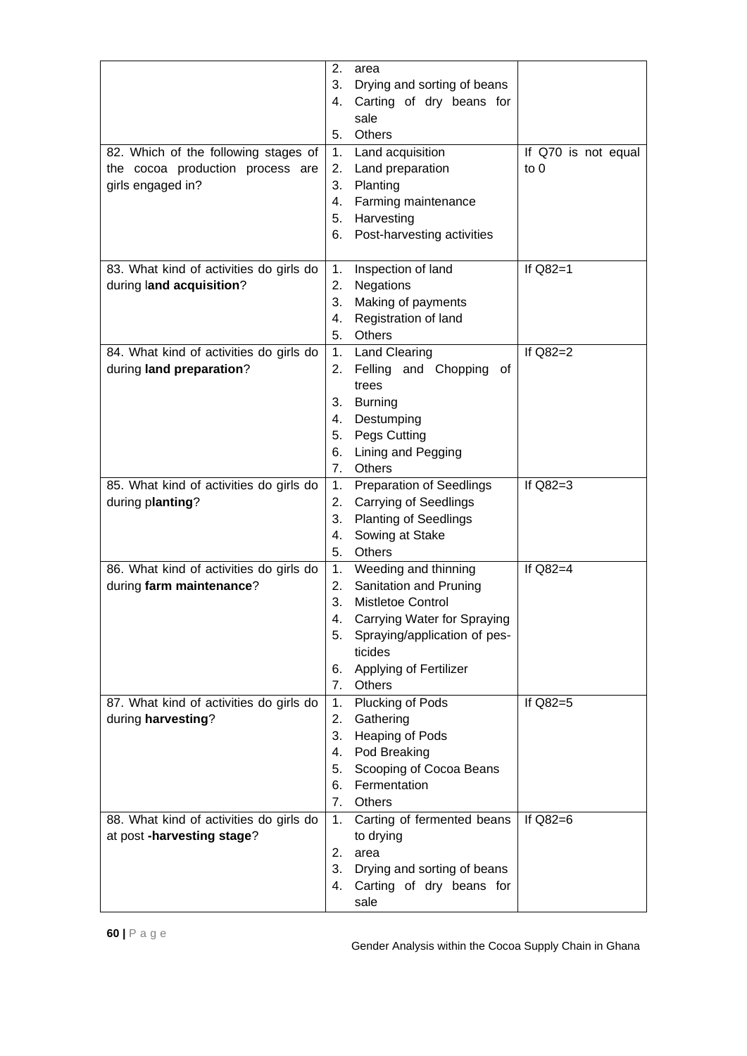| | | |
|---|---|---|
| | 2. area<br>3. Drying and sorting of beans<br>4. Carting of dry beans for sale<br>5. Others | |
| 82. Which of the following stages of the cocoa production process are girls engaged in? | 1. Land acquisition<br>2. Land preparation<br>3. Planting<br>4. Farming maintenance<br>5. Harvesting<br>6. Post-harvesting activities | If Q70 is not equal to 0 |
| 83. What kind of activities do girls do during l**and acquisition**? | 1. Inspection of land<br>2. Negations<br>3. Making of payments<br>4. Registration of land<br>5. Others | If Q82=1 |
| 84. What kind of activities do girls do during **land preparation**? | 1. Land Clearing<br>2. Felling and Chopping of trees<br>3. Burning<br>4. Destumping<br>5. Pegs Cutting<br>6. Lining and Pegging<br>7. Others | If Q82=2 |
| 85. What kind of activities do girls do during p**lanting**? | 1. Preparation of Seedlings<br>2. Carrying of Seedlings<br>3. Planting of Seedlings<br>4. Sowing at Stake<br>5. Others | If Q82=3 |
| 86. What kind of activities do girls do during **farm maintenance**? | 1. Weeding and thinning<br>2. Sanitation and Pruning<br>3. Mistletoe Control<br>4. Carrying Water for Spraying<br>5. Spraying/application of pesticides<br>6. Applying of Fertilizer<br>7. Others | If Q82=4 |
| 87. What kind of activities do girls do during **harvesting**? | 1. Plucking of Pods<br>2. Gathering<br>3. Heaping of Pods<br>4. Pod Breaking<br>5. Scooping of Cocoa Beans<br>6. Fermentation<br>7. Others | If Q82=5 |
| 88. What kind of activities do girls do at post **-harvesting stage**? | 1. Carting of fermented beans to drying<br>2. area<br>3. Drying and sorting of beans<br>4. Carting of dry beans for sale | If Q82=6 |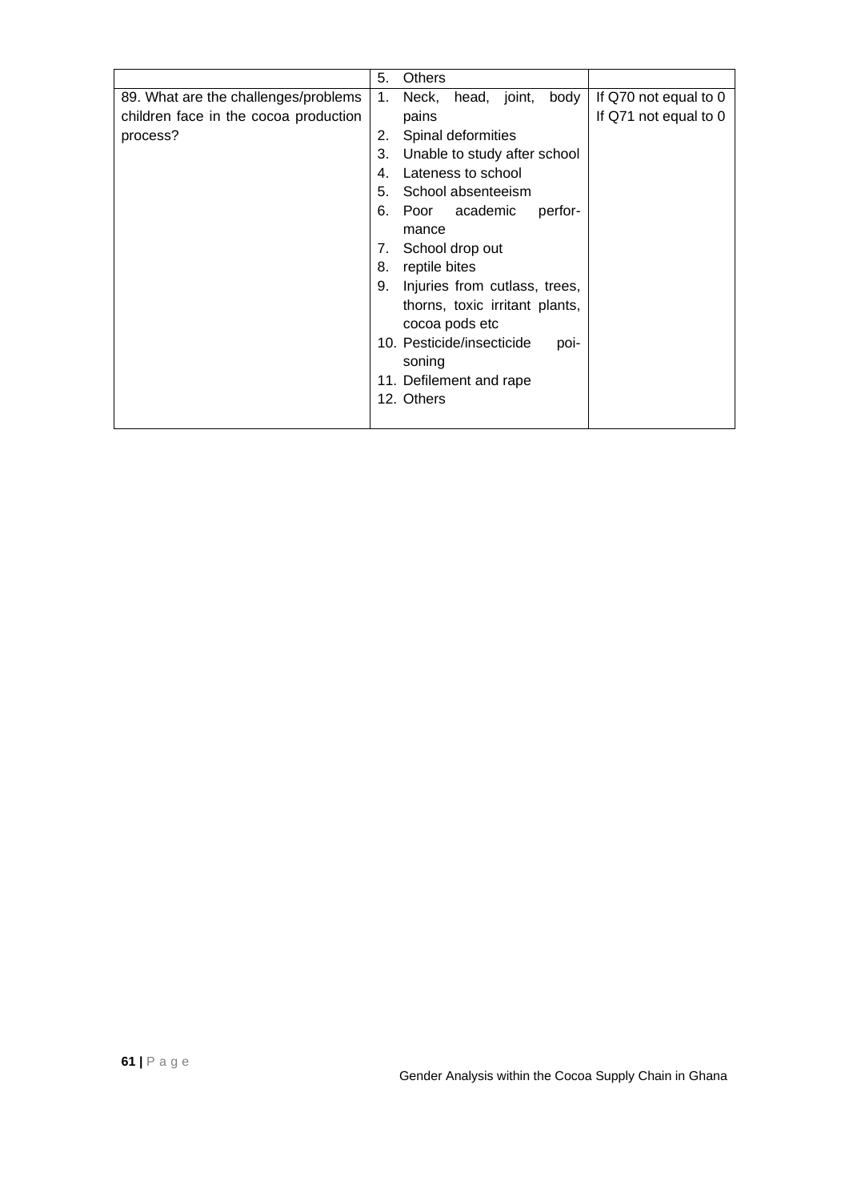| | | |
|---|---|---|
| | 5. Others | |
| 89. What are the challenges/problems children face in the cocoa production process? | 1. Neck, head, joint, body pains<br>2. Spinal deformities<br>3. Unable to study after school<br>4. Lateness to school<br>5. School absenteeism<br>6. Poor academic performance<br>7. School drop out<br>8. reptile bites<br>9. Injuries from cutlass, trees, thorns, toxic irritant plants, cocoa pods etc<br>10. Pesticide/insecticide poisoning<br>11. Defilement and rape<br>12. Others | If Q70 not equal to 0<br>If Q71 not equal to 0 |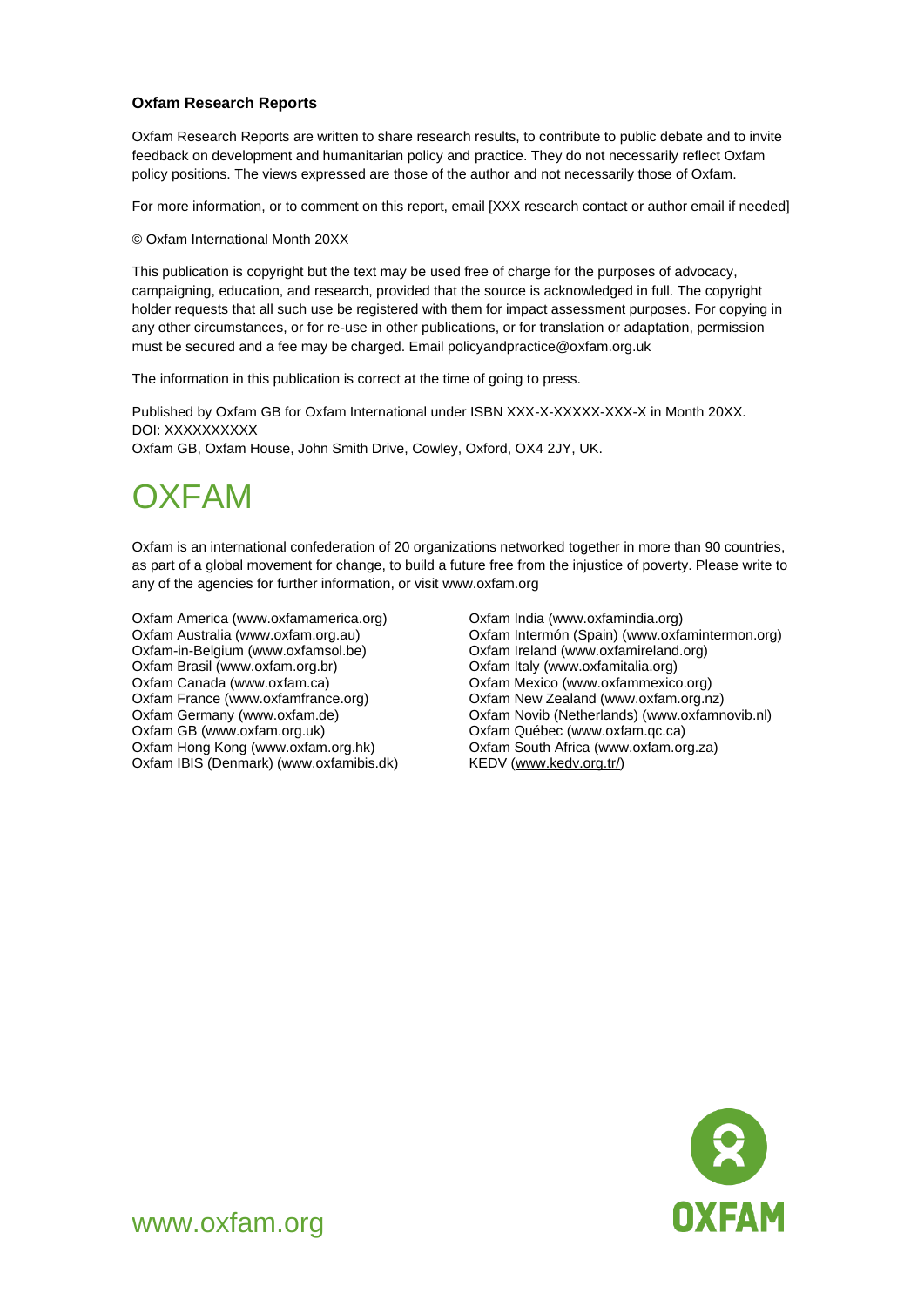**Oxfam Research Reports**

Oxfam Research Reports are written to share research results, to contribute to public debate and to invite feedback on development and humanitarian policy and practice. They do not necessarily reflect Oxfam policy positions. The views expressed are those of the author and not necessarily those of Oxfam.

For more information, or to comment on this report, email [XXX research contact or author email if needed]

© Oxfam International Month 20XX

This publication is copyright but the text may be used free of charge for the purposes of advocacy, campaigning, education, and research, provided that the source is acknowledged in full. The copyright holder requests that all such use be registered with them for impact assessment purposes. For copying in any other circumstances, or for re-use in other publications, or for translation or adaptation, permission must be secured and a fee may be charged. Email policyandpractice@oxfam.org.uk

The information in this publication is correct at the time of going to press.

Published by Oxfam GB for Oxfam International under ISBN XXX-X-XXXXX-XXX-X in Month 20XX.
DOI: XXXXXXXXXX
Oxfam GB, Oxfam House, John Smith Drive, Cowley, Oxford, OX4 2JY, UK.

# OXFAM

Oxfam is an international confederation of 20 organizations networked together in more than 90 countries, as part of a global movement for change, to build a future free from the injustice of poverty. Please write to any of the agencies for further information, or visit www.oxfam.org

Oxfam America (www.oxfamamerica.org)
Oxfam Australia (www.oxfam.org.au)
Oxfam-in-Belgium (www.oxfamsol.be)
Oxfam Brasil (www.oxfam.org.br)
Oxfam Canada (www.oxfam.ca)
Oxfam France (www.oxfamfrance.org)
Oxfam Germany (www.oxfam.de)
Oxfam GB (www.oxfam.org.uk)
Oxfam Hong Kong (www.oxfam.org.hk)
Oxfam IBIS (Denmark) (www.oxfamibis.dk)
Oxfam India (www.oxfamindia.org)
Oxfam Intermón (Spain) (www.oxfamintermon.org)
Oxfam Ireland (www.oxfamireland.org)
Oxfam Italy (www.oxfamitalia.org)
Oxfam Mexico (www.oxfammexico.org)
Oxfam New Zealand (www.oxfam.org.nz)
Oxfam Novib (Netherlands) (www.oxfamnovib.nl)
Oxfam Québec (www.oxfam.qc.ca)
Oxfam South Africa (www.oxfam.org.za)
KEDV (www.kedv.org.tr/)

www.oxfam.org

OXFAM